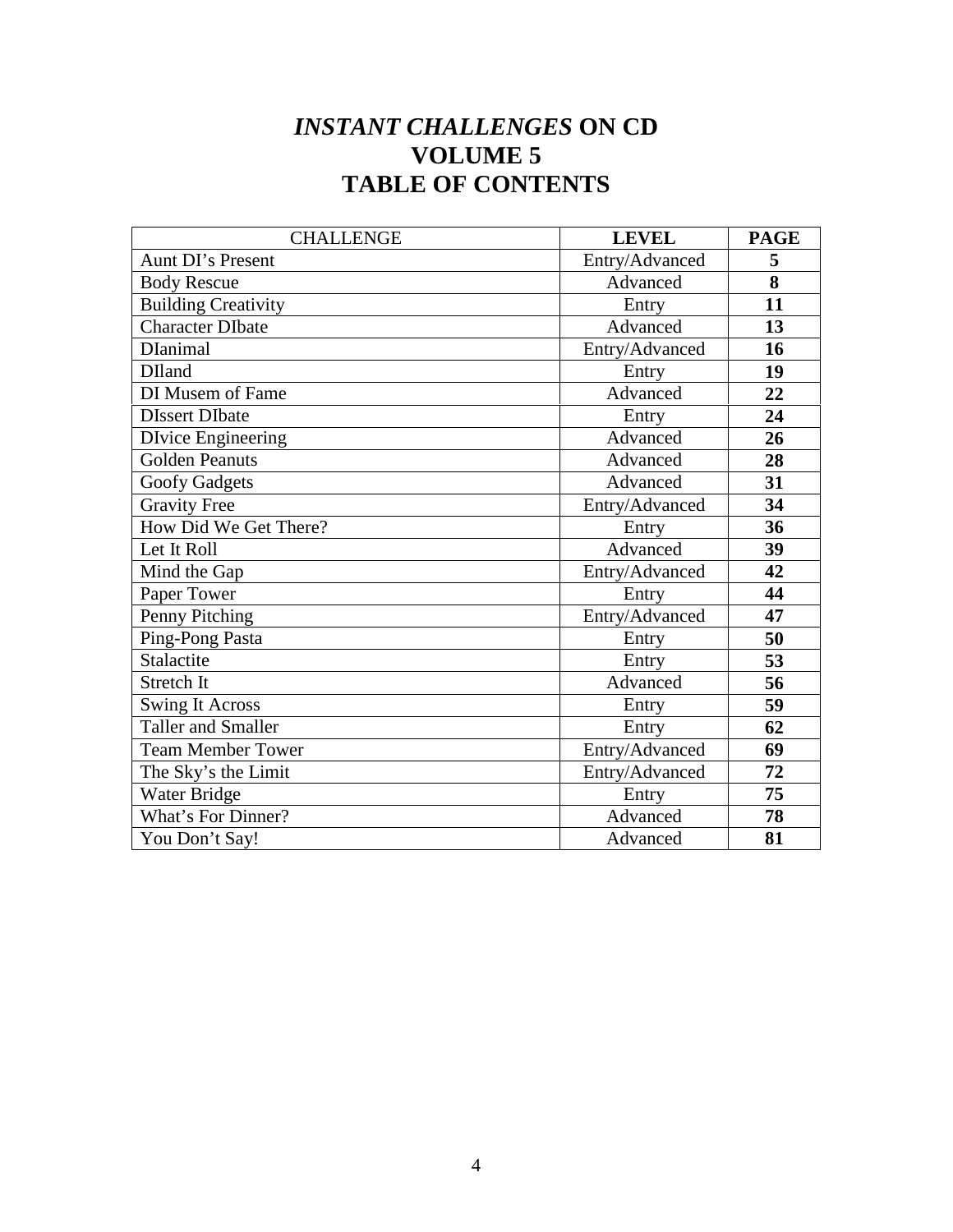# *INSTANT CHALLENGES* ON CD
# VOLUME 5
# TABLE OF CONTENTS

| CHALLENGE | **LEVEL** | **PAGE** |
|---|---|---|
| Aunt DI's Present | Entry/Advanced | **5** |
| Body Rescue | Advanced | **8** |
| Building Creativity | Entry | **11** |
| Character DIbate | Advanced | **13** |
| DIanimal | Entry/Advanced | **16** |
| DIland | Entry | **19** |
| DI Musem of Fame | Advanced | **22** |
| DIssert DIbate | Entry | **24** |
| DIvice Engineering | Advanced | **26** |
| Golden Peanuts | Advanced | **28** |
| Goofy Gadgets | Advanced | **31** |
| Gravity Free | Entry/Advanced | **34** |
| How Did We Get There? | Entry | **36** |
| Let It Roll | Advanced | **39** |
| Mind the Gap | Entry/Advanced | **42** |
| Paper Tower | Entry | **44** |
| Penny Pitching | Entry/Advanced | **47** |
| Ping-Pong Pasta | Entry | **50** |
| Stalactite | Entry | **53** |
| Stretch It | Advanced | **56** |
| Swing It Across | Entry | **59** |
| Taller and Smaller | Entry | **62** |
| Team Member Tower | Entry/Advanced | **69** |
| The Sky's the Limit | Entry/Advanced | **72** |
| Water Bridge | Entry | **75** |
| What's For Dinner? | Advanced | **78** |
| You Don't Say! | Advanced | **81** |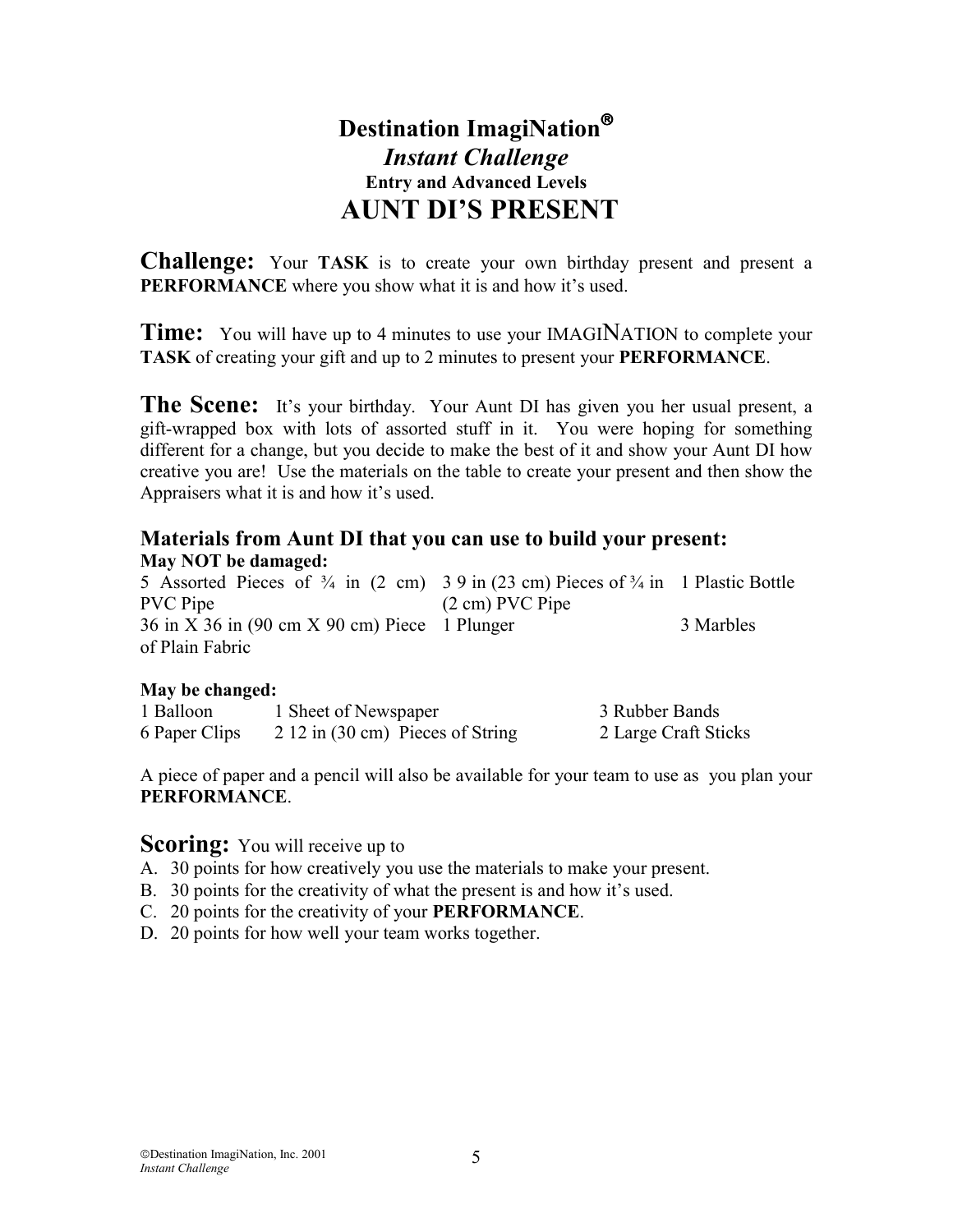# Destination ImagiNation®

## *Instant Challenge*

### Entry and Advanced Levels

# AUNT DI'S PRESENT

**Challenge:** Your **TASK** is to create your own birthday present and present a **PERFORMANCE** where you show what it is and how it's used.

**Time:** You will have up to 4 minutes to use your IMAGINATION to complete your **TASK** of creating your gift and up to 2 minutes to present your **PERFORMANCE**.

**The Scene:** It's your birthday. Your Aunt DI has given you her usual present, a gift-wrapped box with lots of assorted stuff in it. You were hoping for something different for a change, but you decide to make the best of it and show your Aunt DI how creative you are! Use the materials on the table to create your present and then show the Appraisers what it is and how it's used.

### Materials from Aunt DI that you can use to build your present:

**May NOT be damaged:**

| | | |
|---|---|---|
| 5 Assorted Pieces of ¾ in (2 cm) PVC Pipe | 3 9 in (23 cm) Pieces of ¾ in (2 cm) PVC Pipe | 1 Plastic Bottle |
| 36 in X 36 in (90 cm X 90 cm) Piece of Plain Fabric | 1 Plunger | 3 Marbles |

**May be changed:**

| | | |
|---|---|---|
| 1 Balloon | 1 Sheet of Newspaper | 3 Rubber Bands |
| 6 Paper Clips | 2 12 in (30 cm) Pieces of String | 2 Large Craft Sticks |

A piece of paper and a pencil will also be available for your team to use as you plan your **PERFORMANCE**.

**Scoring:** You will receive up to

A. 30 points for how creatively you use the materials to make your present.
B. 30 points for the creativity of what the present is and how it's used.
C. 20 points for the creativity of your **PERFORMANCE**.
D. 20 points for how well your team works together.

©Destination ImagiNation, Inc. 2001
*Instant Challenge*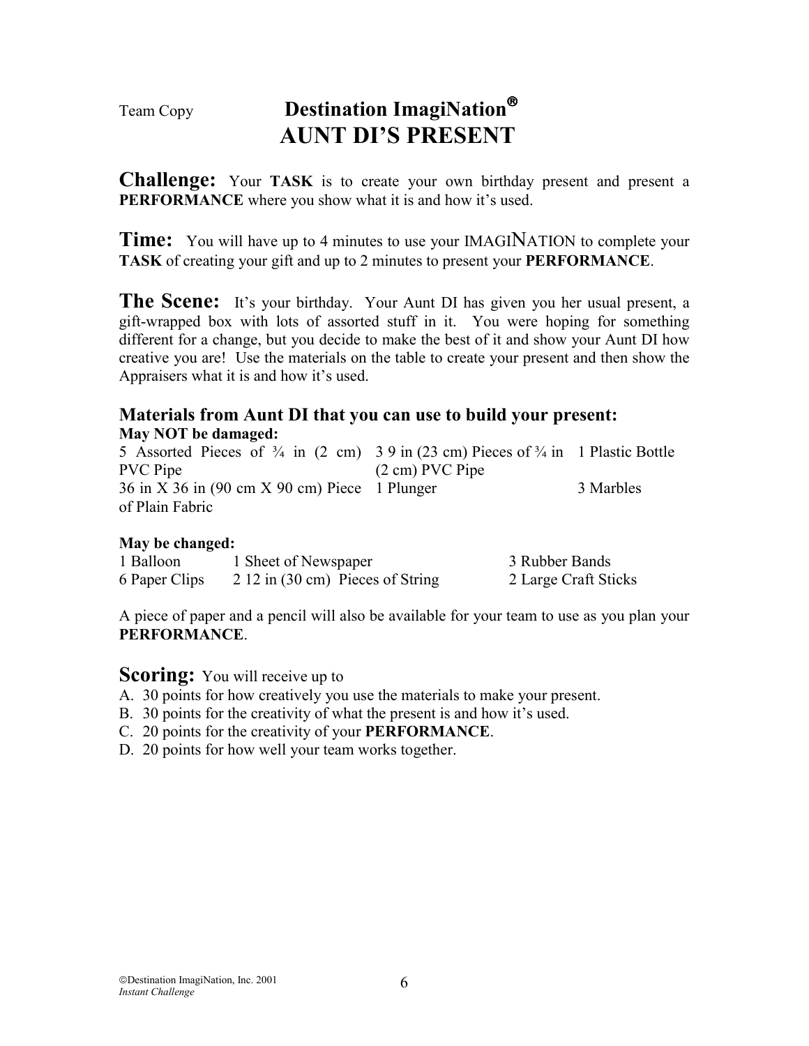Team Copy

# Destination ImagiNation®
# AUNT DI'S PRESENT

**Challenge:** Your **TASK** is to create your own birthday present and present a **PERFORMANCE** where you show what it is and how it's used.

**Time:** You will have up to 4 minutes to use your IMAGINATION to complete your **TASK** of creating your gift and up to 2 minutes to present your **PERFORMANCE**.

**The Scene:** It's your birthday. Your Aunt DI has given you her usual present, a gift-wrapped box with lots of assorted stuff in it. You were hoping for something different for a change, but you decide to make the best of it and show your Aunt DI how creative you are! Use the materials on the table to create your present and then show the Appraisers what it is and how it's used.

### Materials from Aunt DI that you can use to build your present:

**May NOT be damaged:**

| | | |
|---|---|---|
| 5 Assorted Pieces of ¾ in (2 cm) PVC Pipe | 3 9 in (23 cm) Pieces of ¾ in (2 cm) PVC Pipe | 1 Plastic Bottle |
| 36 in X 36 in (90 cm X 90 cm) Piece of Plain Fabric | 1 Plunger | 3 Marbles |

**May be changed:**

| | | |
|---|---|---|
| 1 Balloon | 1 Sheet of Newspaper | 3 Rubber Bands |
| 6 Paper Clips | 2 12 in (30 cm) Pieces of String | 2 Large Craft Sticks |

A piece of paper and a pencil will also be available for your team to use as you plan your **PERFORMANCE**.

**Scoring:** You will receive up to

A. 30 points for how creatively you use the materials to make your present.
B. 30 points for the creativity of what the present is and how it's used.
C. 20 points for the creativity of your **PERFORMANCE**.
D. 20 points for how well your team works together.

©Destination ImagiNation, Inc. 2001
*Instant Challenge*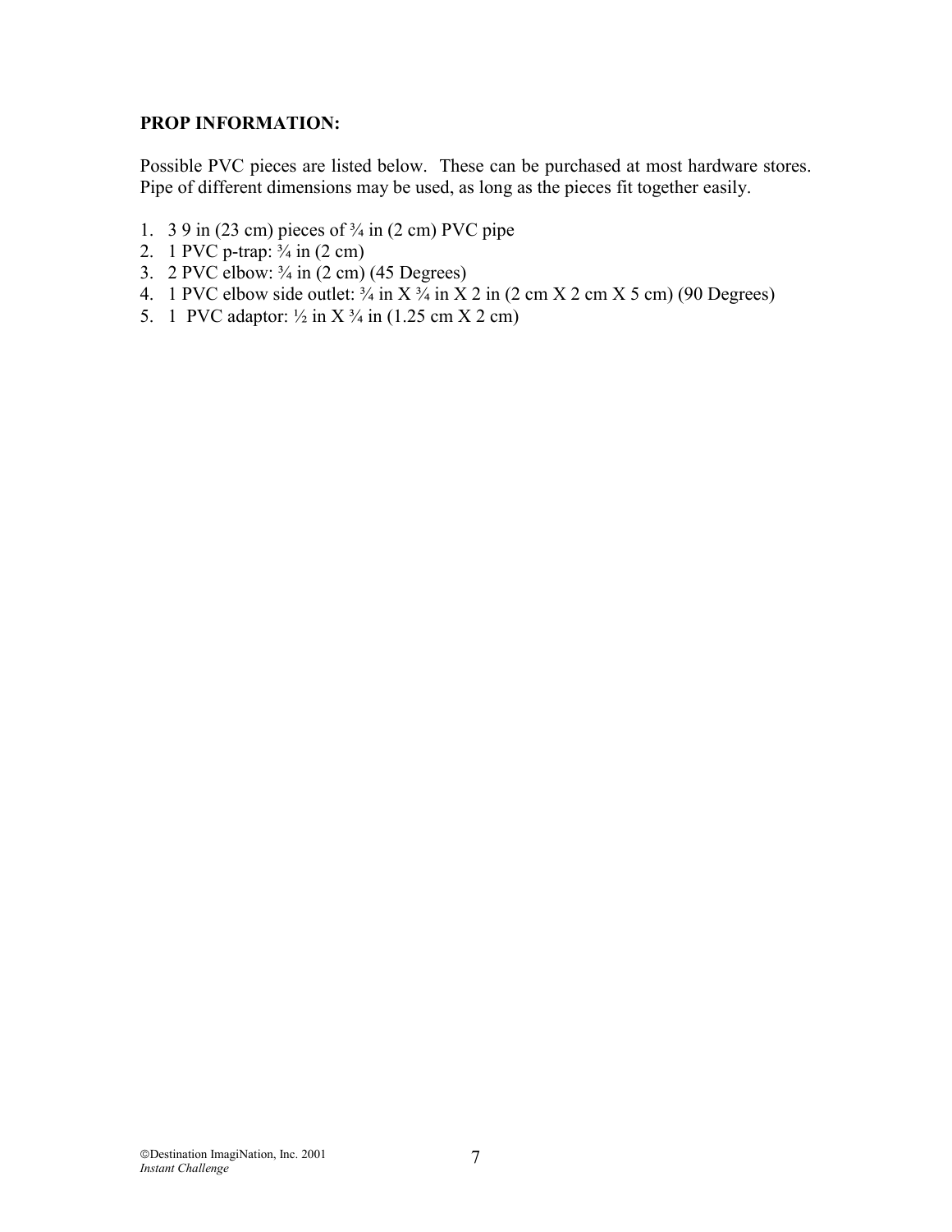**PROP INFORMATION:**

Possible PVC pieces are listed below. These can be purchased at most hardware stores. Pipe of different dimensions may be used, as long as the pieces fit together easily.

1. 3 9 in (23 cm) pieces of ¾ in (2 cm) PVC pipe
2. 1 PVC p-trap: ¾ in (2 cm)
3. 2 PVC elbow: ¾ in (2 cm) (45 Degrees)
4. 1 PVC elbow side outlet: ¾ in X ¾ in X 2 in (2 cm X 2 cm X 5 cm) (90 Degrees)
5. 1 PVC adaptor: ½ in X ¾ in (1.25 cm X 2 cm)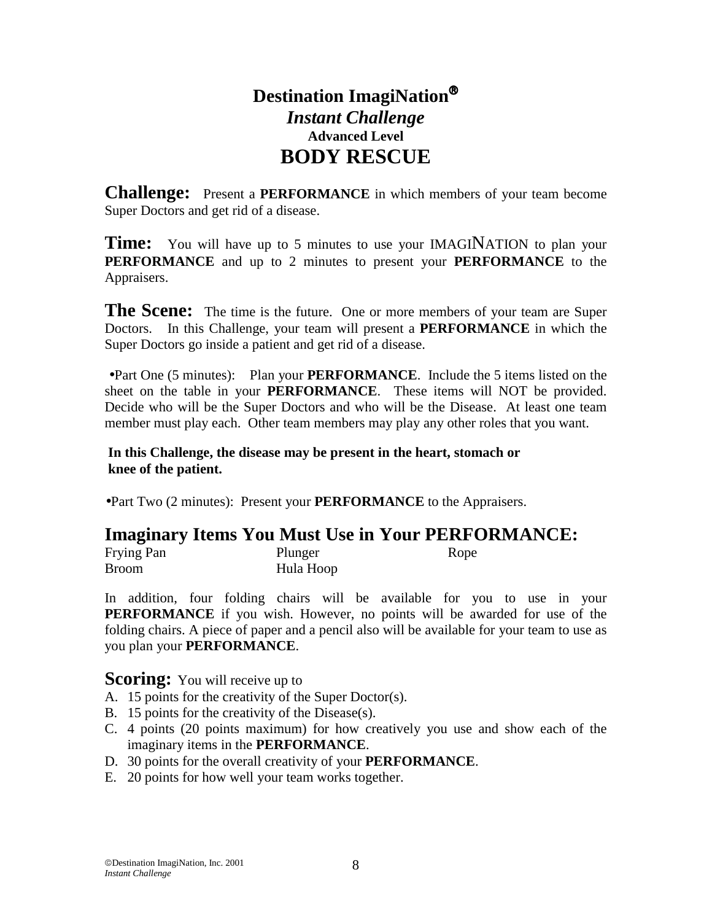# Destination ImagiNation®

## *Instant Challenge*

### Advanced Level

# BODY RESCUE

**Challenge:** Present a **PERFORMANCE** in which members of your team become Super Doctors and get rid of a disease.

**Time:** You will have up to 5 minutes to use your IMAGINATION to plan your **PERFORMANCE** and up to 2 minutes to present your **PERFORMANCE** to the Appraisers.

**The Scene:** The time is the future. One or more members of your team are Super Doctors. In this Challenge, your team will present a **PERFORMANCE** in which the Super Doctors go inside a patient and get rid of a disease.

- Part One (5 minutes): Plan your **PERFORMANCE**. Include the 5 items listed on the sheet on the table in your **PERFORMANCE**. These items will NOT be provided. Decide who will be the Super Doctors and who will be the Disease. At least one team member must play each. Other team members may play any other roles that you want.

**In this Challenge, the disease may be present in the heart, stomach or knee of the patient.**

- Part Two (2 minutes): Present your **PERFORMANCE** to the Appraisers.

## Imaginary Items You Must Use in Your PERFORMANCE:

Frying Pan, Plunger, Rope, Broom, Hula Hoop

In addition, four folding chairs will be available for you to use in your **PERFORMANCE** if you wish. However, no points will be awarded for use of the folding chairs. A piece of paper and a pencil also will be available for your team to use as you plan your **PERFORMANCE**.

**Scoring:** You will receive up to

A. 15 points for the creativity of the Super Doctor(s).
B. 15 points for the creativity of the Disease(s).
C. 4 points (20 points maximum) for how creatively you use and show each of the imaginary items in the **PERFORMANCE**.
D. 30 points for the overall creativity of your **PERFORMANCE**.
E. 20 points for how well your team works together.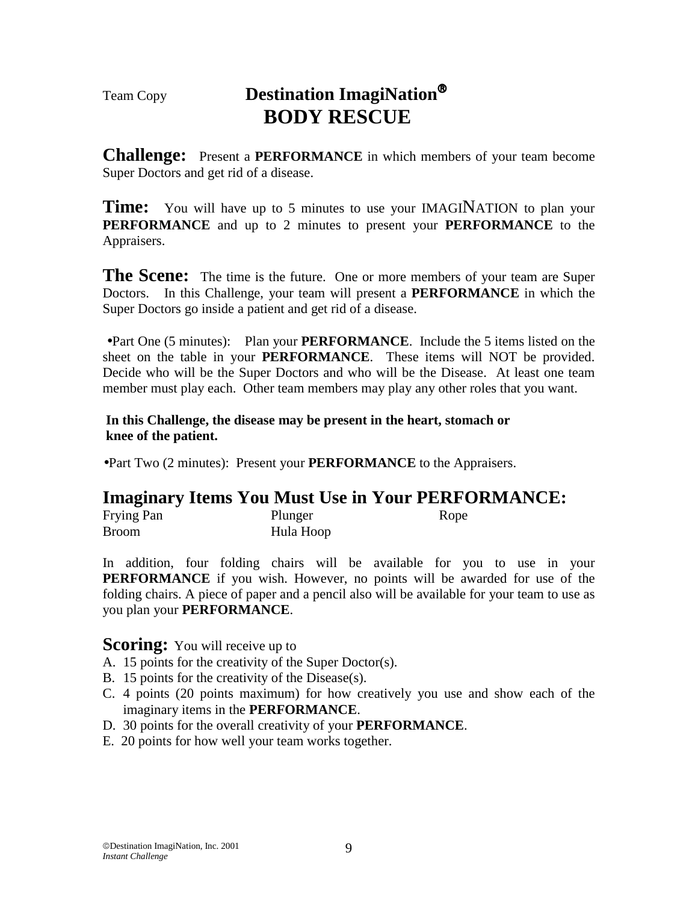Team Copy

# Destination ImagiNation®
# BODY RESCUE

**Challenge:** Present a **PERFORMANCE** in which members of your team become Super Doctors and get rid of a disease.

**Time:** You will have up to 5 minutes to use your IMAGINATION to plan your **PERFORMANCE** and up to 2 minutes to present your **PERFORMANCE** to the Appraisers.

**The Scene:** The time is the future. One or more members of your team are Super Doctors. In this Challenge, your team will present a **PERFORMANCE** in which the Super Doctors go inside a patient and get rid of a disease.

- Part One (5 minutes): Plan your **PERFORMANCE**. Include the 5 items listed on the sheet on the table in your **PERFORMANCE**. These items will NOT be provided. Decide who will be the Super Doctors and who will be the Disease. At least one team member must play each. Other team members may play any other roles that you want.

**In this Challenge, the disease may be present in the heart, stomach or knee of the patient.**

- Part Two (2 minutes): Present your **PERFORMANCE** to the Appraisers.

## Imaginary Items You Must Use in Your PERFORMANCE:

| | | |
|---|---|---|
| Frying Pan | Plunger | Rope |
| Broom | Hula Hoop | |

In addition, four folding chairs will be available for you to use in your **PERFORMANCE** if you wish. However, no points will be awarded for use of the folding chairs. A piece of paper and a pencil also will be available for your team to use as you plan your **PERFORMANCE**.

**Scoring:** You will receive up to

A. 15 points for the creativity of the Super Doctor(s).
B. 15 points for the creativity of the Disease(s).
C. 4 points (20 points maximum) for how creatively you use and show each of the imaginary items in the **PERFORMANCE**.
D. 30 points for the overall creativity of your **PERFORMANCE**.
E. 20 points for how well your team works together.

©Destination ImagiNation, Inc. 2001
*Instant Challenge*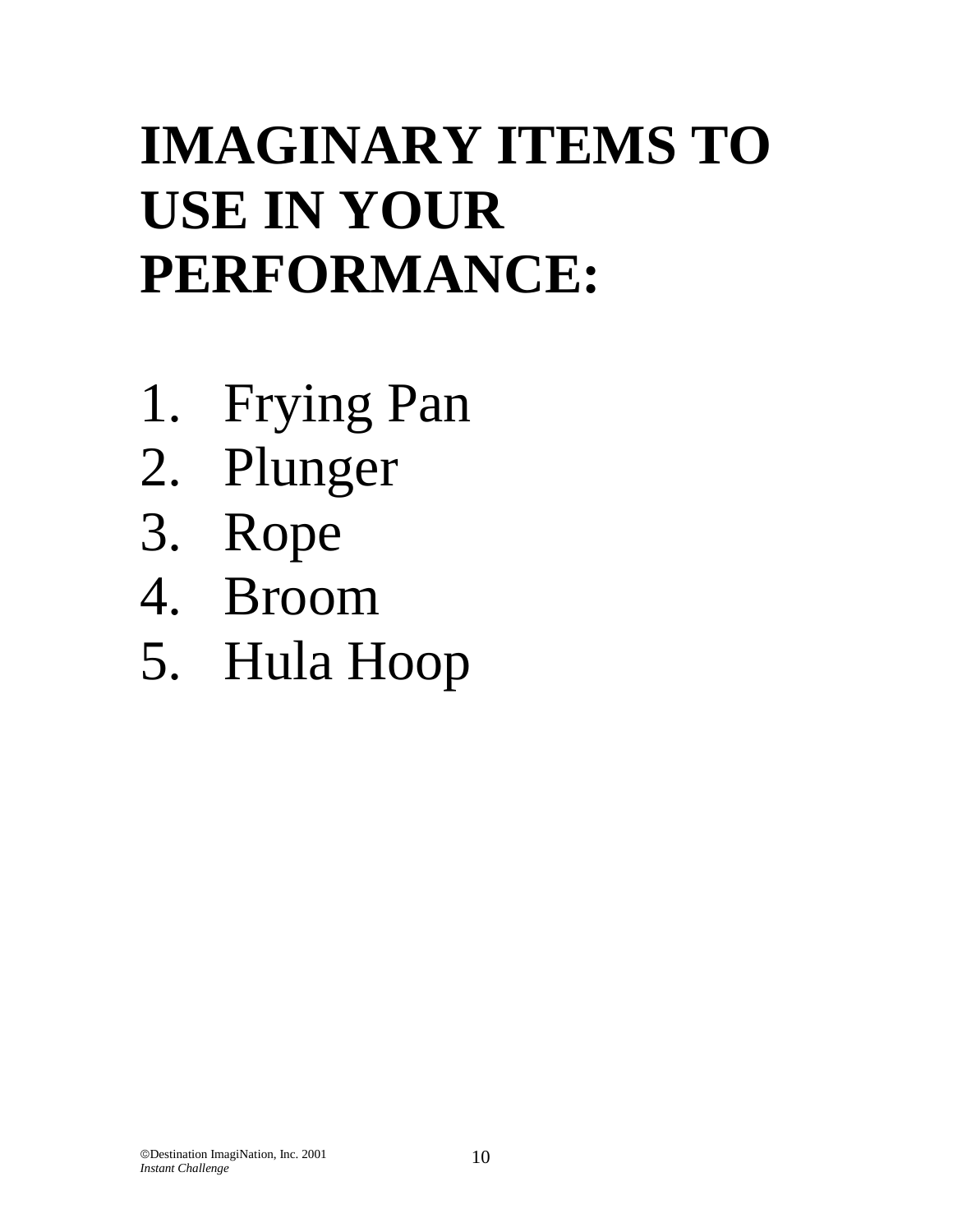# IMAGINARY ITEMS TO USE IN YOUR PERFORMANCE:

1. Frying Pan
2. Plunger
3. Rope
4. Broom
5. Hula Hoop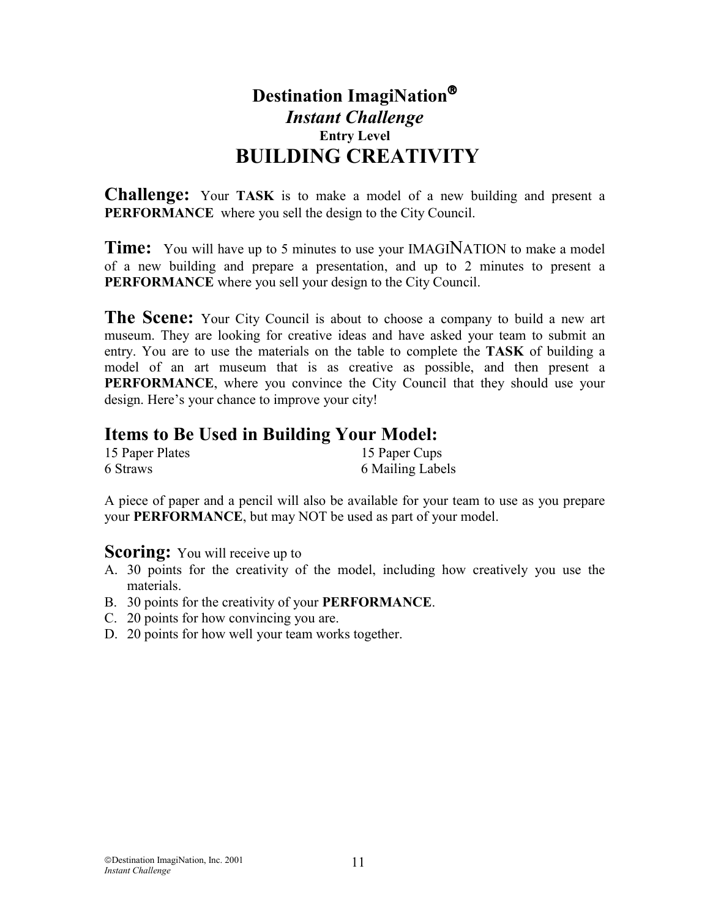# Destination ImagiNation®

## *Instant Challenge*

**Entry Level**

# BUILDING CREATIVITY

**Challenge:** Your **TASK** is to make a model of a new building and present a **PERFORMANCE** where you sell the design to the City Council.

**Time:** You will have up to 5 minutes to use your IMAGINATION to make a model of a new building and prepare a presentation, and up to 2 minutes to present a **PERFORMANCE** where you sell your design to the City Council.

**The Scene:** Your City Council is about to choose a company to build a new art museum. They are looking for creative ideas and have asked your team to submit an entry. You are to use the materials on the table to complete the **TASK** of building a model of an art museum that is as creative as possible, and then present a **PERFORMANCE**, where you convince the City Council that they should use your design. Here's your chance to improve your city!

## Items to Be Used in Building Your Model:

- 15 Paper Plates
- 15 Paper Cups
- 6 Straws
- 6 Mailing Labels

A piece of paper and a pencil will also be available for your team to use as you prepare your **PERFORMANCE**, but may NOT be used as part of your model.

**Scoring:** You will receive up to

A. 30 points for the creativity of the model, including how creatively you use the materials.
B. 30 points for the creativity of your **PERFORMANCE**.
C. 20 points for how convincing you are.
D. 20 points for how well your team works together.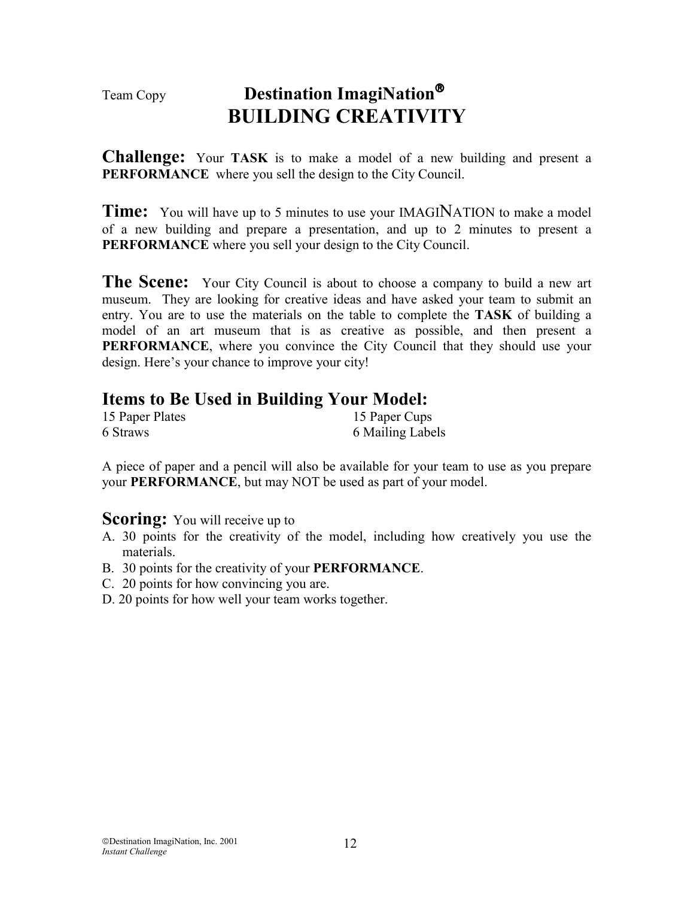Team Copy

# Destination ImagiNation®
# BUILDING CREATIVITY

**Challenge:** Your **TASK** is to make a model of a new building and present a **PERFORMANCE** where you sell the design to the City Council.

**Time:** You will have up to 5 minutes to use your IMAGINATION to make a model of a new building and prepare a presentation, and up to 2 minutes to present a **PERFORMANCE** where you sell your design to the City Council.

**The Scene:** Your City Council is about to choose a company to build a new art museum. They are looking for creative ideas and have asked your team to submit an entry. You are to use the materials on the table to complete the **TASK** of building a model of an art museum that is as creative as possible, and then present a **PERFORMANCE**, where you convince the City Council that they should use your design. Here's your chance to improve your city!

## Items to Be Used in Building Your Model:

15 Paper Plates
15 Paper Cups
6 Straws
6 Mailing Labels

A piece of paper and a pencil will also be available for your team to use as you prepare your **PERFORMANCE**, but may NOT be used as part of your model.

**Scoring:** You will receive up to

A. 30 points for the creativity of the model, including how creatively you use the materials.
B. 30 points for the creativity of your **PERFORMANCE**.
C. 20 points for how convincing you are.
D. 20 points for how well your team works together.

©Destination ImagiNation, Inc. 2001
*Instant Challenge*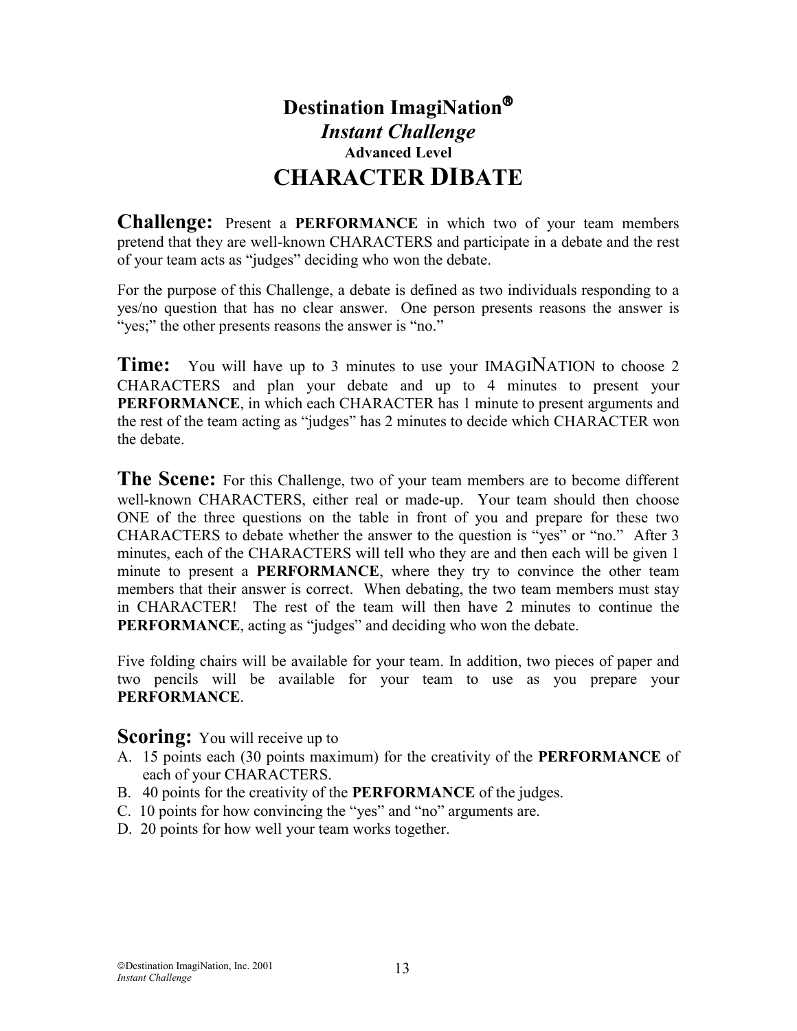# Destination ImagiNation®

## *Instant Challenge*

### Advanced Level

# CHARACTER DIBATE

**Challenge:** Present a **PERFORMANCE** in which two of your team members pretend that they are well-known CHARACTERS and participate in a debate and the rest of your team acts as "judges" deciding who won the debate.

For the purpose of this Challenge, a debate is defined as two individuals responding to a yes/no question that has no clear answer. One person presents reasons the answer is "yes;" the other presents reasons the answer is "no."

**Time:** You will have up to 3 minutes to use your IMAGINATION to choose 2 CHARACTERS and plan your debate and up to 4 minutes to present your **PERFORMANCE**, in which each CHARACTER has 1 minute to present arguments and the rest of the team acting as "judges" has 2 minutes to decide which CHARACTER won the debate.

**The Scene:** For this Challenge, two of your team members are to become different well-known CHARACTERS, either real or made-up. Your team should then choose ONE of the three questions on the table in front of you and prepare for these two CHARACTERS to debate whether the answer to the question is "yes" or "no." After 3 minutes, each of the CHARACTERS will tell who they are and then each will be given 1 minute to present a **PERFORMANCE**, where they try to convince the other team members that their answer is correct. When debating, the two team members must stay in CHARACTER! The rest of the team will then have 2 minutes to continue the **PERFORMANCE**, acting as "judges" and deciding who won the debate.

Five folding chairs will be available for your team. In addition, two pieces of paper and two pencils will be available for your team to use as you prepare your **PERFORMANCE**.

**Scoring:** You will receive up to

A. 15 points each (30 points maximum) for the creativity of the **PERFORMANCE** of each of your CHARACTERS.
B. 40 points for the creativity of the **PERFORMANCE** of the judges.
C. 10 points for how convincing the "yes" and "no" arguments are.
D. 20 points for how well your team works together.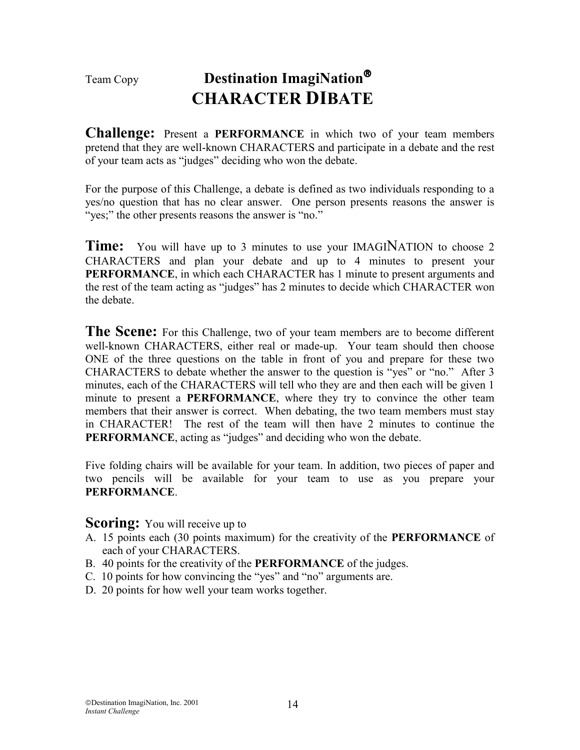Team Copy

# Destination ImagiNation®

# CHARACTER DIBATE

**Challenge:** Present a **PERFORMANCE** in which two of your team members pretend that they are well-known CHARACTERS and participate in a debate and the rest of your team acts as "judges" deciding who won the debate.

For the purpose of this Challenge, a debate is defined as two individuals responding to a yes/no question that has no clear answer. One person presents reasons the answer is "yes;" the other presents reasons the answer is "no."

**Time:** You will have up to 3 minutes to use your IMAGINATION to choose 2 CHARACTERS and plan your debate and up to 4 minutes to present your **PERFORMANCE**, in which each CHARACTER has 1 minute to present arguments and the rest of the team acting as "judges" has 2 minutes to decide which CHARACTER won the debate.

**The Scene:** For this Challenge, two of your team members are to become different well-known CHARACTERS, either real or made-up. Your team should then choose ONE of the three questions on the table in front of you and prepare for these two CHARACTERS to debate whether the answer to the question is "yes" or "no." After 3 minutes, each of the CHARACTERS will tell who they are and then each will be given 1 minute to present a **PERFORMANCE**, where they try to convince the other team members that their answer is correct. When debating, the two team members must stay in CHARACTER! The rest of the team will then have 2 minutes to continue the **PERFORMANCE**, acting as "judges" and deciding who won the debate.

Five folding chairs will be available for your team. In addition, two pieces of paper and two pencils will be available for your team to use as you prepare your **PERFORMANCE**.

**Scoring:** You will receive up to

A. 15 points each (30 points maximum) for the creativity of the **PERFORMANCE** of each of your CHARACTERS.
B. 40 points for the creativity of the **PERFORMANCE** of the judges.
C. 10 points for how convincing the "yes" and "no" arguments are.
D. 20 points for how well your team works together.

©Destination ImagiNation, Inc. 2001
*Instant Challenge*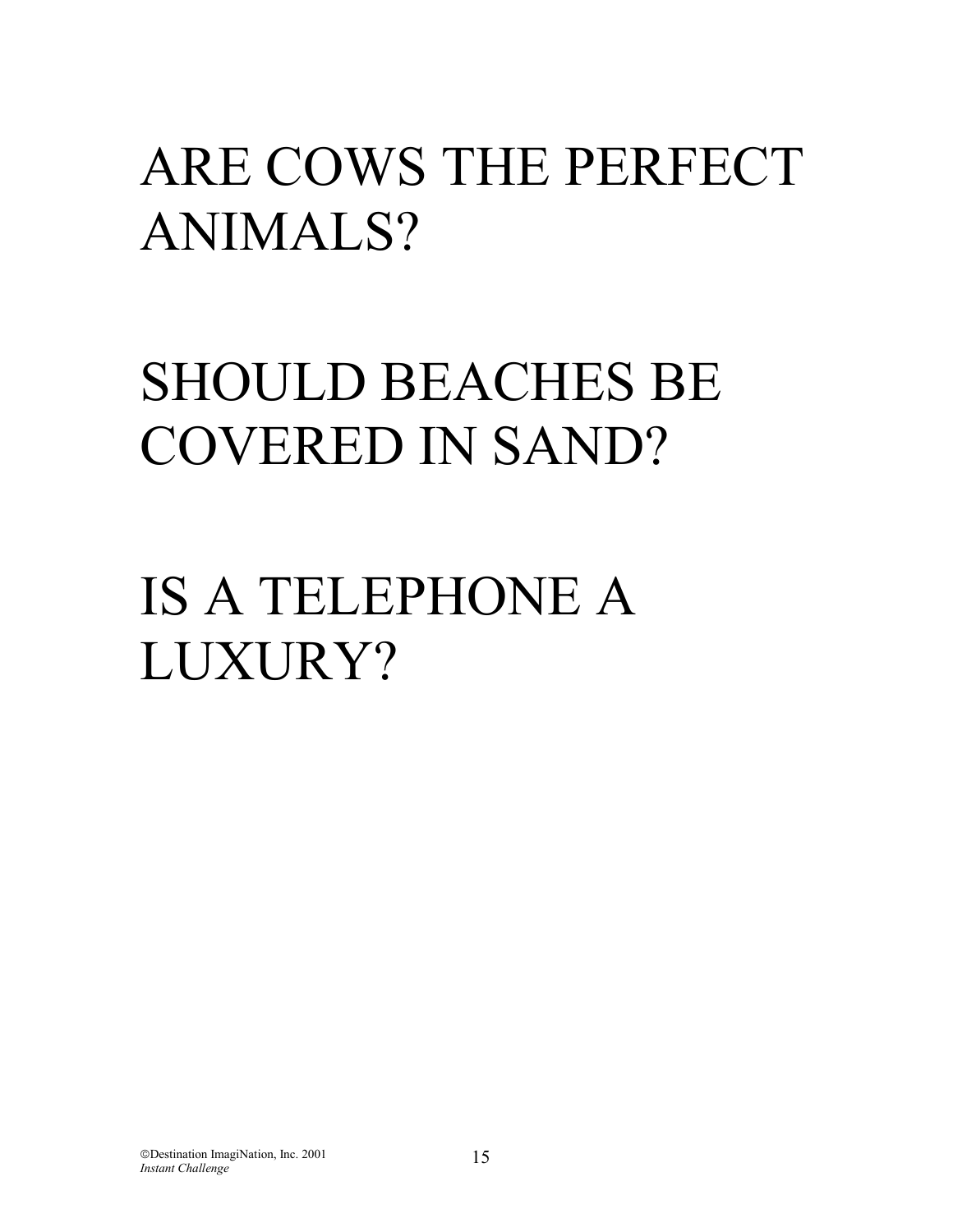ARE COWS THE PERFECT ANIMALS?

SHOULD BEACHES BE COVERED IN SAND?

IS A TELEPHONE A LUXURY?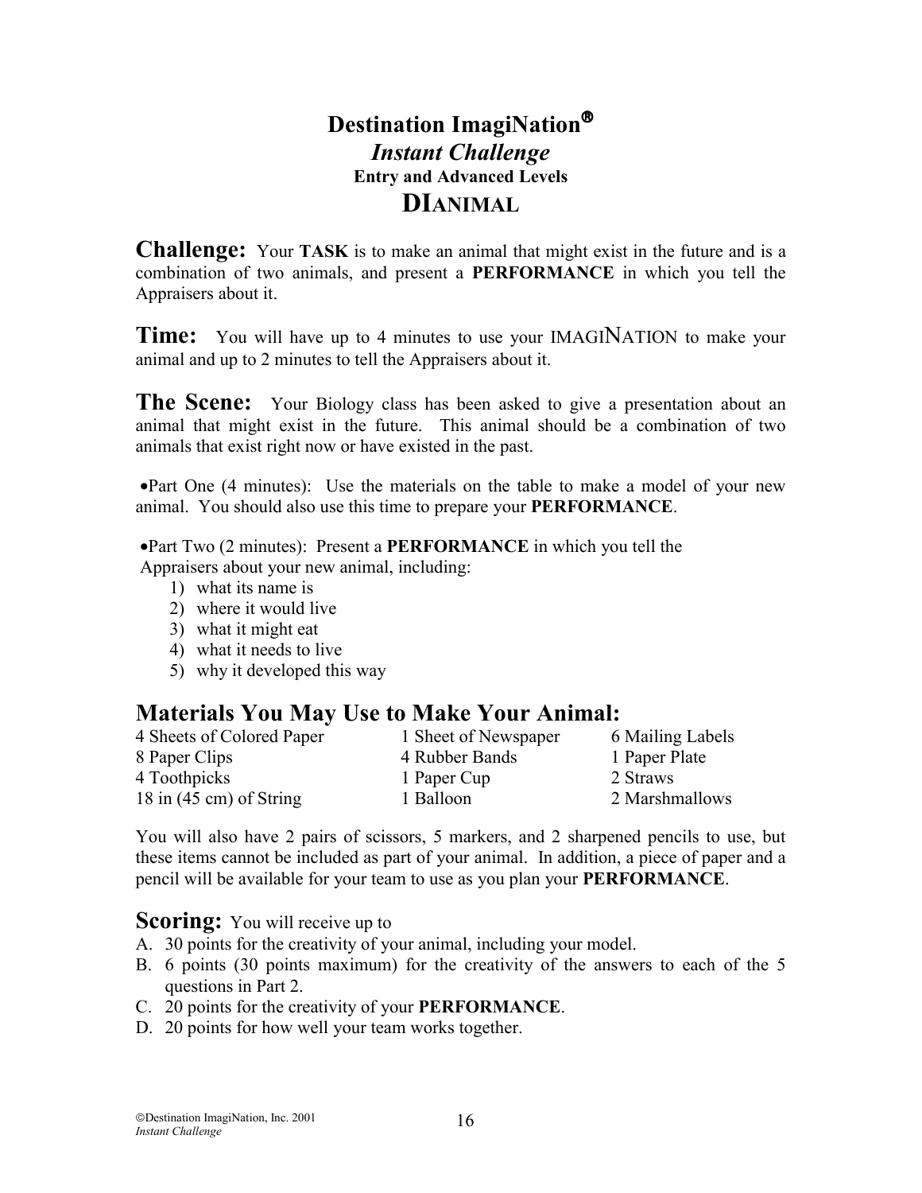# Destination ImagiNation®

## *Instant Challenge*

### Entry and Advanced Levels

## DIANIMAL

**Challenge:** Your **TASK** is to make an animal that might exist in the future and is a combination of two animals, and present a **PERFORMANCE** in which you tell the Appraisers about it.

**Time:** You will have up to 4 minutes to use your IMAGINATION to make your animal and up to 2 minutes to tell the Appraisers about it.

**The Scene:** Your Biology class has been asked to give a presentation about an animal that might exist in the future. This animal should be a combination of two animals that exist right now or have existed in the past.

- Part One (4 minutes): Use the materials on the table to make a model of your new animal. You should also use this time to prepare your **PERFORMANCE**.

- Part Two (2 minutes): Present a **PERFORMANCE** in which you tell the Appraisers about your new animal, including:
  1) what its name is
  2) where it would live
  3) what it might eat
  4) what it needs to live
  5) why it developed this way

## Materials You May Use to Make Your Animal:

| | | |
|---|---|---|
| 4 Sheets of Colored Paper | 1 Sheet of Newspaper | 6 Mailing Labels |
| 8 Paper Clips | 4 Rubber Bands | 1 Paper Plate |
| 4 Toothpicks | 1 Paper Cup | 2 Straws |
| 18 in (45 cm) of String | 1 Balloon | 2 Marshmallows |

You will also have 2 pairs of scissors, 5 markers, and 2 sharpened pencils to use, but these items cannot be included as part of your animal. In addition, a piece of paper and a pencil will be available for your team to use as you plan your **PERFORMANCE**.

**Scoring:** You will receive up to

A. 30 points for the creativity of your animal, including your model.
B. 6 points (30 points maximum) for the creativity of the answers to each of the 5 questions in Part 2.
C. 20 points for the creativity of your **PERFORMANCE**.
D. 20 points for how well your team works together.

©Destination ImagiNation, Inc. 2001
*Instant Challenge*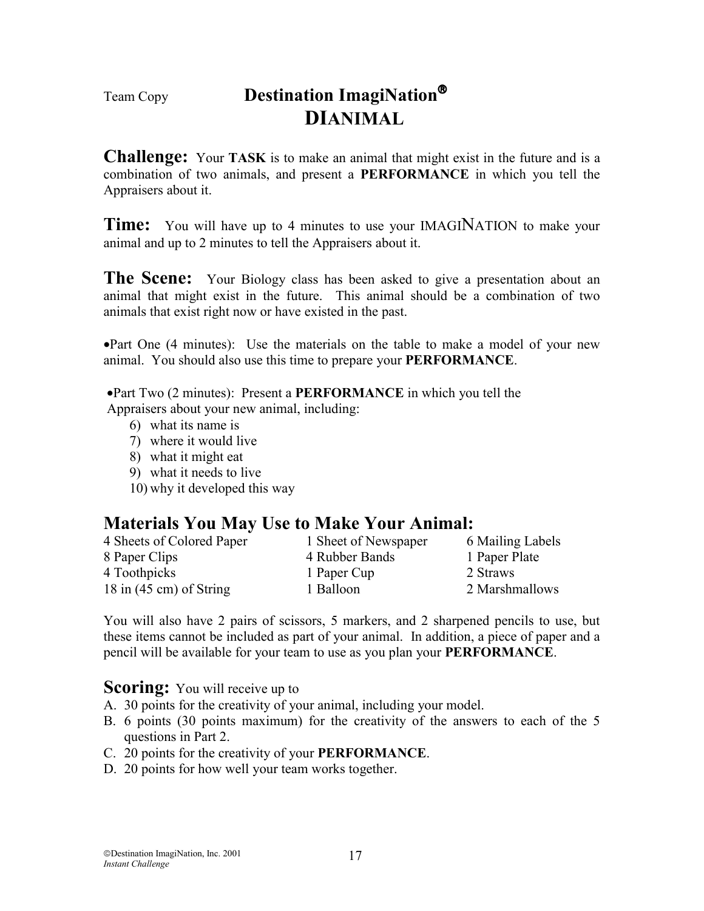Team Copy

# Destination ImagiNation®
## DIANIMAL

**Challenge:** Your **TASK** is to make an animal that might exist in the future and is a combination of two animals, and present a **PERFORMANCE** in which you tell the Appraisers about it.

**Time:** You will have up to 4 minutes to use your IMAGINATION to make your animal and up to 2 minutes to tell the Appraisers about it.

**The Scene:** Your Biology class has been asked to give a presentation about an animal that might exist in the future. This animal should be a combination of two animals that exist right now or have existed in the past.

- Part One (4 minutes): Use the materials on the table to make a model of your new animal. You should also use this time to prepare your **PERFORMANCE**.

- Part Two (2 minutes): Present a **PERFORMANCE** in which you tell the Appraisers about your new animal, including:
  6) what its name is
  7) where it would live
  8) what it might eat
  9) what it needs to live
  10) why it developed this way

## Materials You May Use to Make Your Animal:

| | | |
|---|---|---|
| 4 Sheets of Colored Paper | 1 Sheet of Newspaper | 6 Mailing Labels |
| 8 Paper Clips | 4 Rubber Bands | 1 Paper Plate |
| 4 Toothpicks | 1 Paper Cup | 2 Straws |
| 18 in (45 cm) of String | 1 Balloon | 2 Marshmallows |

You will also have 2 pairs of scissors, 5 markers, and 2 sharpened pencils to use, but these items cannot be included as part of your animal. In addition, a piece of paper and a pencil will be available for your team to use as you plan your **PERFORMANCE**.

**Scoring:** You will receive up to

A. 30 points for the creativity of your animal, including your model.
B. 6 points (30 points maximum) for the creativity of the answers to each of the 5 questions in Part 2.
C. 20 points for the creativity of your **PERFORMANCE**.
D. 20 points for how well your team works together.

©Destination ImagiNation, Inc. 2001
*Instant Challenge*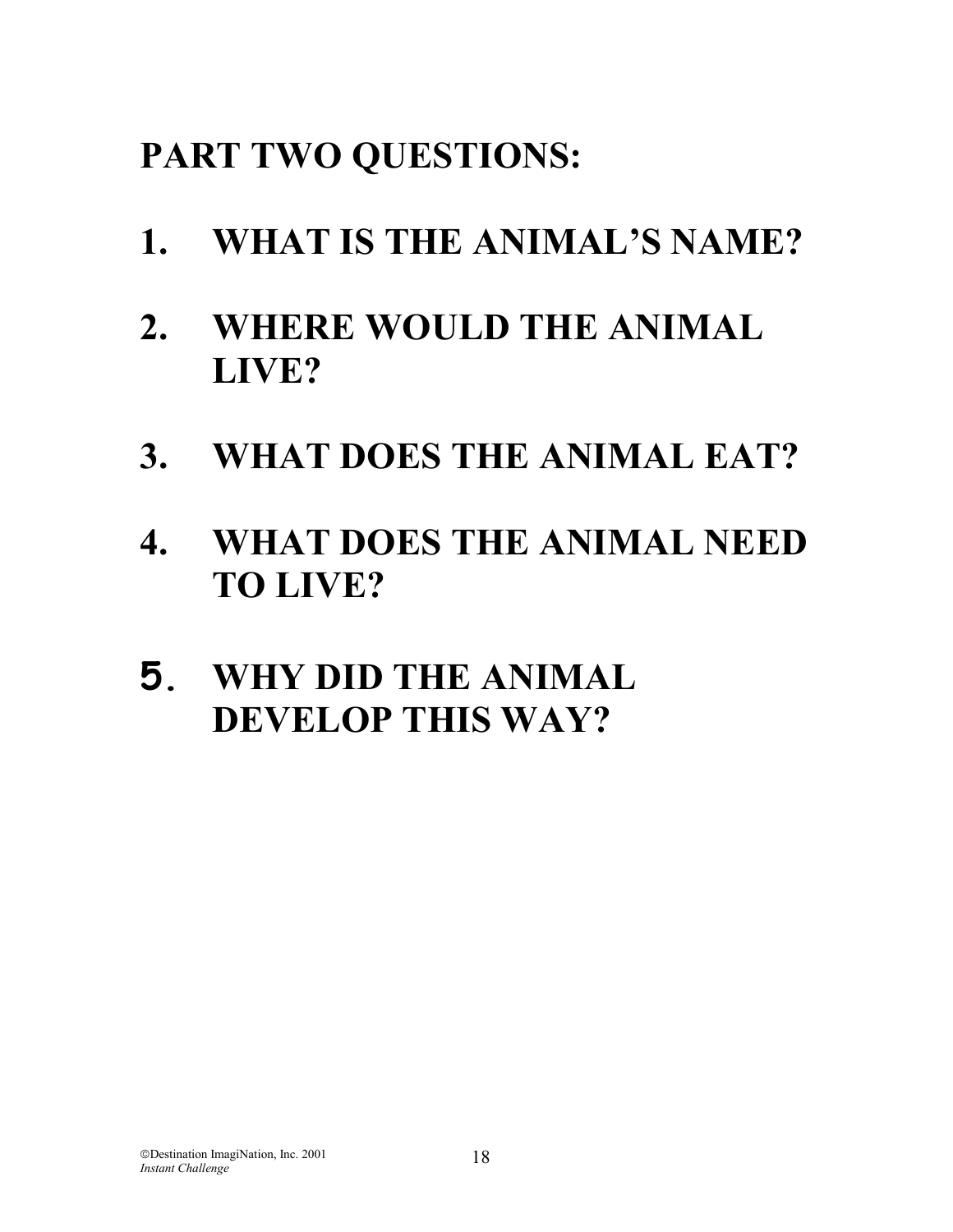# PART TWO QUESTIONS:

1. WHAT IS THE ANIMAL'S NAME?

2. WHERE WOULD THE ANIMAL LIVE?

3. WHAT DOES THE ANIMAL EAT?

4. WHAT DOES THE ANIMAL NEED TO LIVE?

5. WHY DID THE ANIMAL DEVELOP THIS WAY?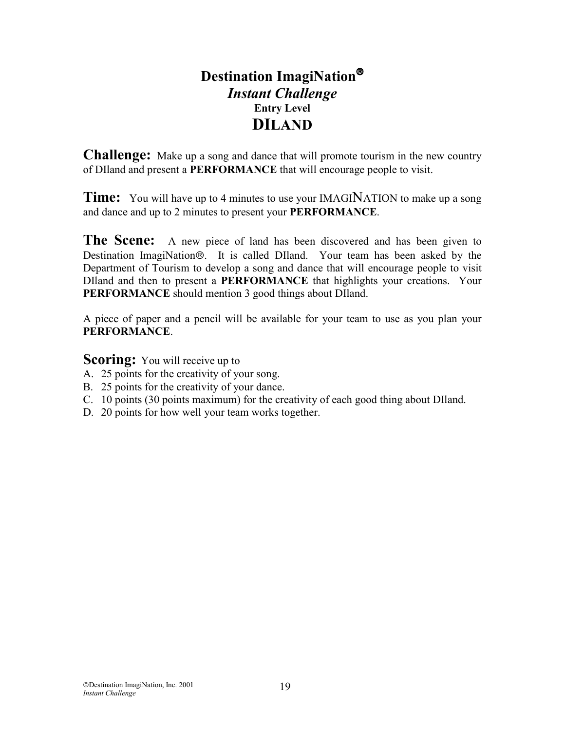# Destination ImagiNation®

## *Instant Challenge*

### Entry Level

## DILAND

**Challenge:** Make up a song and dance that will promote tourism in the new country of DIland and present a **PERFORMANCE** that will encourage people to visit.

**Time:** You will have up to 4 minutes to use your IMAGINATION to make up a song and dance and up to 2 minutes to present your **PERFORMANCE**.

**The Scene:** A new piece of land has been discovered and has been given to Destination ImagiNation®. It is called DIland. Your team has been asked by the Department of Tourism to develop a song and dance that will encourage people to visit DIland and then to present a **PERFORMANCE** that highlights your creations. Your **PERFORMANCE** should mention 3 good things about DIland.

A piece of paper and a pencil will be available for your team to use as you plan your **PERFORMANCE**.

**Scoring:** You will receive up to

A. 25 points for the creativity of your song.
B. 25 points for the creativity of your dance.
C. 10 points (30 points maximum) for the creativity of each good thing about DIland.
D. 20 points for how well your team works together.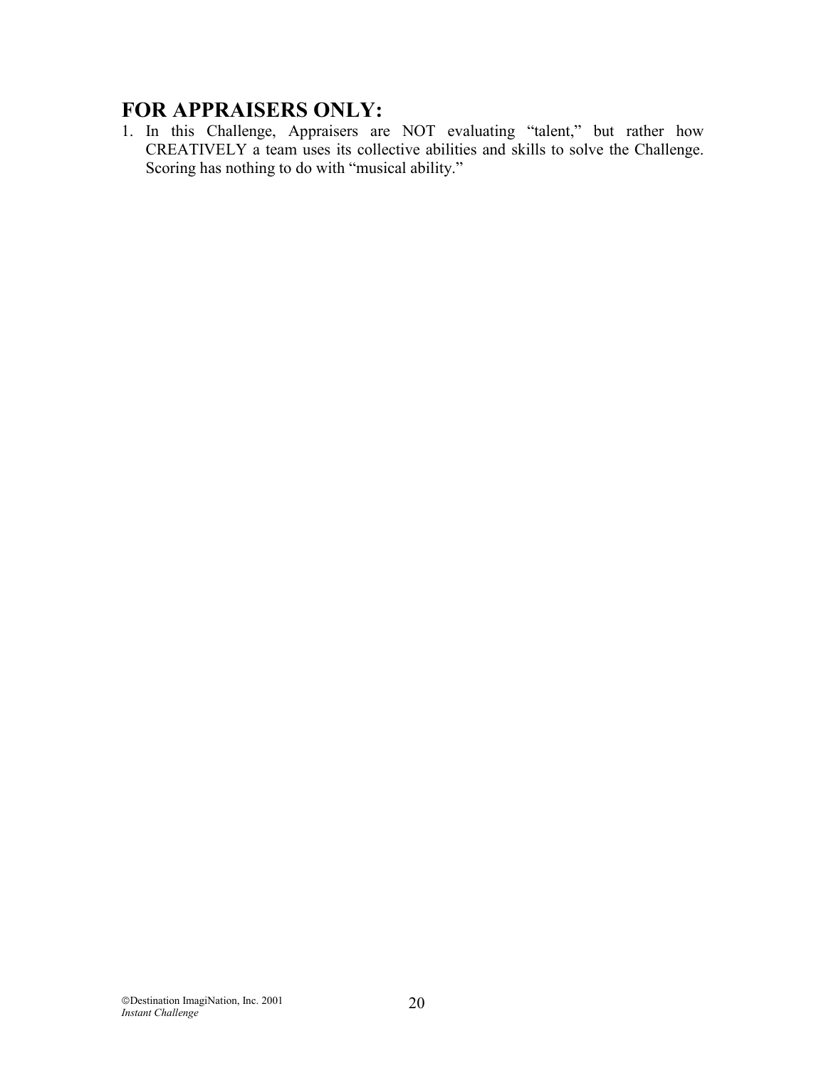## FOR APPRAISERS ONLY:

1. In this Challenge, Appraisers are NOT evaluating "talent," but rather how CREATIVELY a team uses its collective abilities and skills to solve the Challenge. Scoring has nothing to do with "musical ability."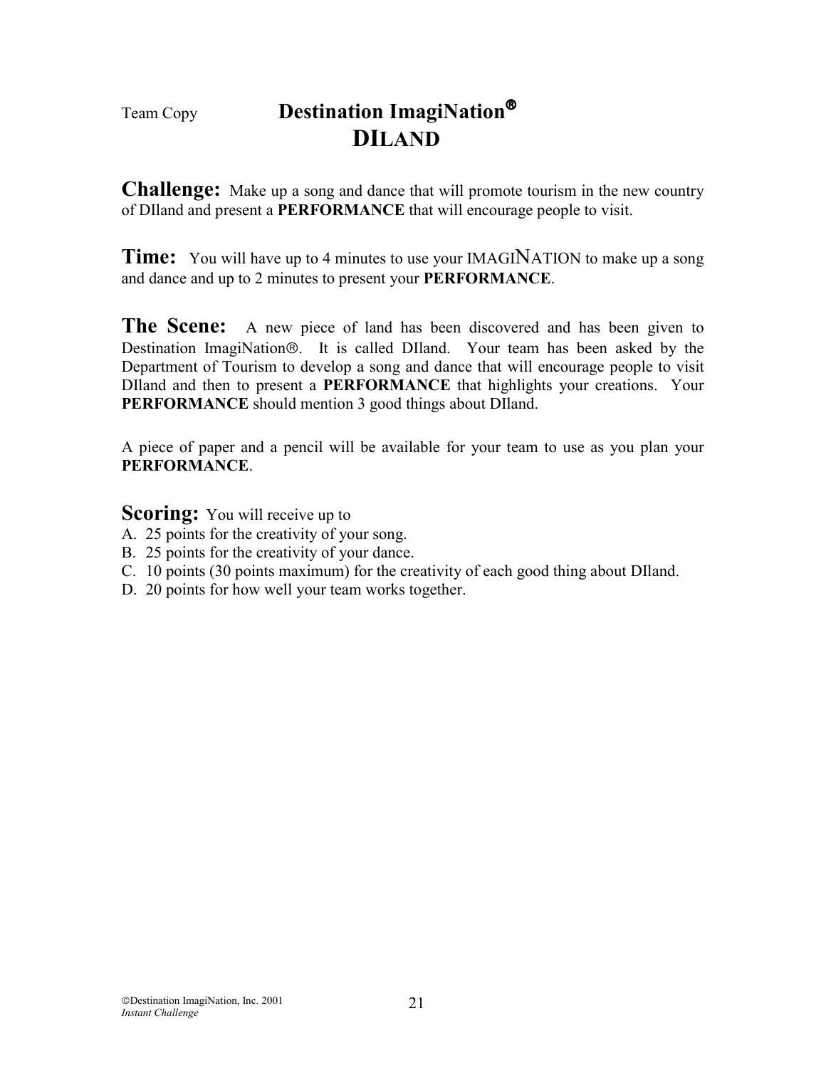Team Copy

# Destination ImagiNation®
## DILAND

**Challenge:** Make up a song and dance that will promote tourism in the new country of DIland and present a **PERFORMANCE** that will encourage people to visit.

**Time:** You will have up to 4 minutes to use your IMAGINATION to make up a song and dance and up to 2 minutes to present your **PERFORMANCE**.

**The Scene:** A new piece of land has been discovered and has been given to Destination ImagiNation®. It is called DIland. Your team has been asked by the Department of Tourism to develop a song and dance that will encourage people to visit DIland and then to present a **PERFORMANCE** that highlights your creations. Your **PERFORMANCE** should mention 3 good things about DIland.

A piece of paper and a pencil will be available for your team to use as you plan your **PERFORMANCE**.

**Scoring:** You will receive up to

A. 25 points for the creativity of your song.
B. 25 points for the creativity of your dance.
C. 10 points (30 points maximum) for the creativity of each good thing about DIland.
D. 20 points for how well your team works together.

©Destination ImagiNation, Inc. 2001
*Instant Challenge*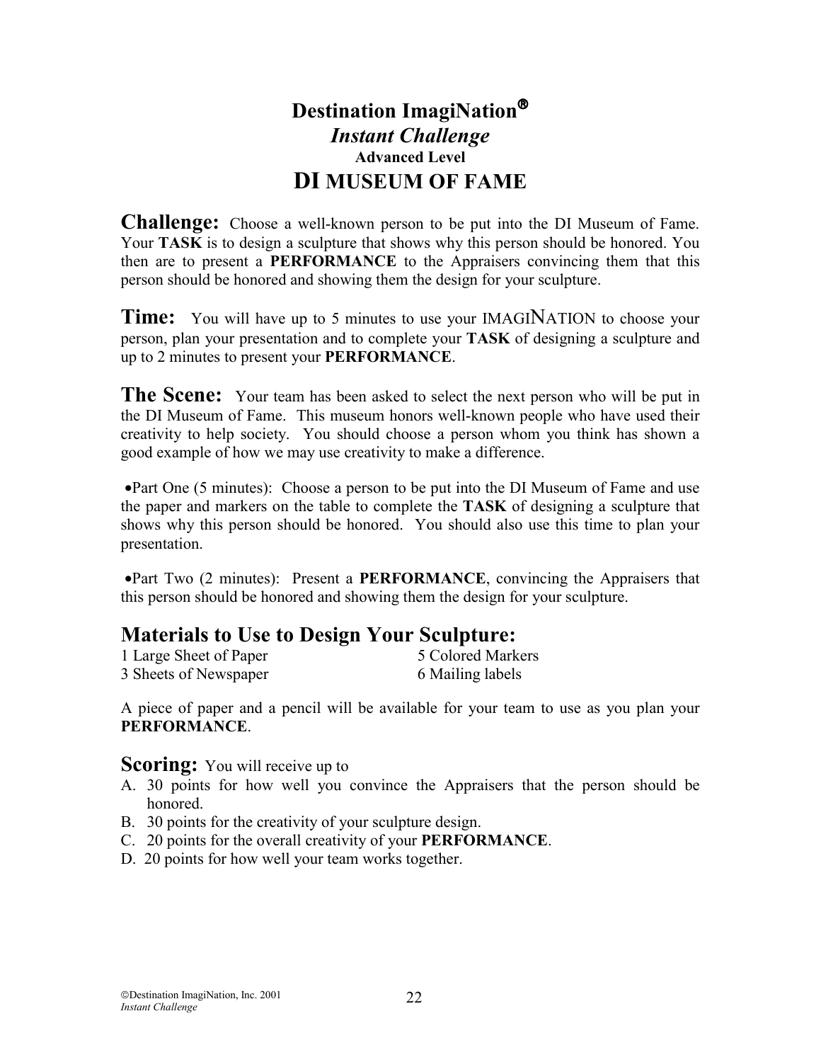# Destination ImagiNation®

## *Instant Challenge*

### Advanced Level

## DI MUSEUM OF FAME

**Challenge:** Choose a well-known person to be put into the DI Museum of Fame. Your **TASK** is to design a sculpture that shows why this person should be honored. You then are to present a **PERFORMANCE** to the Appraisers convincing them that this person should be honored and showing them the design for your sculpture.

**Time:** You will have up to 5 minutes to use your IMAGINATION to choose your person, plan your presentation and to complete your **TASK** of designing a sculpture and up to 2 minutes to present your **PERFORMANCE**.

**The Scene:** Your team has been asked to select the next person who will be put in the DI Museum of Fame. This museum honors well-known people who have used their creativity to help society. You should choose a person whom you think has shown a good example of how we may use creativity to make a difference.

- Part One (5 minutes): Choose a person to be put into the DI Museum of Fame and use the paper and markers on the table to complete the **TASK** of designing a sculpture that shows why this person should be honored. You should also use this time to plan your presentation.

- Part Two (2 minutes): Present a **PERFORMANCE**, convincing the Appraisers that this person should be honored and showing them the design for your sculpture.

## Materials to Use to Design Your Sculpture:

1 Large Sheet of Paper
3 Sheets of Newspaper
5 Colored Markers
6 Mailing labels

A piece of paper and a pencil will be available for your team to use as you plan your **PERFORMANCE**.

**Scoring:** You will receive up to

A. 30 points for how well you convince the Appraisers that the person should be honored.
B. 30 points for the creativity of your sculpture design.
C. 20 points for the overall creativity of your **PERFORMANCE**.
D. 20 points for how well your team works together.

©Destination ImagiNation, Inc. 2001
*Instant Challenge*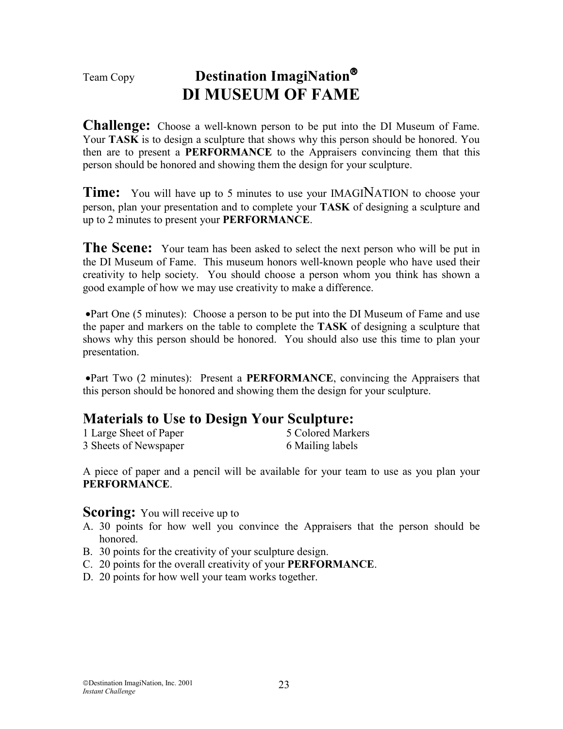Team Copy

# Destination ImagiNation®
# DI MUSEUM OF FAME

**Challenge:** Choose a well-known person to be put into the DI Museum of Fame. Your **TASK** is to design a sculpture that shows why this person should be honored. You then are to present a **PERFORMANCE** to the Appraisers convincing them that this person should be honored and showing them the design for your sculpture.

**Time:** You will have up to 5 minutes to use your IMAGINATION to choose your person, plan your presentation and to complete your **TASK** of designing a sculpture and up to 2 minutes to present your **PERFORMANCE**.

**The Scene:** Your team has been asked to select the next person who will be put in the DI Museum of Fame. This museum honors well-known people who have used their creativity to help society. You should choose a person whom you think has shown a good example of how we may use creativity to make a difference.

- Part One (5 minutes): Choose a person to be put into the DI Museum of Fame and use the paper and markers on the table to complete the **TASK** of designing a sculpture that shows why this person should be honored. You should also use this time to plan your presentation.

- Part Two (2 minutes): Present a **PERFORMANCE**, convincing the Appraisers that this person should be honored and showing them the design for your sculpture.

## Materials to Use to Design Your Sculpture:

| | |
|---|---|
| 1 Large Sheet of Paper | 5 Colored Markers |
| 3 Sheets of Newspaper | 6 Mailing labels |

A piece of paper and a pencil will be available for your team to use as you plan your **PERFORMANCE**.

## Scoring:

You will receive up to

A. 30 points for how well you convince the Appraisers that the person should be honored.
B. 30 points for the creativity of your sculpture design.
C. 20 points for the overall creativity of your **PERFORMANCE**.
D. 20 points for how well your team works together.

©Destination ImagiNation, Inc. 2001
*Instant Challenge*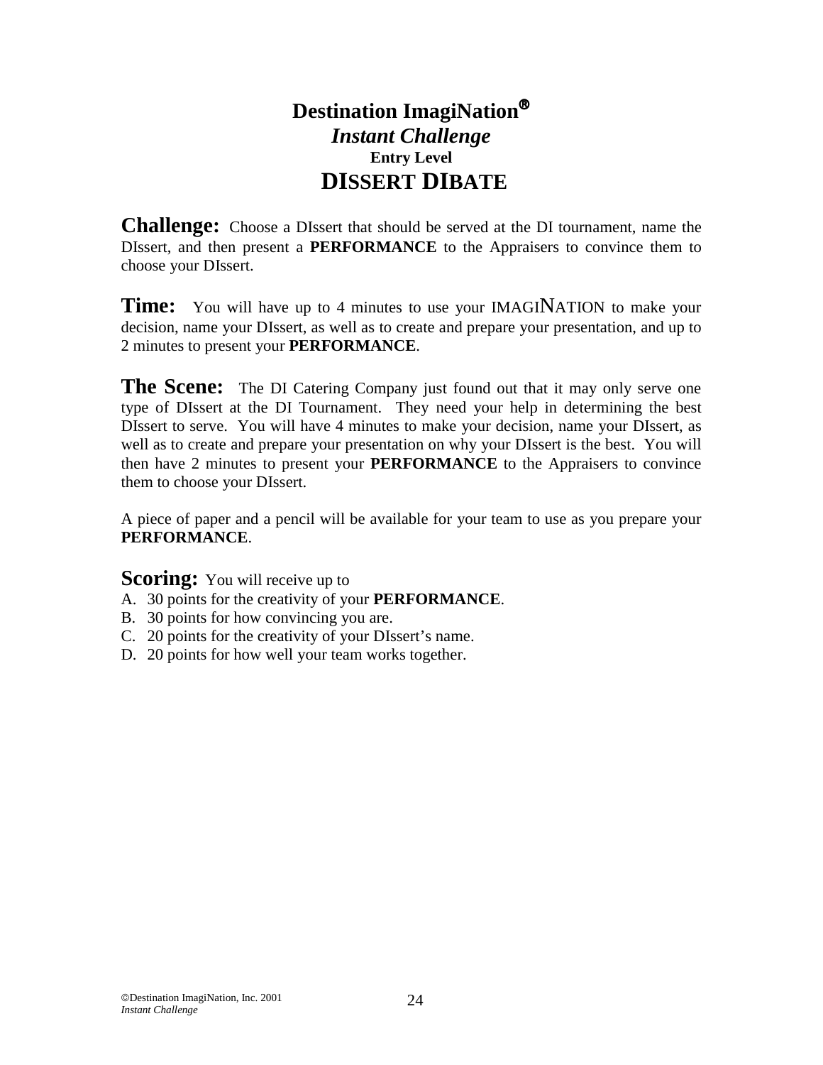# Destination ImagiNation®

## *Instant Challenge*

### Entry Level

## DISSERT DIBATE

**Challenge:** Choose a DIssert that should be served at the DI tournament, name the DIssert, and then present a **PERFORMANCE** to the Appraisers to convince them to choose your DIssert.

**Time:** You will have up to 4 minutes to use your IMAGINATION to make your decision, name your DIssert, as well as to create and prepare your presentation, and up to 2 minutes to present your **PERFORMANCE**.

**The Scene:** The DI Catering Company just found out that it may only serve one type of DIssert at the DI Tournament. They need your help in determining the best DIssert to serve. You will have 4 minutes to make your decision, name your DIssert, as well as to create and prepare your presentation on why your DIssert is the best. You will then have 2 minutes to present your **PERFORMANCE** to the Appraisers to convince them to choose your DIssert.

A piece of paper and a pencil will be available for your team to use as you prepare your **PERFORMANCE**.

**Scoring:** You will receive up to

A. 30 points for the creativity of your **PERFORMANCE**.
B. 30 points for how convincing you are.
C. 20 points for the creativity of your DIssert's name.
D. 20 points for how well your team works together.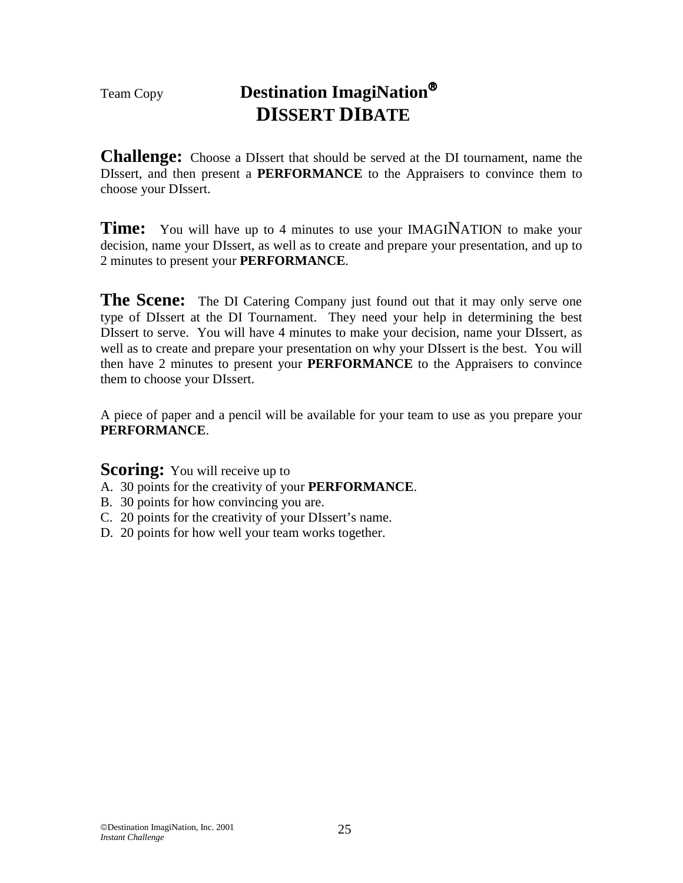Team Copy

# Destination ImagiNation®
## DISSERT DIBATE

**Challenge:** Choose a DIssert that should be served at the DI tournament, name the DIssert, and then present a **PERFORMANCE** to the Appraisers to convince them to choose your DIssert.

**Time:** You will have up to 4 minutes to use your IMAGINATION to make your decision, name your DIssert, as well as to create and prepare your presentation, and up to 2 minutes to present your **PERFORMANCE**.

**The Scene:** The DI Catering Company just found out that it may only serve one type of DIssert at the DI Tournament. They need your help in determining the best DIssert to serve. You will have 4 minutes to make your decision, name your DIssert, as well as to create and prepare your presentation on why your DIssert is the best. You will then have 2 minutes to present your **PERFORMANCE** to the Appraisers to convince them to choose your DIssert.

A piece of paper and a pencil will be available for your team to use as you prepare your **PERFORMANCE**.

**Scoring:** You will receive up to

A. 30 points for the creativity of your **PERFORMANCE**.
B. 30 points for how convincing you are.
C. 20 points for the creativity of your DIssert's name.
D. 20 points for how well your team works together.

©Destination ImagiNation, Inc. 2001
*Instant Challenge*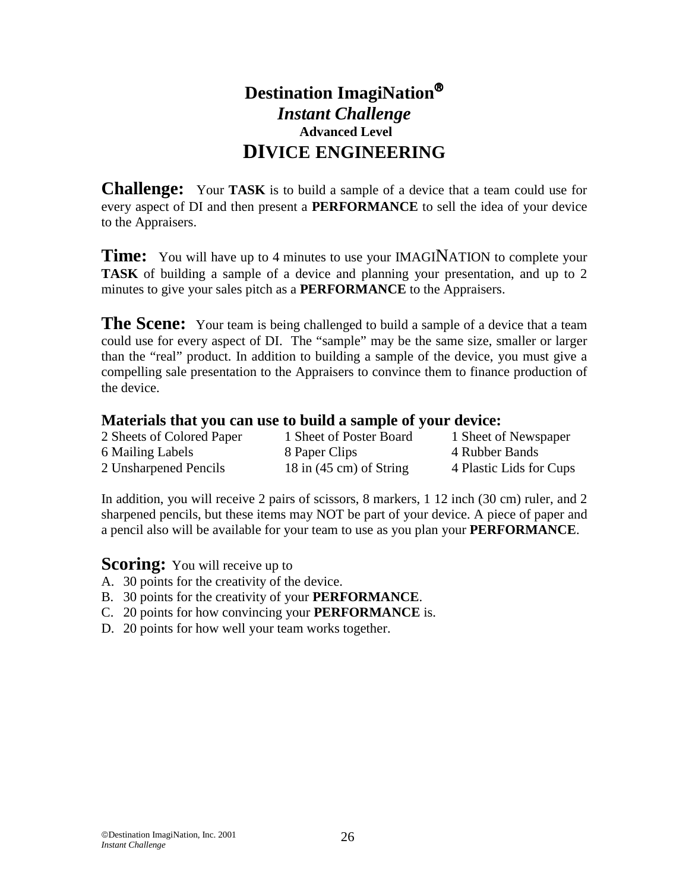# Destination ImagiNation®

## *Instant Challenge*

### Advanced Level

## DIVICE ENGINEERING

**Challenge:** Your **TASK** is to build a sample of a device that a team could use for every aspect of DI and then present a **PERFORMANCE** to sell the idea of your device to the Appraisers.

**Time:** You will have up to 4 minutes to use your IMAGINATION to complete your **TASK** of building a sample of a device and planning your presentation, and up to 2 minutes to give your sales pitch as a **PERFORMANCE** to the Appraisers.

**The Scene:** Your team is being challenged to build a sample of a device that a team could use for every aspect of DI. The "sample" may be the same size, smaller or larger than the "real" product. In addition to building a sample of the device, you must give a compelling sale presentation to the Appraisers to convince them to finance production of the device.

### Materials that you can use to build a sample of your device:

| | | |
|---|---|---|
| 2 Sheets of Colored Paper | 1 Sheet of Poster Board | 1 Sheet of Newspaper |
| 6 Mailing Labels | 8 Paper Clips | 4 Rubber Bands |
| 2 Unsharpened Pencils | 18 in (45 cm) of String | 4 Plastic Lids for Cups |

In addition, you will receive 2 pairs of scissors, 8 markers, 1 12 inch (30 cm) ruler, and 2 sharpened pencils, but these items may NOT be part of your device. A piece of paper and a pencil also will be available for your team to use as you plan your **PERFORMANCE**.

**Scoring:** You will receive up to

A. 30 points for the creativity of the device.
B. 30 points for the creativity of your **PERFORMANCE**.
C. 20 points for how convincing your **PERFORMANCE** is.
D. 20 points for how well your team works together.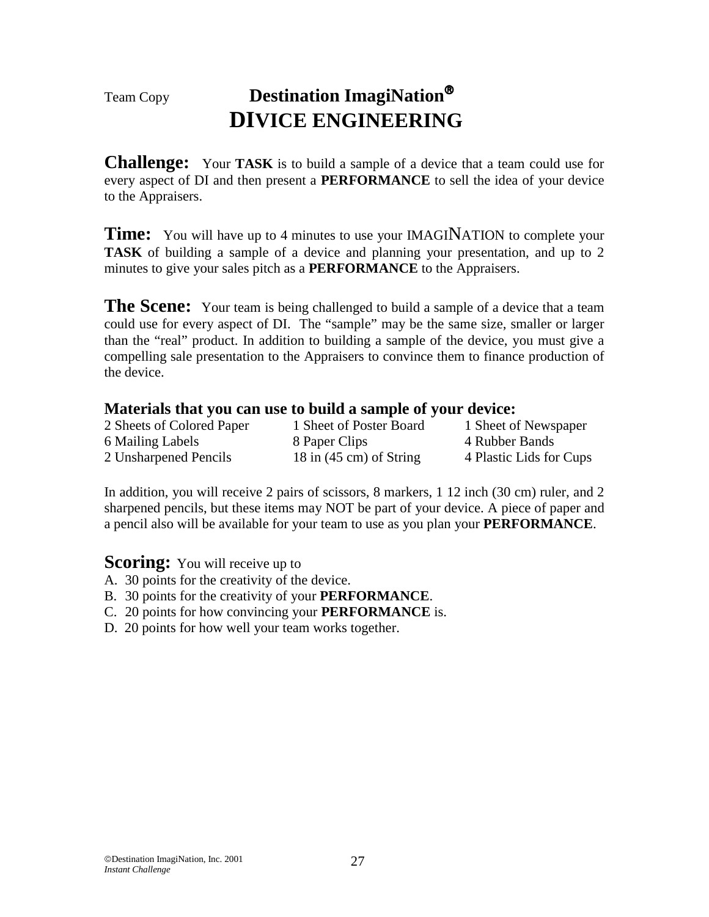Team Copy

# Destination ImagiNation®
# DIVICE ENGINEERING

**Challenge:** Your **TASK** is to build a sample of a device that a team could use for every aspect of DI and then present a **PERFORMANCE** to sell the idea of your device to the Appraisers.

**Time:** You will have up to 4 minutes to use your IMAGINATION to complete your **TASK** of building a sample of a device and planning your presentation, and up to 2 minutes to give your sales pitch as a **PERFORMANCE** to the Appraisers.

**The Scene:** Your team is being challenged to build a sample of a device that a team could use for every aspect of DI. The "sample" may be the same size, smaller or larger than the "real" product. In addition to building a sample of the device, you must give a compelling sale presentation to the Appraisers to convince them to finance production of the device.

### Materials that you can use to build a sample of your device:

| | | |
|---|---|---|
| 2 Sheets of Colored Paper | 1 Sheet of Poster Board | 1 Sheet of Newspaper |
| 6 Mailing Labels | 8 Paper Clips | 4 Rubber Bands |
| 2 Unsharpened Pencils | 18 in (45 cm) of String | 4 Plastic Lids for Cups |

In addition, you will receive 2 pairs of scissors, 8 markers, 1 12 inch (30 cm) ruler, and 2 sharpened pencils, but these items may NOT be part of your device. A piece of paper and a pencil also will be available for your team to use as you plan your **PERFORMANCE**.

**Scoring:** You will receive up to

A. 30 points for the creativity of the device.
B. 30 points for the creativity of your **PERFORMANCE**.
C. 20 points for how convincing your **PERFORMANCE** is.
D. 20 points for how well your team works together.

©Destination ImagiNation, Inc. 2001
*Instant Challenge*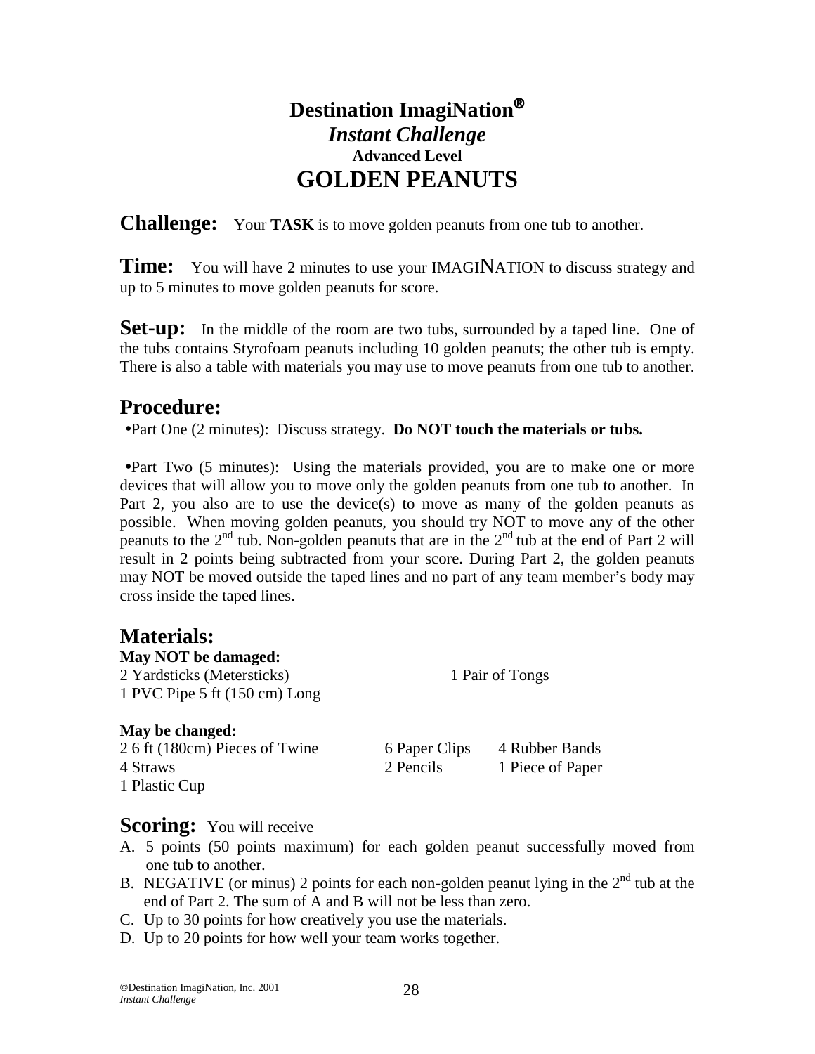# Destination ImagiNation®

## *Instant Challenge*

**Advanced Level**

# GOLDEN PEANUTS

**Challenge:** Your **TASK** is to move golden peanuts from one tub to another.

**Time:** You will have 2 minutes to use your IMAGINATION to discuss strategy and up to 5 minutes to move golden peanuts for score.

**Set-up:** In the middle of the room are two tubs, surrounded by a taped line. One of the tubs contains Styrofoam peanuts including 10 golden peanuts; the other tub is empty. There is also a table with materials you may use to move peanuts from one tub to another.

## Procedure:

- Part One (2 minutes): Discuss strategy. **Do NOT touch the materials or tubs.**

- Part Two (5 minutes): Using the materials provided, you are to make one or more devices that will allow you to move only the golden peanuts from one tub to another. In Part 2, you also are to use the device(s) to move as many of the golden peanuts as possible. When moving golden peanuts, you should try NOT to move any of the other peanuts to the 2nd tub. Non-golden peanuts that are in the 2nd tub at the end of Part 2 will result in 2 points being subtracted from your score. During Part 2, the golden peanuts may NOT be moved outside the taped lines and no part of any team member's body may cross inside the taped lines.

## Materials:

**May NOT be damaged:**

2 Yardsticks (Metersticks)
1 PVC Pipe 5 ft (150 cm) Long
1 Pair of Tongs

**May be changed:**

2 6 ft (180cm) Pieces of Twine
4 Straws
1 Plastic Cup
6 Paper Clips
2 Pencils
4 Rubber Bands
1 Piece of Paper

**Scoring:** You will receive

A. 5 points (50 points maximum) for each golden peanut successfully moved from one tub to another.
B. NEGATIVE (or minus) 2 points for each non-golden peanut lying in the 2nd tub at the end of Part 2. The sum of A and B will not be less than zero.
C. Up to 30 points for how creatively you use the materials.
D. Up to 20 points for how well your team works together.

©Destination ImagiNation, Inc. 2001
*Instant Challenge*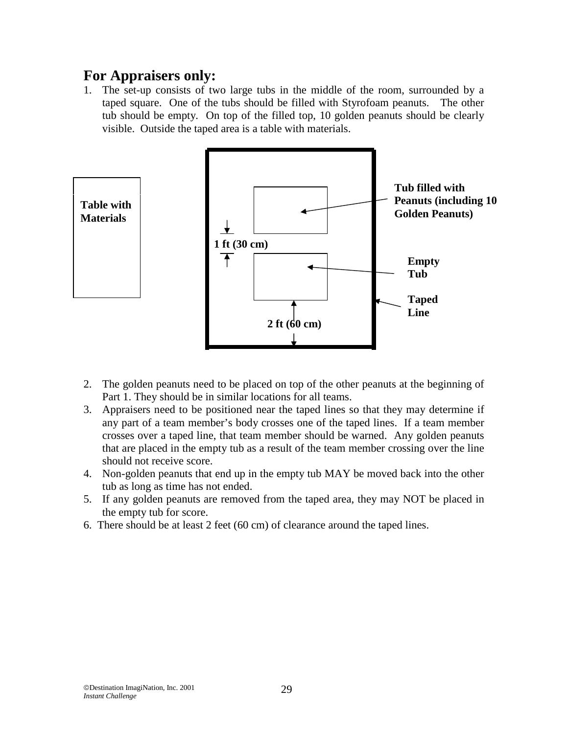## For Appraisers only:

1. The set-up consists of two large tubs in the middle of the room, surrounded by a taped square. One of the tubs should be filled with Styrofoam peanuts. The other tub should be empty. On top of the filled top, 10 golden peanuts should be clearly visible. Outside the taped area is a table with materials.

**Table with Materials**

**Tub filled with Peanuts (including 10 Golden Peanuts)**

**1 ft (30 cm)**

**Empty Tub**

**Taped Line**

**2 ft (60 cm)**

2. The golden peanuts need to be placed on top of the other peanuts at the beginning of Part 1. They should be in similar locations for all teams.
3. Appraisers need to be positioned near the taped lines so that they may determine if any part of a team member's body crosses one of the taped lines. If a team member crosses over a taped line, that team member should be warned. Any golden peanuts that are placed in the empty tub as a result of the team member crossing over the line should not receive score.
4. Non-golden peanuts that end up in the empty tub MAY be moved back into the other tub as long as time has not ended.
5. If any golden peanuts are removed from the taped area, they may NOT be placed in the empty tub for score.
6. There should be at least 2 feet (60 cm) of clearance around the taped lines.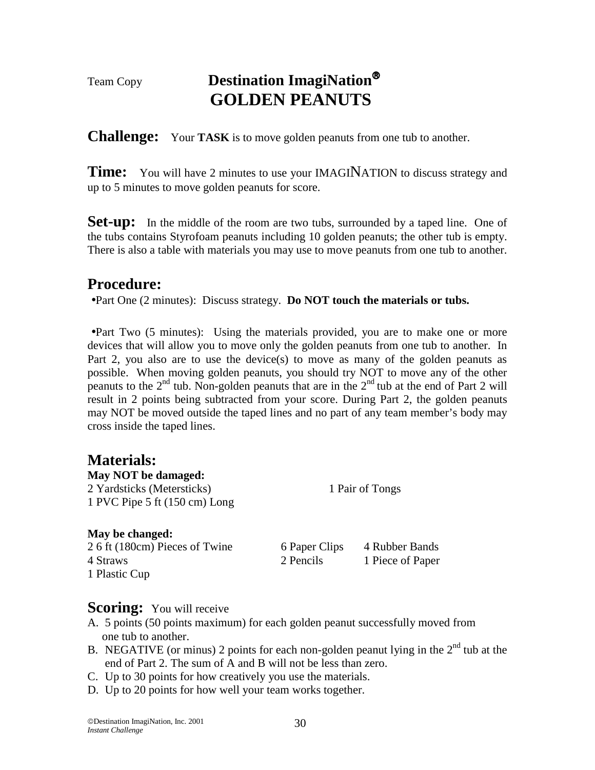Team Copy

# Destination ImagiNation®
# GOLDEN PEANUTS

**Challenge:** Your **TASK** is to move golden peanuts from one tub to another.

**Time:** You will have 2 minutes to use your IMAGINATION to discuss strategy and up to 5 minutes to move golden peanuts for score.

**Set-up:** In the middle of the room are two tubs, surrounded by a taped line. One of the tubs contains Styrofoam peanuts including 10 golden peanuts; the other tub is empty. There is also a table with materials you may use to move peanuts from one tub to another.

## Procedure:

- Part One (2 minutes): Discuss strategy. **Do NOT touch the materials or tubs.**

- Part Two (5 minutes): Using the materials provided, you are to make one or more devices that will allow you to move only the golden peanuts from one tub to another. In Part 2, you also are to use the device(s) to move as many of the golden peanuts as possible. When moving golden peanuts, you should try NOT to move any of the other peanuts to the 2nd tub. Non-golden peanuts that are in the 2nd tub at the end of Part 2 will result in 2 points being subtracted from your score. During Part 2, the golden peanuts may NOT be moved outside the taped lines and no part of any team member's body may cross inside the taped lines.

## Materials:

**May NOT be damaged:**

2 Yardsticks (Metersticks)
1 Pair of Tongs
1 PVC Pipe 5 ft (150 cm) Long

**May be changed:**

2 6 ft (180cm) Pieces of Twine
6 Paper Clips
4 Rubber Bands
4 Straws
2 Pencils
1 Piece of Paper
1 Plastic Cup

**Scoring:** You will receive

A. 5 points (50 points maximum) for each golden peanut successfully moved from one tub to another.
B. NEGATIVE (or minus) 2 points for each non-golden peanut lying in the 2nd tub at the end of Part 2. The sum of A and B will not be less than zero.
C. Up to 30 points for how creatively you use the materials.
D. Up to 20 points for how well your team works together.

©Destination ImagiNation, Inc. 2001
*Instant Challenge*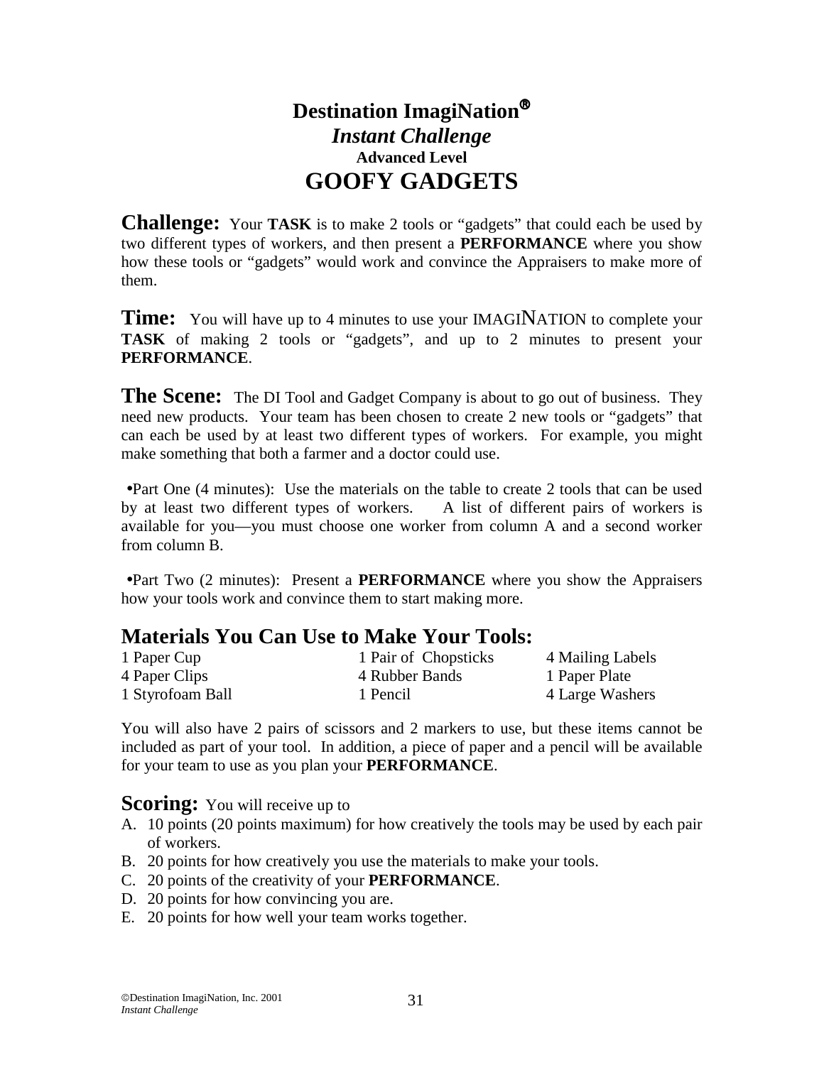# Destination ImagiNation®

## *Instant Challenge*

### Advanced Level

# GOOFY GADGETS

**Challenge:** Your **TASK** is to make 2 tools or "gadgets" that could each be used by two different types of workers, and then present a **PERFORMANCE** where you show how these tools or "gadgets" would work and convince the Appraisers to make more of them.

**Time:** You will have up to 4 minutes to use your IMAGINATION to complete your **TASK** of making 2 tools or "gadgets", and up to 2 minutes to present your **PERFORMANCE**.

**The Scene:** The DI Tool and Gadget Company is about to go out of business. They need new products. Your team has been chosen to create 2 new tools or "gadgets" that can each be used by at least two different types of workers. For example, you might make something that both a farmer and a doctor could use.

- Part One (4 minutes): Use the materials on the table to create 2 tools that can be used by at least two different types of workers. A list of different pairs of workers is available for you—you must choose one worker from column A and a second worker from column B.

- Part Two (2 minutes): Present a **PERFORMANCE** where you show the Appraisers how your tools work and convince them to start making more.

## Materials You Can Use to Make Your Tools:

| | | |
|---|---|---|
| 1 Paper Cup | 1 Pair of Chopsticks | 4 Mailing Labels |
| 4 Paper Clips | 4 Rubber Bands | 1 Paper Plate |
| 1 Styrofoam Ball | 1 Pencil | 4 Large Washers |

You will also have 2 pairs of scissors and 2 markers to use, but these items cannot be included as part of your tool. In addition, a piece of paper and a pencil will be available for your team to use as you plan your **PERFORMANCE**.

**Scoring:** You will receive up to

A. 10 points (20 points maximum) for how creatively the tools may be used by each pair of workers.
B. 20 points for how creatively you use the materials to make your tools.
C. 20 points of the creativity of your **PERFORMANCE**.
D. 20 points for how convincing you are.
E. 20 points for how well your team works together.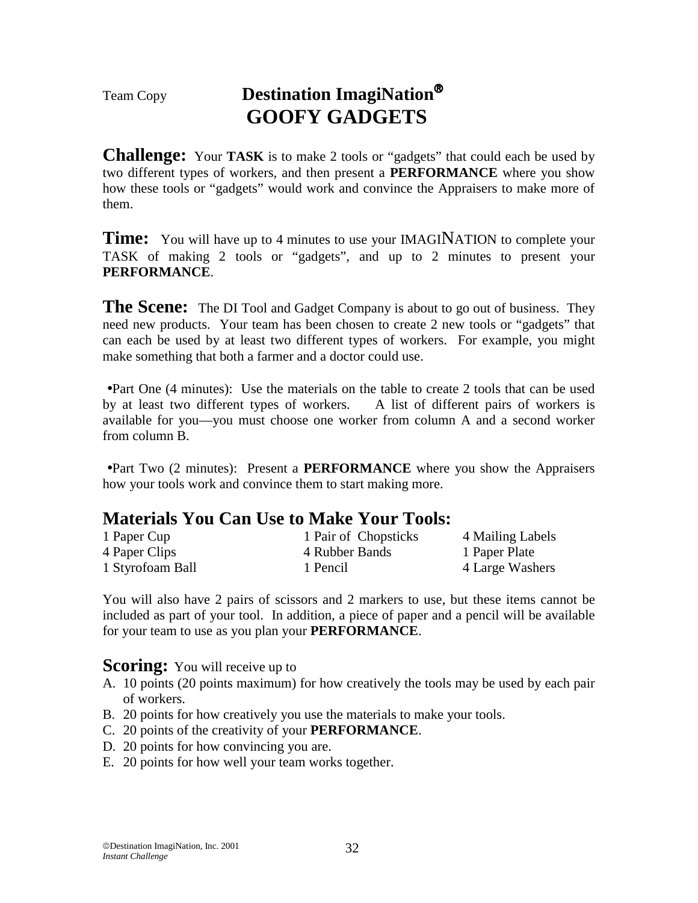Team Copy

# Destination ImagiNation®
# GOOFY GADGETS

**Challenge:** Your **TASK** is to make 2 tools or "gadgets" that could each be used by two different types of workers, and then present a **PERFORMANCE** where you show how these tools or "gadgets" would work and convince the Appraisers to make more of them.

**Time:** You will have up to 4 minutes to use your IMAGINATION to complete your TASK of making 2 tools or "gadgets", and up to 2 minutes to present your **PERFORMANCE**.

**The Scene:** The DI Tool and Gadget Company is about to go out of business. They need new products. Your team has been chosen to create 2 new tools or "gadgets" that can each be used by at least two different types of workers. For example, you might make something that both a farmer and a doctor could use.

- Part One (4 minutes): Use the materials on the table to create 2 tools that can be used by at least two different types of workers. A list of different pairs of workers is available for you—you must choose one worker from column A and a second worker from column B.

- Part Two (2 minutes): Present a **PERFORMANCE** where you show the Appraisers how your tools work and convince them to start making more.

## Materials You Can Use to Make Your Tools:

| | | |
|---|---|---|
| 1 Paper Cup | 1 Pair of Chopsticks | 4 Mailing Labels |
| 4 Paper Clips | 4 Rubber Bands | 1 Paper Plate |
| 1 Styrofoam Ball | 1 Pencil | 4 Large Washers |

You will also have 2 pairs of scissors and 2 markers to use, but these items cannot be included as part of your tool. In addition, a piece of paper and a pencil will be available for your team to use as you plan your **PERFORMANCE**.

**Scoring:** You will receive up to

A. 10 points (20 points maximum) for how creatively the tools may be used by each pair of workers.
B. 20 points for how creatively you use the materials to make your tools.
C. 20 points of the creativity of your **PERFORMANCE**.
D. 20 points for how convincing you are.
E. 20 points for how well your team works together.

©Destination ImagiNation, Inc. 2001
*Instant Challenge*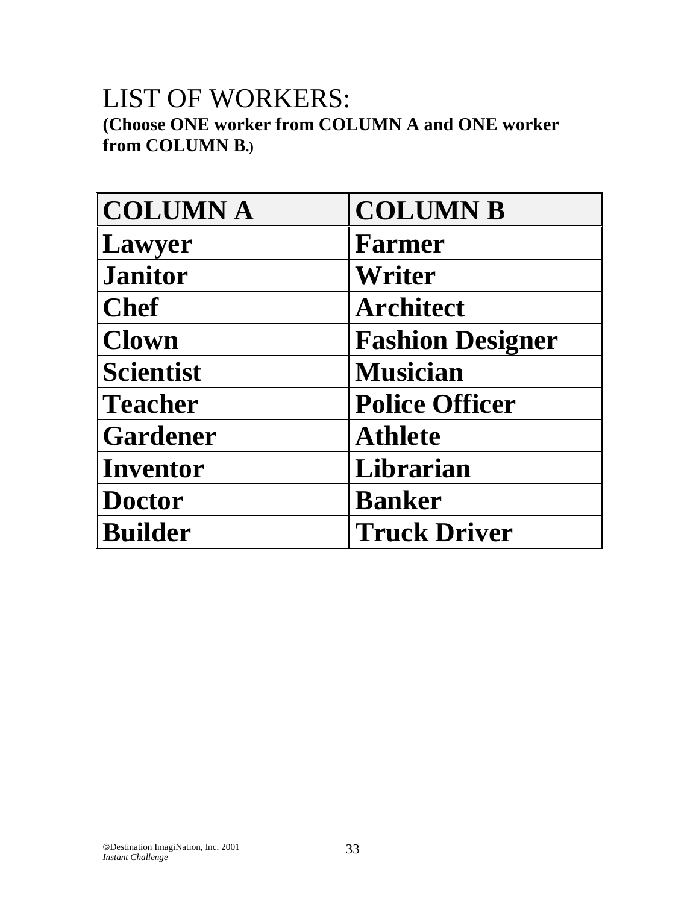# LIST OF WORKERS:

**(Choose ONE worker from COLUMN A and ONE worker from COLUMN B.)**

| COLUMN A | COLUMN B |
|---|---|
| Lawyer | Farmer |
| Janitor | Writer |
| Chef | Architect |
| Clown | Fashion Designer |
| Scientist | Musician |
| Teacher | Police Officer |
| Gardener | Athlete |
| Inventor | Librarian |
| Doctor | Banker |
| Builder | Truck Driver |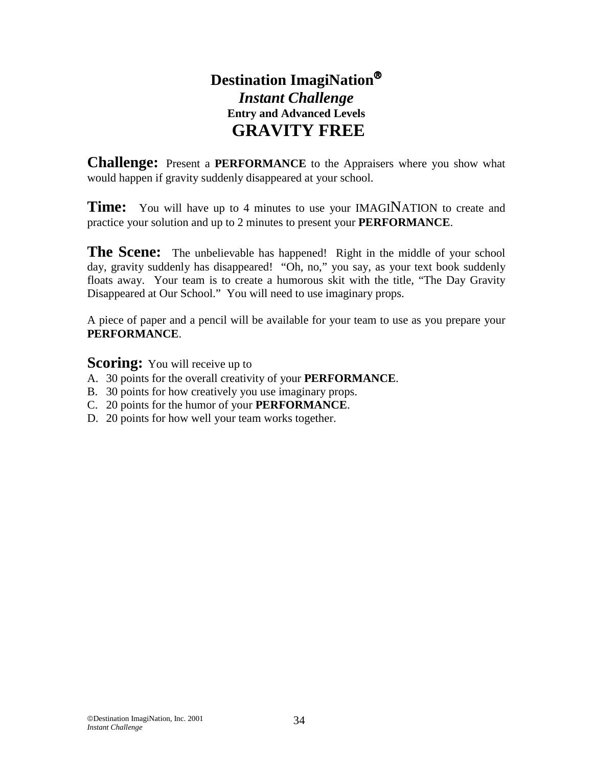# Destination ImagiNation®

## *Instant Challenge*

### Entry and Advanced Levels

# GRAVITY FREE

**Challenge:** Present a **PERFORMANCE** to the Appraisers where you show what would happen if gravity suddenly disappeared at your school.

**Time:** You will have up to 4 minutes to use your IMAGINATION to create and practice your solution and up to 2 minutes to present your **PERFORMANCE**.

**The Scene:** The unbelievable has happened! Right in the middle of your school day, gravity suddenly has disappeared! "Oh, no," you say, as your text book suddenly floats away. Your team is to create a humorous skit with the title, "The Day Gravity Disappeared at Our School." You will need to use imaginary props.

A piece of paper and a pencil will be available for your team to use as you prepare your **PERFORMANCE**.

**Scoring:** You will receive up to

A. 30 points for the overall creativity of your **PERFORMANCE**.
B. 30 points for how creatively you use imaginary props.
C. 20 points for the humor of your **PERFORMANCE**.
D. 20 points for how well your team works together.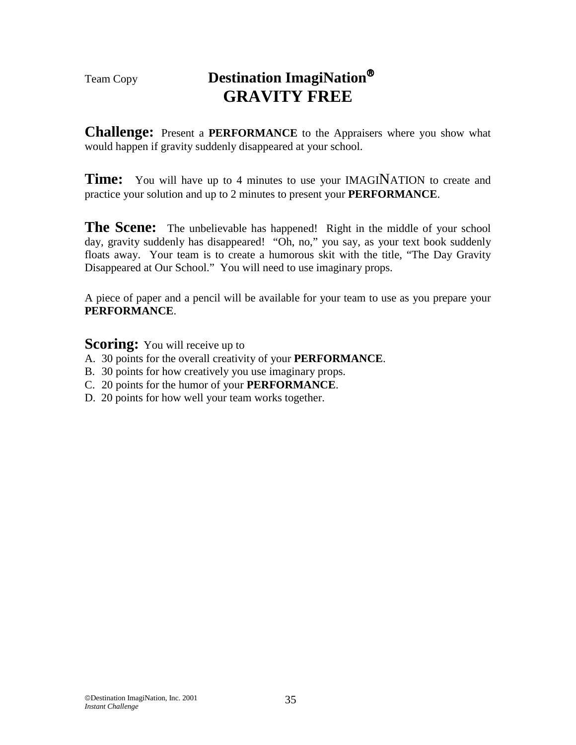Team Copy

# Destination ImagiNation®
# GRAVITY FREE

**Challenge:** Present a **PERFORMANCE** to the Appraisers where you show what would happen if gravity suddenly disappeared at your school.

**Time:** You will have up to 4 minutes to use your IMAGINATION to create and practice your solution and up to 2 minutes to present your **PERFORMANCE**.

**The Scene:** The unbelievable has happened! Right in the middle of your school day, gravity suddenly has disappeared! "Oh, no," you say, as your text book suddenly floats away. Your team is to create a humorous skit with the title, "The Day Gravity Disappeared at Our School." You will need to use imaginary props.

A piece of paper and a pencil will be available for your team to use as you prepare your **PERFORMANCE**.

**Scoring:** You will receive up to

A. 30 points for the overall creativity of your **PERFORMANCE**.
B. 30 points for how creatively you use imaginary props.
C. 20 points for the humor of your **PERFORMANCE**.
D. 20 points for how well your team works together.

©Destination ImagiNation, Inc. 2001
*Instant Challenge*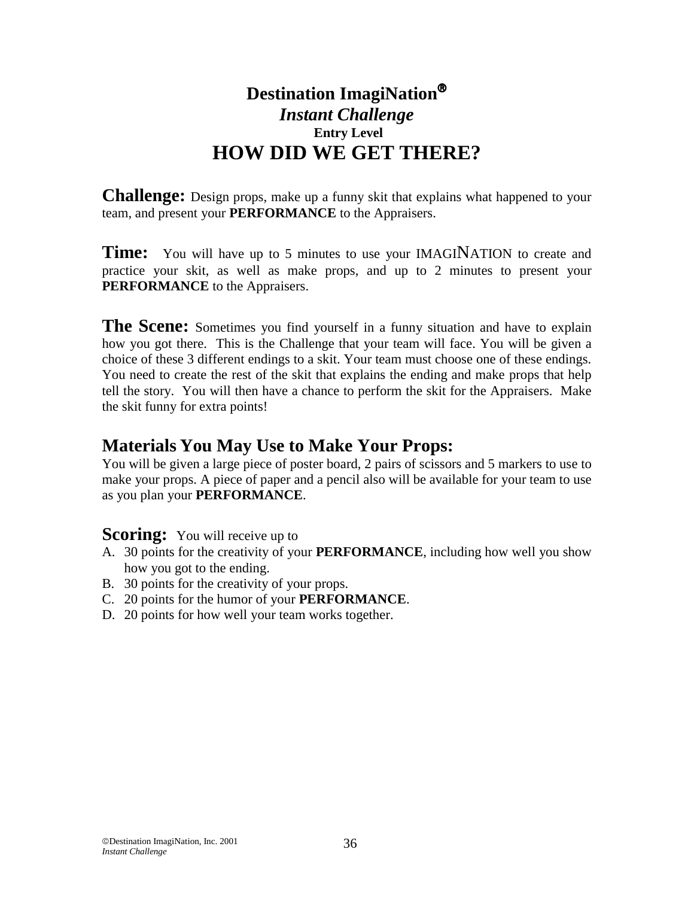# Destination ImagiNation®

## *Instant Challenge*

**Entry Level**

# HOW DID WE GET THERE?

**Challenge:** Design props, make up a funny skit that explains what happened to your team, and present your **PERFORMANCE** to the Appraisers.

**Time:** You will have up to 5 minutes to use your IMAGINATION to create and practice your skit, as well as make props, and up to 2 minutes to present your **PERFORMANCE** to the Appraisers.

**The Scene:** Sometimes you find yourself in a funny situation and have to explain how you got there. This is the Challenge that your team will face. You will be given a choice of these 3 different endings to a skit. Your team must choose one of these endings. You need to create the rest of the skit that explains the ending and make props that help tell the story. You will then have a chance to perform the skit for the Appraisers. Make the skit funny for extra points!

## Materials You May Use to Make Your Props:

You will be given a large piece of poster board, 2 pairs of scissors and 5 markers to use to make your props. A piece of paper and a pencil also will be available for your team to use as you plan your **PERFORMANCE**.

**Scoring:** You will receive up to

A. 30 points for the creativity of your **PERFORMANCE**, including how well you show how you got to the ending.
B. 30 points for the creativity of your props.
C. 20 points for the humor of your **PERFORMANCE**.
D. 20 points for how well your team works together.

©Destination ImagiNation, Inc. 2001
*Instant Challenge*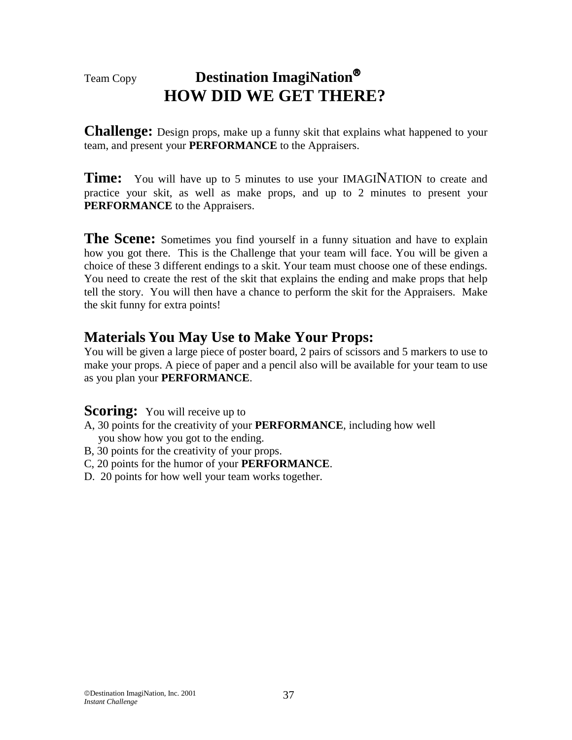Team Copy

# Destination ImagiNation®
# HOW DID WE GET THERE?

**Challenge:** Design props, make up a funny skit that explains what happened to your team, and present your **PERFORMANCE** to the Appraisers.

**Time:** You will have up to 5 minutes to use your IMAGINATION to create and practice your skit, as well as make props, and up to 2 minutes to present your **PERFORMANCE** to the Appraisers.

**The Scene:** Sometimes you find yourself in a funny situation and have to explain how you got there. This is the Challenge that your team will face. You will be given a choice of these 3 different endings to a skit. Your team must choose one of these endings. You need to create the rest of the skit that explains the ending and make props that help tell the story. You will then have a chance to perform the skit for the Appraisers. Make the skit funny for extra points!

## Materials You May Use to Make Your Props:

You will be given a large piece of poster board, 2 pairs of scissors and 5 markers to use to make your props. A piece of paper and a pencil also will be available for your team to use as you plan your **PERFORMANCE**.

**Scoring:** You will receive up to

A, 30 points for the creativity of your **PERFORMANCE**, including how well you show how you got to the ending.
B, 30 points for the creativity of your props.
C, 20 points for the humor of your **PERFORMANCE**.
D. 20 points for how well your team works together.

©Destination ImagiNation, Inc. 2001
*Instant Challenge*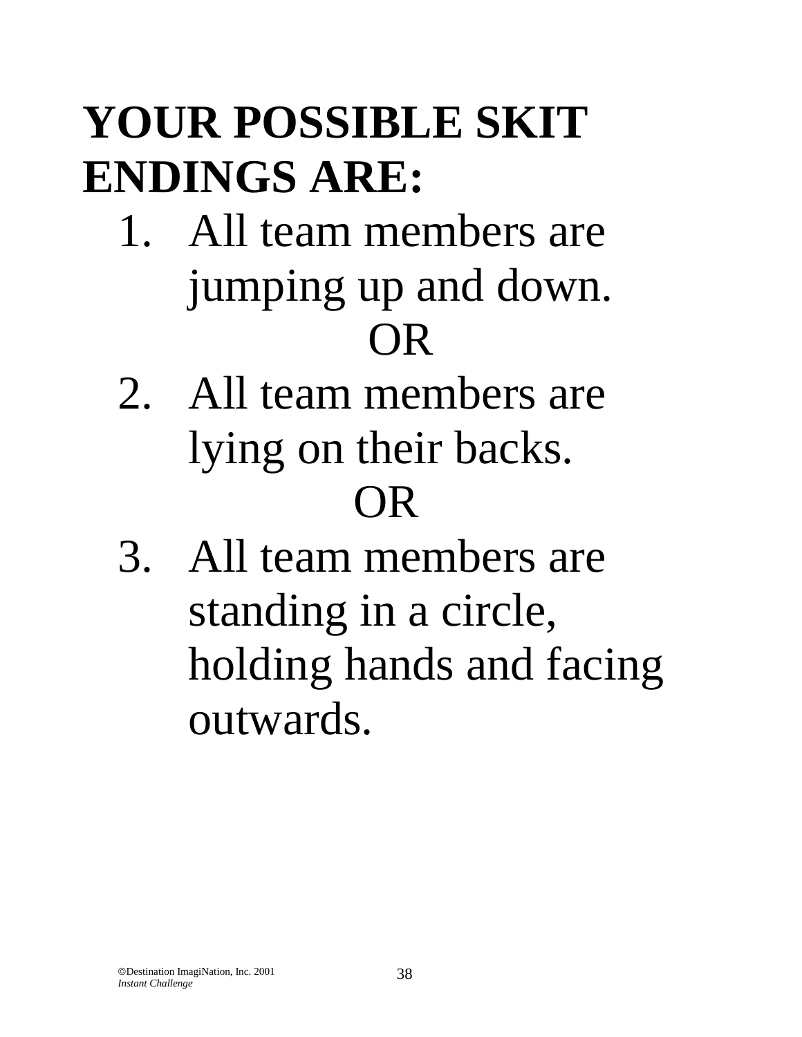# YOUR POSSIBLE SKIT ENDINGS ARE:

1. All team members are jumping up and down.

   OR

2. All team members are lying on their backs.

   OR

3. All team members are standing in a circle, holding hands and facing outwards.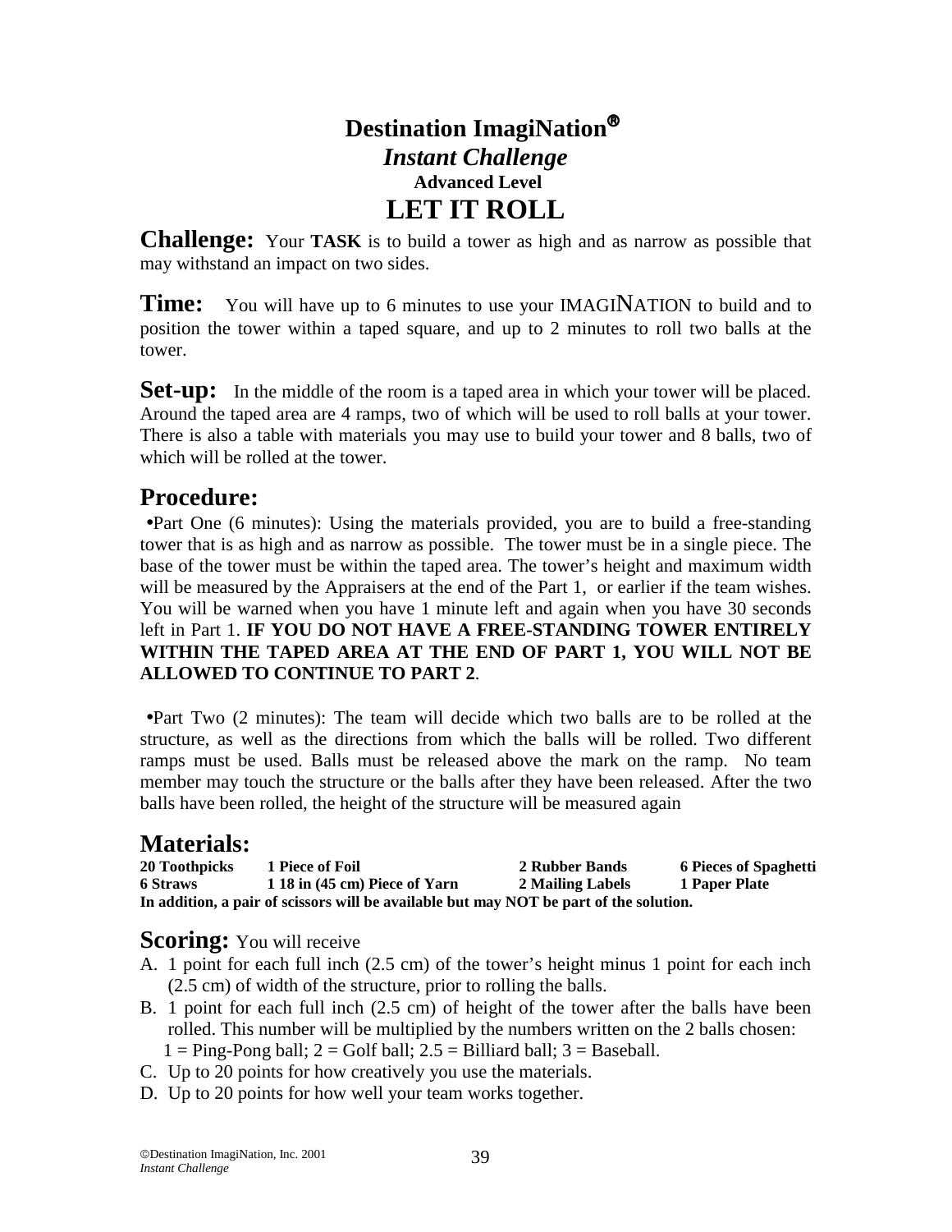# Destination ImagiNation®

## *Instant Challenge*

**Advanced Level**

# LET IT ROLL

**Challenge:** Your **TASK** is to build a tower as high and as narrow as possible that may withstand an impact on two sides.

**Time:** You will have up to 6 minutes to use your IMAGINATION to build and to position the tower within a taped square, and up to 2 minutes to roll two balls at the tower.

**Set-up:** In the middle of the room is a taped area in which your tower will be placed. Around the taped area are 4 ramps, two of which will be used to roll balls at your tower. There is also a table with materials you may use to build your tower and 8 balls, two of which will be rolled at the tower.

## Procedure:

•Part One (6 minutes): Using the materials provided, you are to build a free-standing tower that is as high and as narrow as possible. The tower must be in a single piece. The base of the tower must be within the taped area. The tower's height and maximum width will be measured by the Appraisers at the end of the Part 1, or earlier if the team wishes. You will be warned when you have 1 minute left and again when you have 30 seconds left in Part 1. **IF YOU DO NOT HAVE A FREE-STANDING TOWER ENTIRELY WITHIN THE TAPED AREA AT THE END OF PART 1, YOU WILL NOT BE ALLOWED TO CONTINUE TO PART 2**.

•Part Two (2 minutes): The team will decide which two balls are to be rolled at the structure, as well as the directions from which the balls will be rolled. Two different ramps must be used. Balls must be released above the mark on the ramp. No team member may touch the structure or the balls after they have been released. After the two balls have been rolled, the height of the structure will be measured again

## Materials:

| | | | |
|---|---|---|---|
| **20 Toothpicks** | **1 Piece of Foil** | **2 Rubber Bands** | **6 Pieces of Spaghetti** |
| **6 Straws** | **1 18 in (45 cm) Piece of Yarn** | **2 Mailing Labels** | **1 Paper Plate** |

**In addition, a pair of scissors will be available but may NOT be part of the solution.**

**Scoring:** You will receive

A. 1 point for each full inch (2.5 cm) of the tower's height minus 1 point for each inch (2.5 cm) of width of the structure, prior to rolling the balls.
B. 1 point for each full inch (2.5 cm) of height of the tower after the balls have been rolled. This number will be multiplied by the numbers written on the 2 balls chosen:
   1 = Ping-Pong ball; 2 = Golf ball; 2.5 = Billiard ball; 3 = Baseball.
C. Up to 20 points for how creatively you use the materials.
D. Up to 20 points for how well your team works together.

©Destination ImagiNation, Inc. 2001
*Instant Challenge*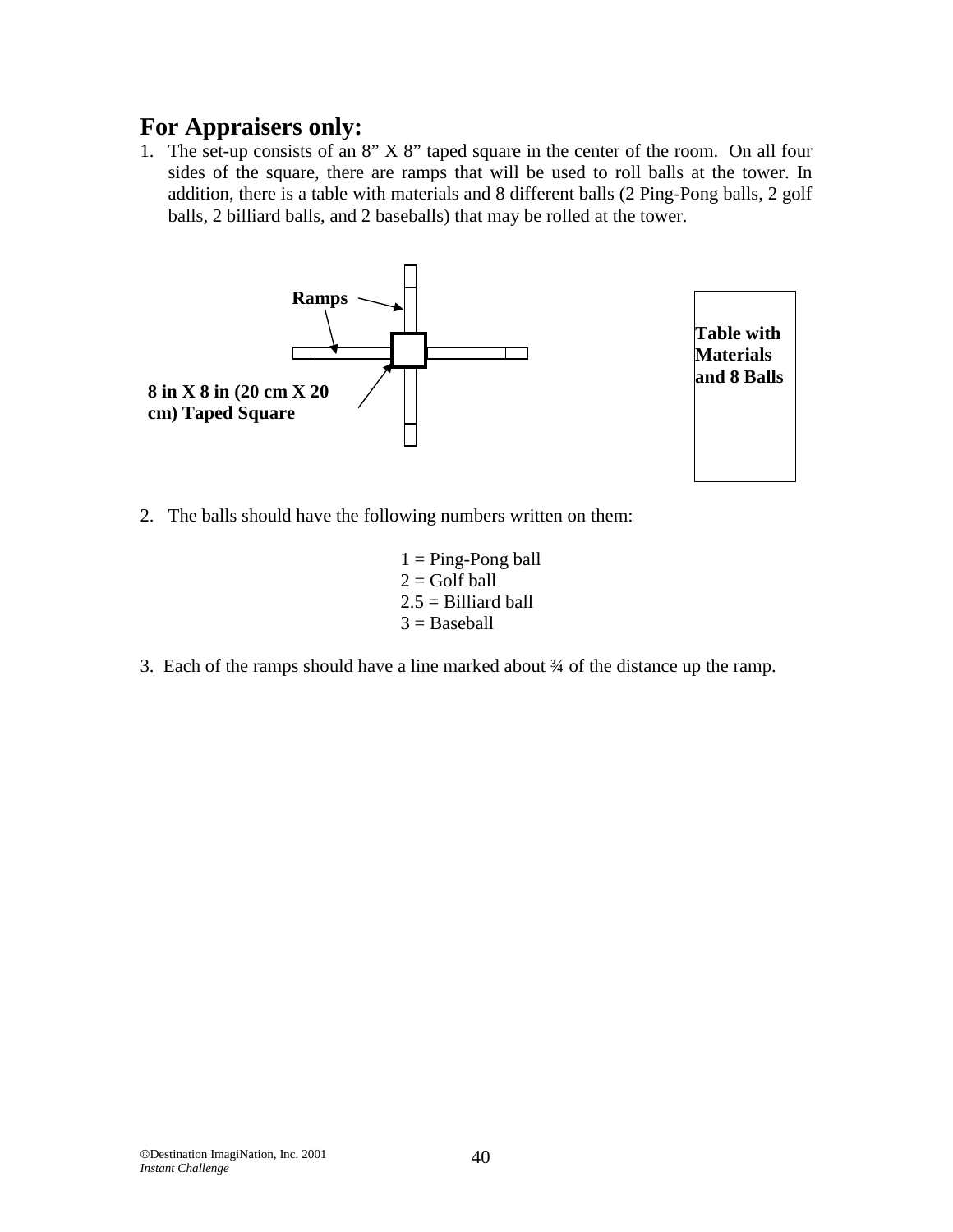## For Appraisers only:

1. The set-up consists of an 8" X 8" taped square in the center of the room. On all four sides of the square, there are ramps that will be used to roll balls at the tower. In addition, there is a table with materials and 8 different balls (2 Ping-Pong balls, 2 golf balls, 2 billiard balls, and 2 baseballs) that may be rolled at the tower.

**Ramps**

**8 in X 8 in (20 cm X 20 cm) Taped Square**

**Table with Materials and 8 Balls**

2. The balls should have the following numbers written on them:

   1 = Ping-Pong ball
   2 = Golf ball
   2.5 = Billiard ball
   3 = Baseball

3. Each of the ramps should have a line marked about ¾ of the distance up the ramp.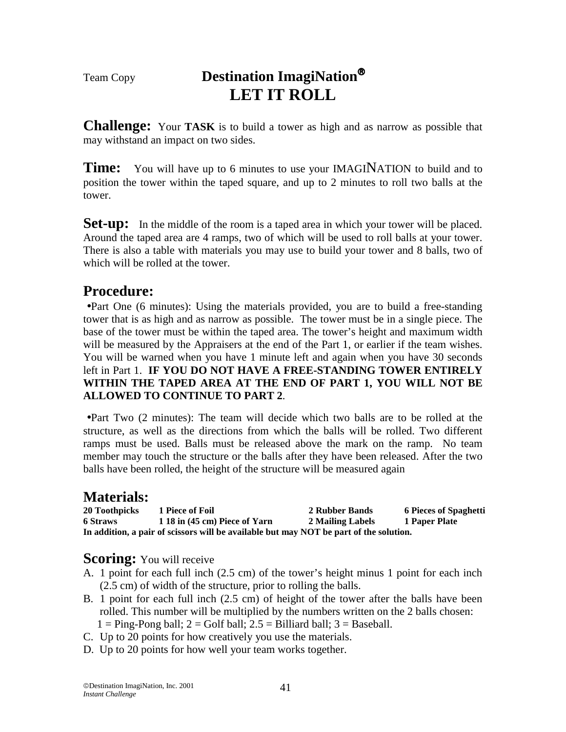Team Copy

# Destination ImagiNation®
# LET IT ROLL

**Challenge:** Your **TASK** is to build a tower as high and as narrow as possible that may withstand an impact on two sides.

**Time:** You will have up to 6 minutes to use your IMAGINATION to build and to position the tower within the taped square, and up to 2 minutes to roll two balls at the tower.

**Set-up:** In the middle of the room is a taped area in which your tower will be placed. Around the taped area are 4 ramps, two of which will be used to roll balls at your tower. There is also a table with materials you may use to build your tower and 8 balls, two of which will be rolled at the tower.

## Procedure:

- Part One (6 minutes): Using the materials provided, you are to build a free-standing tower that is as high and as narrow as possible. The tower must be in a single piece. The base of the tower must be within the taped area. The tower's height and maximum width will be measured by the Appraisers at the end of the Part 1, or earlier if the team wishes. You will be warned when you have 1 minute left and again when you have 30 seconds left in Part 1. **IF YOU DO NOT HAVE A FREE-STANDING TOWER ENTIRELY WITHIN THE TAPED AREA AT THE END OF PART 1, YOU WILL NOT BE ALLOWED TO CONTINUE TO PART 2**.

- Part Two (2 minutes): The team will decide which two balls are to be rolled at the structure, as well as the directions from which the balls will be rolled. Two different ramps must be used. Balls must be released above the mark on the ramp. No team member may touch the structure or the balls after they have been released. After the two balls have been rolled, the height of the structure will be measured again

## Materials:

| | | | |
|---|---|---|---|
| **20 Toothpicks** | **1 Piece of Foil** | **2 Rubber Bands** | **6 Pieces of Spaghetti** |
| **6 Straws** | **1 18 in (45 cm) Piece of Yarn** | **2 Mailing Labels** | **1 Paper Plate** |

**In addition, a pair of scissors will be available but may NOT be part of the solution.**

## Scoring:
You will receive

A. 1 point for each full inch (2.5 cm) of the tower's height minus 1 point for each inch (2.5 cm) of width of the structure, prior to rolling the balls.
B. 1 point for each full inch (2.5 cm) of height of the tower after the balls have been rolled. This number will be multiplied by the numbers written on the 2 balls chosen:
   1 = Ping-Pong ball; 2 = Golf ball; 2.5 = Billiard ball; 3 = Baseball.
C. Up to 20 points for how creatively you use the materials.
D. Up to 20 points for how well your team works together.

©Destination ImagiNation, Inc. 2001
*Instant Challenge*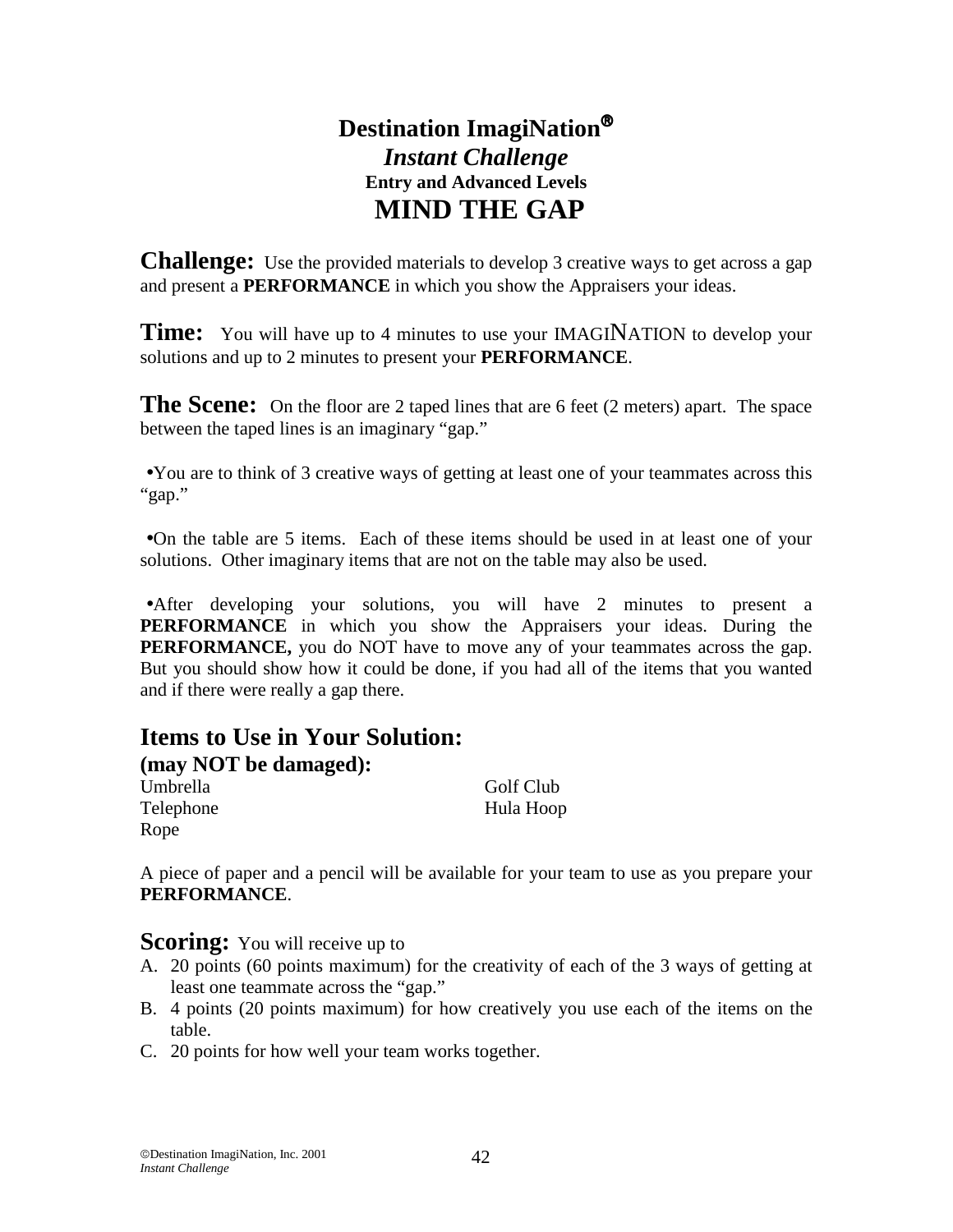# Destination ImagiNation®

## *Instant Challenge*

### Entry and Advanced Levels

# MIND THE GAP

**Challenge:** Use the provided materials to develop 3 creative ways to get across a gap and present a **PERFORMANCE** in which you show the Appraisers your ideas.

**Time:** You will have up to 4 minutes to use your IMAGINATION to develop your solutions and up to 2 minutes to present your **PERFORMANCE**.

**The Scene:** On the floor are 2 taped lines that are 6 feet (2 meters) apart. The space between the taped lines is an imaginary "gap."

- You are to think of 3 creative ways of getting at least one of your teammates across this "gap."
- On the table are 5 items. Each of these items should be used in at least one of your solutions. Other imaginary items that are not on the table may also be used.
- After developing your solutions, you will have 2 minutes to present a **PERFORMANCE** in which you show the Appraisers your ideas. During the **PERFORMANCE,** you do NOT have to move any of your teammates across the gap. But you should show how it could be done, if you had all of the items that you wanted and if there were really a gap there.

## Items to Use in Your Solution:

**(may NOT be damaged):**

Umbrella
Telephone
Rope
Golf Club
Hula Hoop

A piece of paper and a pencil will be available for your team to use as you prepare your **PERFORMANCE**.

**Scoring:** You will receive up to

A. 20 points (60 points maximum) for the creativity of each of the 3 ways of getting at least one teammate across the "gap."
B. 4 points (20 points maximum) for how creatively you use each of the items on the table.
C. 20 points for how well your team works together.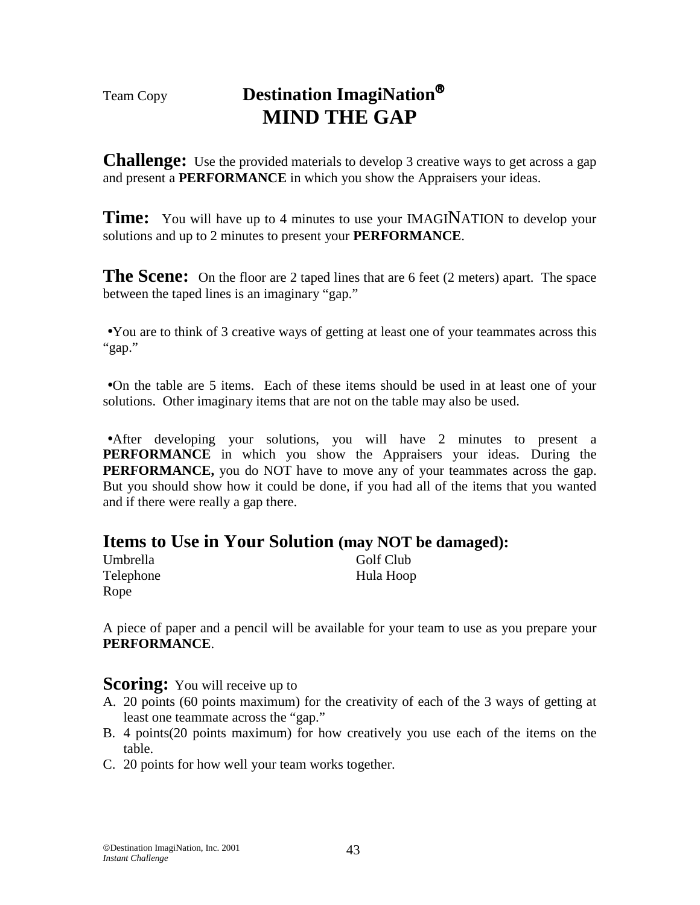Team Copy

# Destination ImagiNation®
# MIND THE GAP

**Challenge:** Use the provided materials to develop 3 creative ways to get across a gap and present a **PERFORMANCE** in which you show the Appraisers your ideas.

**Time:** You will have up to 4 minutes to use your IMAGINATION to develop your solutions and up to 2 minutes to present your **PERFORMANCE**.

**The Scene:** On the floor are 2 taped lines that are 6 feet (2 meters) apart. The space between the taped lines is an imaginary "gap."

- You are to think of 3 creative ways of getting at least one of your teammates across this "gap."

- On the table are 5 items. Each of these items should be used in at least one of your solutions. Other imaginary items that are not on the table may also be used.

- After developing your solutions, you will have 2 minutes to present a **PERFORMANCE** in which you show the Appraisers your ideas. During the **PERFORMANCE,** you do NOT have to move any of your teammates across the gap. But you should show how it could be done, if you had all of the items that you wanted and if there were really a gap there.

## Items to Use in Your Solution (may NOT be damaged):

Umbrella
Telephone
Rope
Golf Club
Hula Hoop

A piece of paper and a pencil will be available for your team to use as you prepare your **PERFORMANCE**.

**Scoring:** You will receive up to

A. 20 points (60 points maximum) for the creativity of each of the 3 ways of getting at least one teammate across the "gap."
B. 4 points(20 points maximum) for how creatively you use each of the items on the table.
C. 20 points for how well your team works together.

©Destination ImagiNation, Inc. 2001
*Instant Challenge*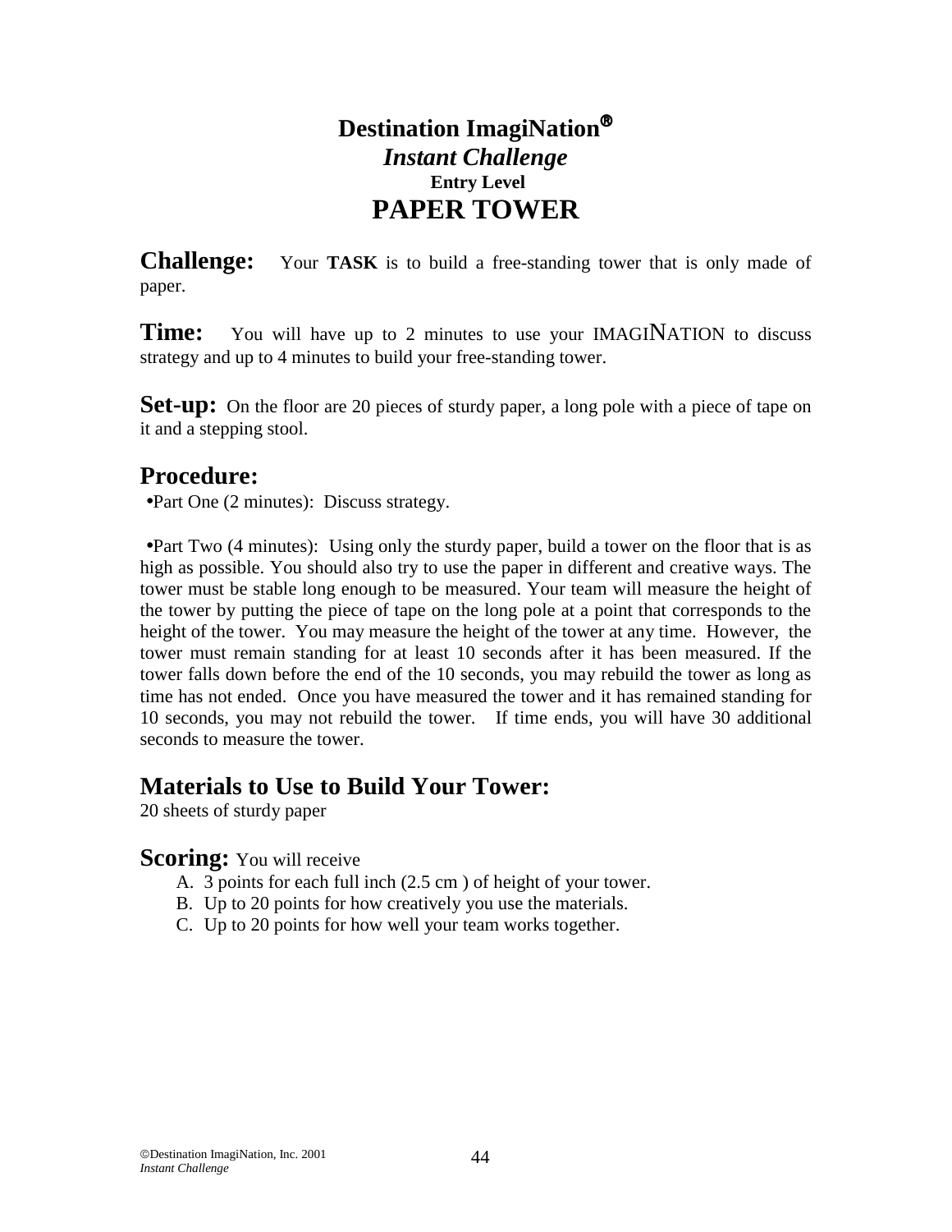# Destination ImagiNation®

## *Instant Challenge*

### Entry Level

# PAPER TOWER

**Challenge:** Your **TASK** is to build a free-standing tower that is only made of paper.

**Time:** You will have up to 2 minutes to use your IMAGINATION to discuss strategy and up to 4 minutes to build your free-standing tower.

**Set-up:** On the floor are 20 pieces of sturdy paper, a long pole with a piece of tape on it and a stepping stool.

## Procedure:

- Part One (2 minutes): Discuss strategy.

- Part Two (4 minutes): Using only the sturdy paper, build a tower on the floor that is as high as possible. You should also try to use the paper in different and creative ways. The tower must be stable long enough to be measured. Your team will measure the height of the tower by putting the piece of tape on the long pole at a point that corresponds to the height of the tower. You may measure the height of the tower at any time. However, the tower must remain standing for at least 10 seconds after it has been measured. If the tower falls down before the end of the 10 seconds, you may rebuild the tower as long as time has not ended. Once you have measured the tower and it has remained standing for 10 seconds, you may not rebuild the tower. If time ends, you will have 30 additional seconds to measure the tower.

## Materials to Use to Build Your Tower:

20 sheets of sturdy paper

**Scoring:** You will receive

A. 3 points for each full inch (2.5 cm ) of height of your tower.
B. Up to 20 points for how creatively you use the materials.
C. Up to 20 points for how well your team works together.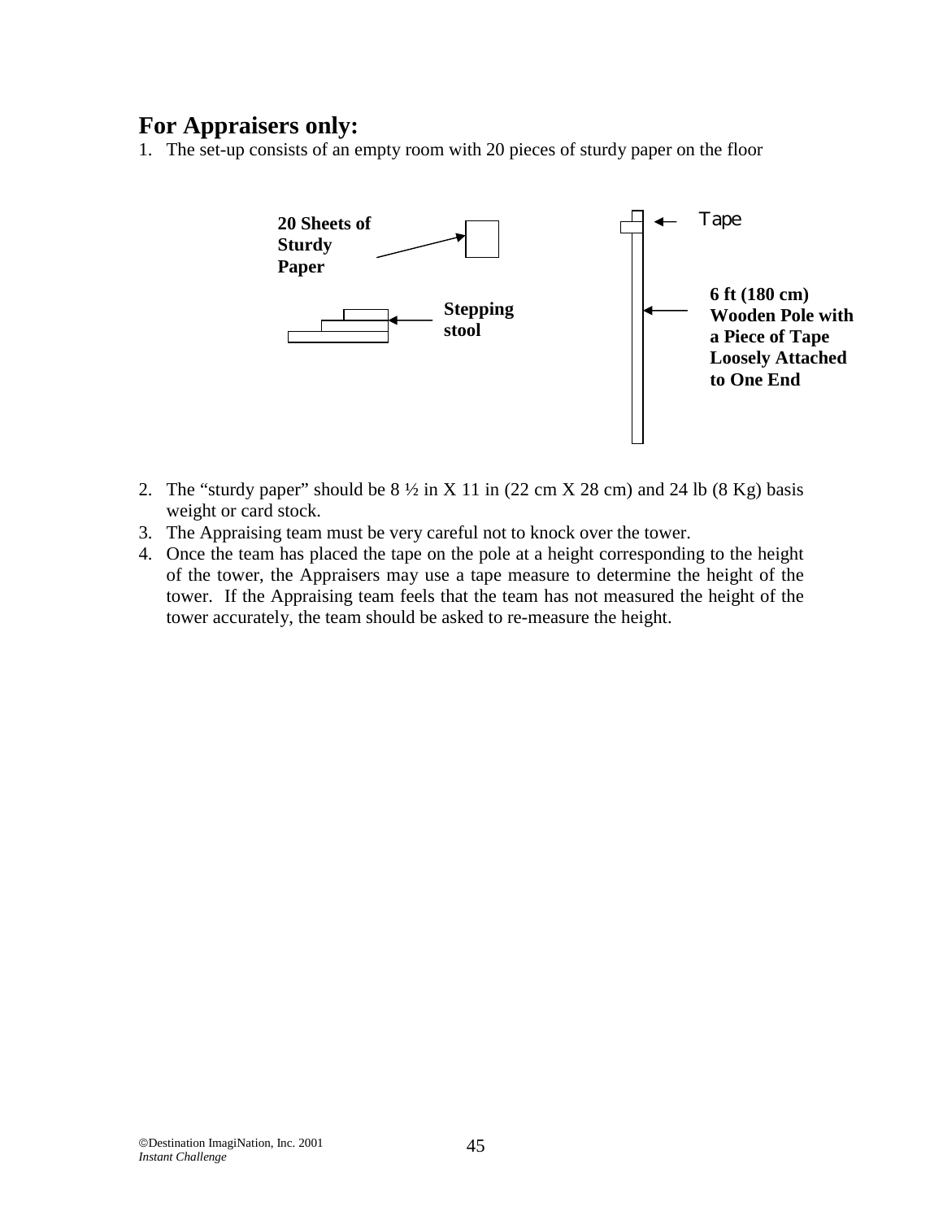## For Appraisers only:

1. The set-up consists of an empty room with 20 pieces of sturdy paper on the floor

**20 Sheets of Sturdy Paper**

**Stepping stool**

Tape

**6 ft (180 cm) Wooden Pole with a Piece of Tape Loosely Attached to One End**

2. The "sturdy paper" should be 8 ½ in X 11 in (22 cm X 28 cm) and 24 lb (8 Kg) basis weight or card stock.
3. The Appraising team must be very careful not to knock over the tower.
4. Once the team has placed the tape on the pole at a height corresponding to the height of the tower, the Appraisers may use a tape measure to determine the height of the tower. If the Appraising team feels that the team has not measured the height of the tower accurately, the team should be asked to re-measure the height.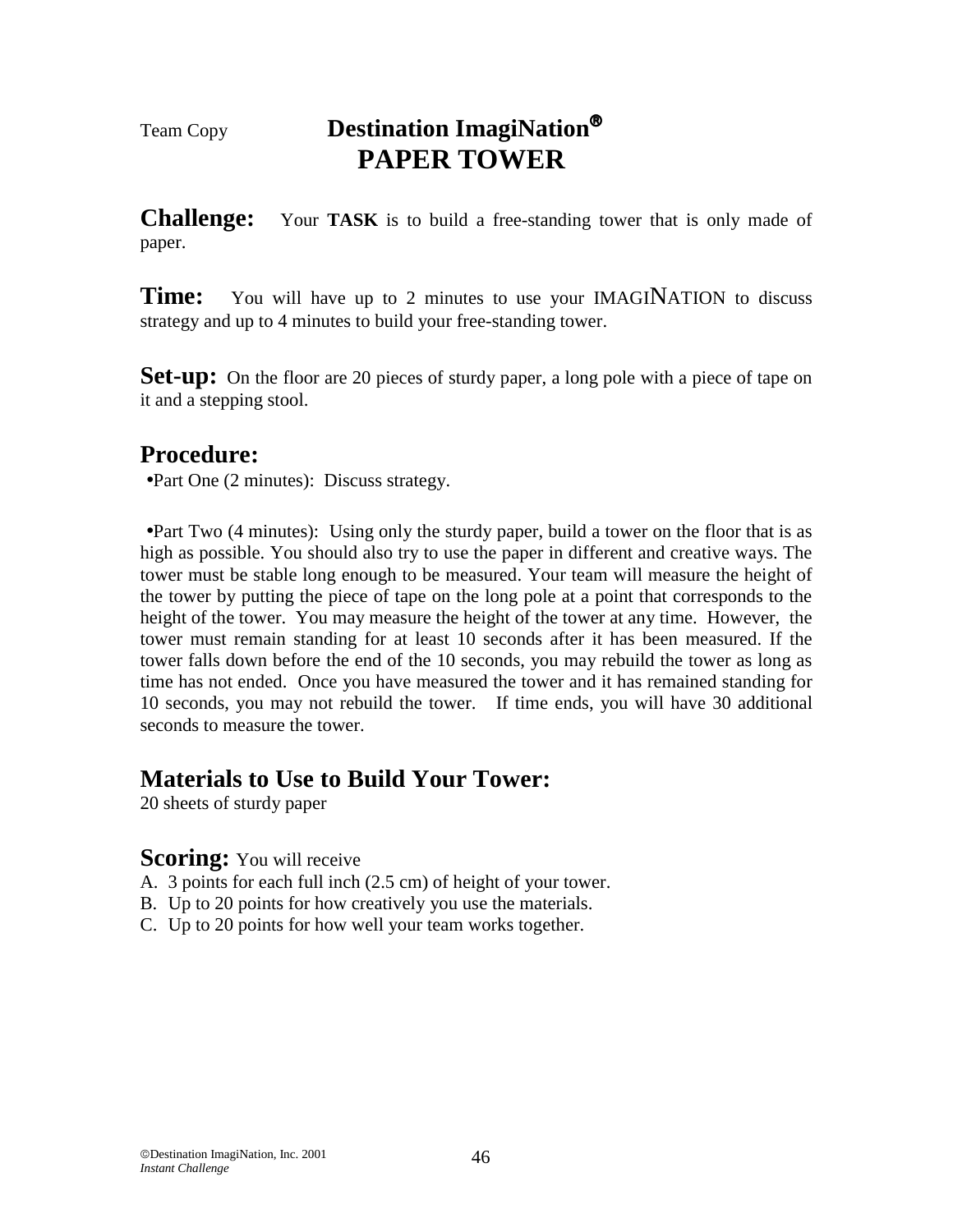Team Copy

# Destination ImagiNation®
# PAPER TOWER

**Challenge:** Your **TASK** is to build a free-standing tower that is only made of paper.

**Time:** You will have up to 2 minutes to use your IMAGINATION to discuss strategy and up to 4 minutes to build your free-standing tower.

**Set-up:** On the floor are 20 pieces of sturdy paper, a long pole with a piece of tape on it and a stepping stool.

## Procedure:

- Part One (2 minutes): Discuss strategy.

- Part Two (4 minutes): Using only the sturdy paper, build a tower on the floor that is as high as possible. You should also try to use the paper in different and creative ways. The tower must be stable long enough to be measured. Your team will measure the height of the tower by putting the piece of tape on the long pole at a point that corresponds to the height of the tower. You may measure the height of the tower at any time. However, the tower must remain standing for at least 10 seconds after it has been measured. If the tower falls down before the end of the 10 seconds, you may rebuild the tower as long as time has not ended. Once you have measured the tower and it has remained standing for 10 seconds, you may not rebuild the tower. If time ends, you will have 30 additional seconds to measure the tower.

## Materials to Use to Build Your Tower:

20 sheets of sturdy paper

**Scoring:** You will receive

A. 3 points for each full inch (2.5 cm) of height of your tower.
B. Up to 20 points for how creatively you use the materials.
C. Up to 20 points for how well your team works together.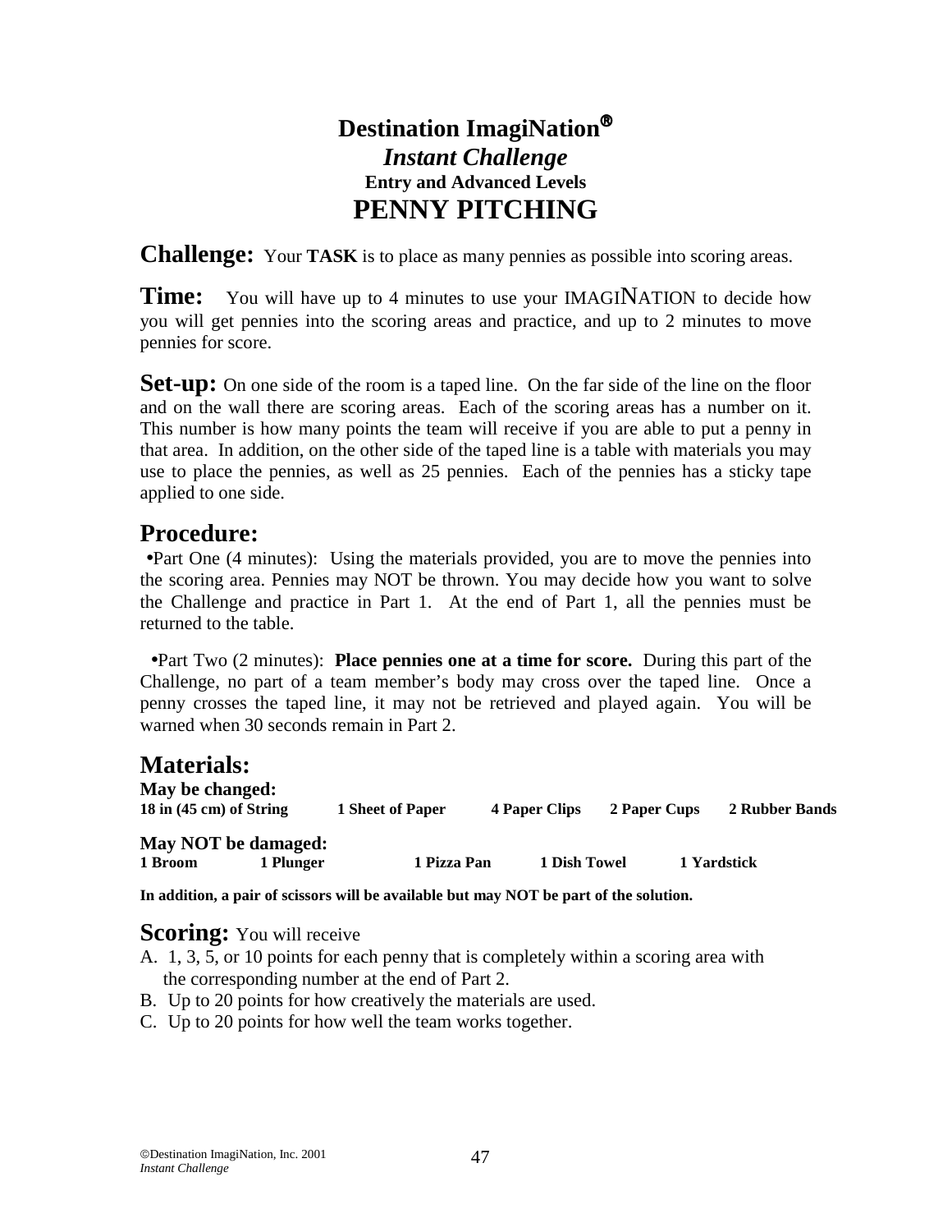# Destination ImagiNation®

## *Instant Challenge*

### Entry and Advanced Levels

# PENNY PITCHING

**Challenge:** Your **TASK** is to place as many pennies as possible into scoring areas.

**Time:** You will have up to 4 minutes to use your IMAGINATION to decide how you will get pennies into the scoring areas and practice, and up to 2 minutes to move pennies for score.

**Set-up:** On one side of the room is a taped line. On the far side of the line on the floor and on the wall there are scoring areas. Each of the scoring areas has a number on it. This number is how many points the team will receive if you are able to put a penny in that area. In addition, on the other side of the taped line is a table with materials you may use to place the pennies, as well as 25 pennies. Each of the pennies has a sticky tape applied to one side.

## Procedure:

- Part One (4 minutes): Using the materials provided, you are to move the pennies into the scoring area. Pennies may NOT be thrown. You may decide how you want to solve the Challenge and practice in Part 1. At the end of Part 1, all the pennies must be returned to the table.

- Part Two (2 minutes): **Place pennies one at a time for score.** During this part of the Challenge, no part of a team member's body may cross over the taped line. Once a penny crosses the taped line, it may not be retrieved and played again. You will be warned when 30 seconds remain in Part 2.

## Materials:

**May be changed:**
**18 in (45 cm) of String** **1 Sheet of Paper** **4 Paper Clips** **2 Paper Cups** **2 Rubber Bands**

**May NOT be damaged:**
**1 Broom** **1 Plunger** **1 Pizza Pan** **1 Dish Towel** **1 Yardstick**

**In addition, a pair of scissors will be available but may NOT be part of the solution.**

**Scoring:** You will receive

A. 1, 3, 5, or 10 points for each penny that is completely within a scoring area with the corresponding number at the end of Part 2.
B. Up to 20 points for how creatively the materials are used.
C. Up to 20 points for how well the team works together.

©Destination ImagiNation, Inc. 2001
*Instant Challenge*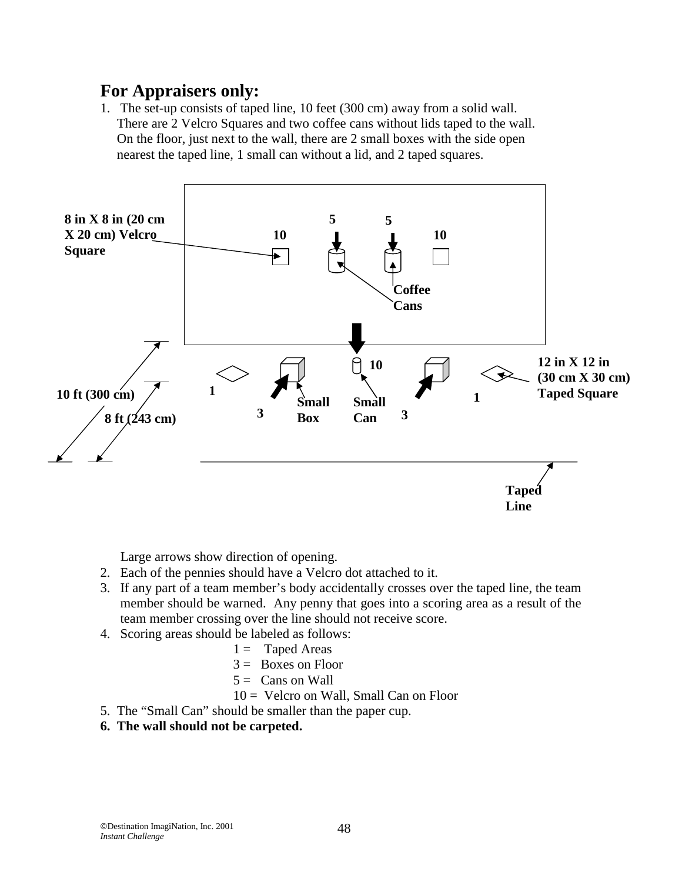## For Appraisers only:

1. The set-up consists of taped line, 10 feet (300 cm) away from a solid wall. There are 2 Velcro Squares and two coffee cans without lids taped to the wall. On the floor, just next to the wall, there are 2 small boxes with the side open nearest the taped line, 1 small can without a lid, and 2 taped squares.

**8 in X 8 in (20 cm X 20 cm) Velcro Square**

**10** **5** **5** **10**

**Coffee Cans**

**10**

**12 in X 12 in (30 cm X 30 cm) Taped Square**

**10 ft (300 cm)** **1** **1**

**3** **Small Box** **Small Can** **3**

**8 ft (243 cm)**

**Taped Line**

Large arrows show direction of opening.

2. Each of the pennies should have a Velcro dot attached to it.
3. If any part of a team member's body accidentally crosses over the taped line, the team member should be warned. Any penny that goes into a scoring area as a result of the team member crossing over the line should not receive score.
4. Scoring areas should be labeled as follows:
   - 1 = Taped Areas
   - 3 = Boxes on Floor
   - 5 = Cans on Wall
   - 10 = Velcro on Wall, Small Can on Floor
5. The "Small Can" should be smaller than the paper cup.
6. **The wall should not be carpeted.**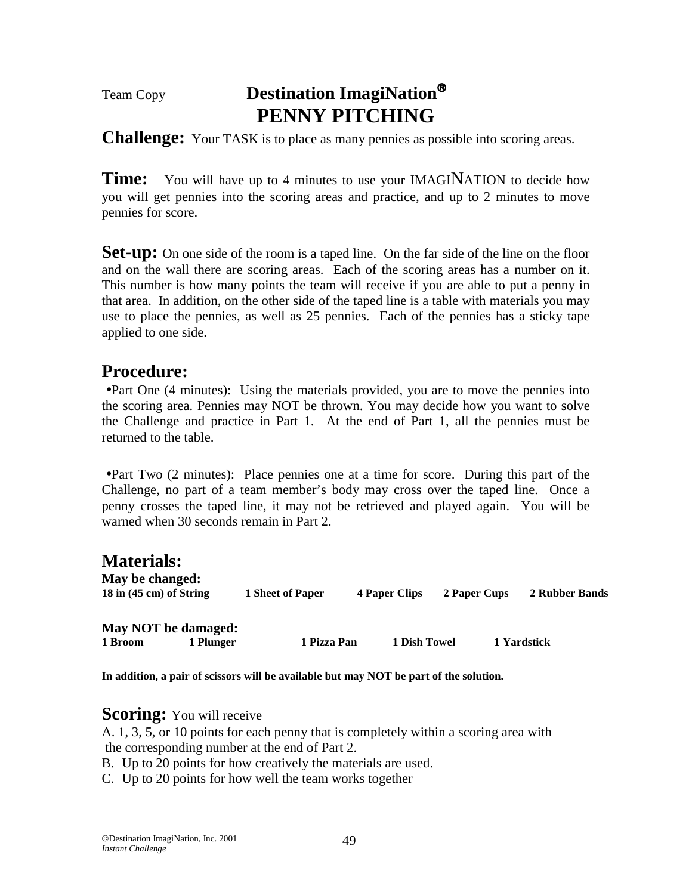Team Copy

# Destination ImagiNation®
# PENNY PITCHING

**Challenge:** Your TASK is to place as many pennies as possible into scoring areas.

**Time:** You will have up to 4 minutes to use your IMAGINATION to decide how you will get pennies into the scoring areas and practice, and up to 2 minutes to move pennies for score.

**Set-up:** On one side of the room is a taped line. On the far side of the line on the floor and on the wall there are scoring areas. Each of the scoring areas has a number on it. This number is how many points the team will receive if you are able to put a penny in that area. In addition, on the other side of the taped line is a table with materials you may use to place the pennies, as well as 25 pennies. Each of the pennies has a sticky tape applied to one side.

## Procedure:

- Part One (4 minutes): Using the materials provided, you are to move the pennies into the scoring area. Pennies may NOT be thrown. You may decide how you want to solve the Challenge and practice in Part 1. At the end of Part 1, all the pennies must be returned to the table.

- Part Two (2 minutes): Place pennies one at a time for score. During this part of the Challenge, no part of a team member's body may cross over the taped line. Once a penny crosses the taped line, it may not be retrieved and played again. You will be warned when 30 seconds remain in Part 2.

## Materials:

**May be changed:**
**18 in (45 cm) of String** **1 Sheet of Paper** **4 Paper Clips** **2 Paper Cups** **2 Rubber Bands**

**May NOT be damaged:**
**1 Broom** **1 Plunger** **1 Pizza Pan** **1 Dish Towel** **1 Yardstick**

**In addition, a pair of scissors will be available but may NOT be part of the solution.**

**Scoring:** You will receive

A. 1, 3, 5, or 10 points for each penny that is completely within a scoring area with the corresponding number at the end of Part 2.

B. Up to 20 points for how creatively the materials are used.

C. Up to 20 points for how well the team works together

©Destination ImagiNation, Inc. 2001
*Instant Challenge*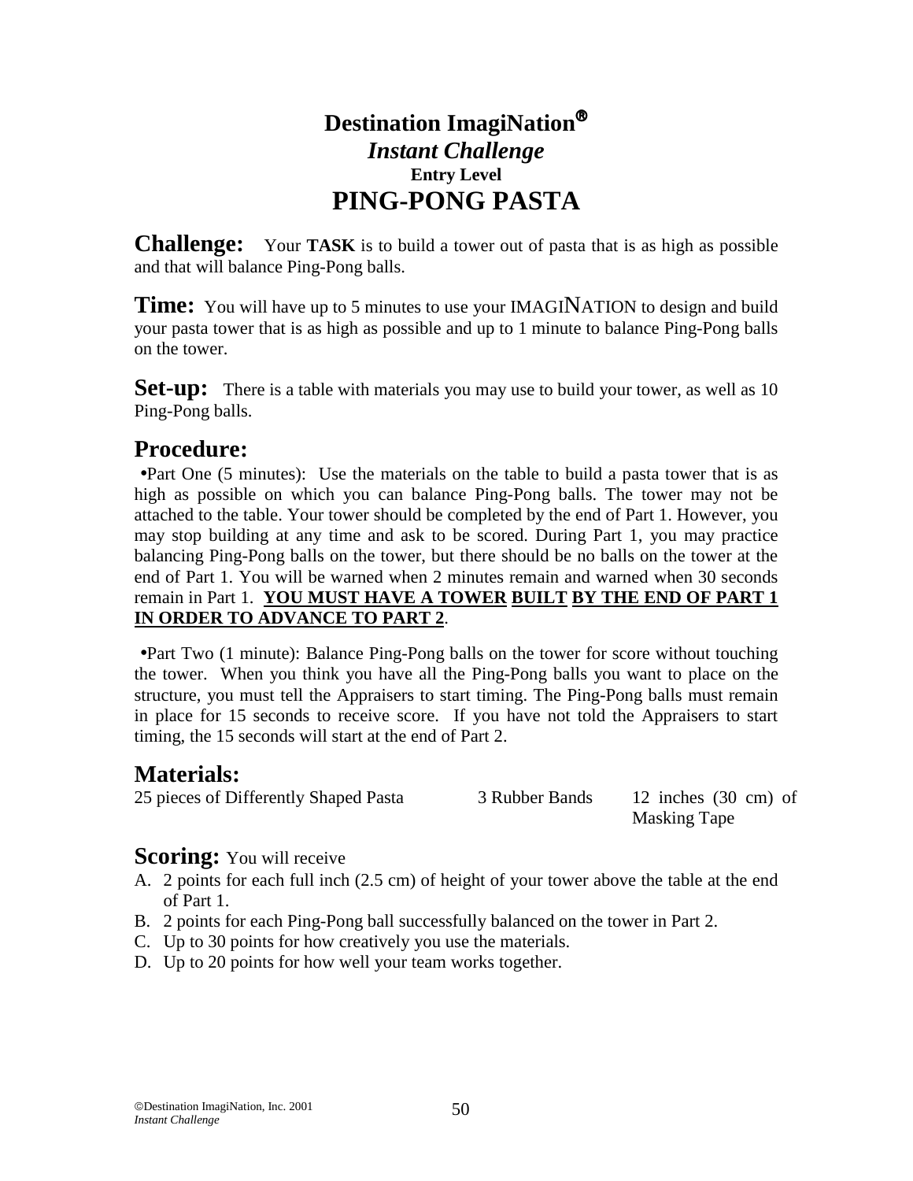# Destination ImagiNation®

***Instant Challenge***

**Entry Level**

## PING-PONG PASTA

**Challenge:** Your **TASK** is to build a tower out of pasta that is as high as possible and that will balance Ping-Pong balls.

**Time:** You will have up to 5 minutes to use your IMAGINATION to design and build your pasta tower that is as high as possible and up to 1 minute to balance Ping-Pong balls on the tower.

**Set-up:** There is a table with materials you may use to build your tower, as well as 10 Ping-Pong balls.

### Procedure:

- Part One (5 minutes): Use the materials on the table to build a pasta tower that is as high as possible on which you can balance Ping-Pong balls. The tower may not be attached to the table. Your tower should be completed by the end of Part 1. However, you may stop building at any time and ask to be scored. During Part 1, you may practice balancing Ping-Pong balls on the tower, but there should be no balls on the tower at the end of Part 1. You will be warned when 2 minutes remain and warned when 30 seconds remain in Part 1. **YOU MUST HAVE A TOWER BUILT BY THE END OF PART 1 IN ORDER TO ADVANCE TO PART 2**.

- Part Two (1 minute): Balance Ping-Pong balls on the tower for score without touching the tower. When you think you have all the Ping-Pong balls you want to place on the structure, you must tell the Appraisers to start timing. The Ping-Pong balls must remain in place for 15 seconds to receive score. If you have not told the Appraisers to start timing, the 15 seconds will start at the end of Part 2.

### Materials:

| | | |
|---|---|---|
| 25 pieces of Differently Shaped Pasta | 3 Rubber Bands | 12 inches (30 cm) of Masking Tape |

### Scoring: You will receive

A. 2 points for each full inch (2.5 cm) of height of your tower above the table at the end of Part 1.
B. 2 points for each Ping-Pong ball successfully balanced on the tower in Part 2.
C. Up to 30 points for how creatively you use the materials.
D. Up to 20 points for how well your team works together.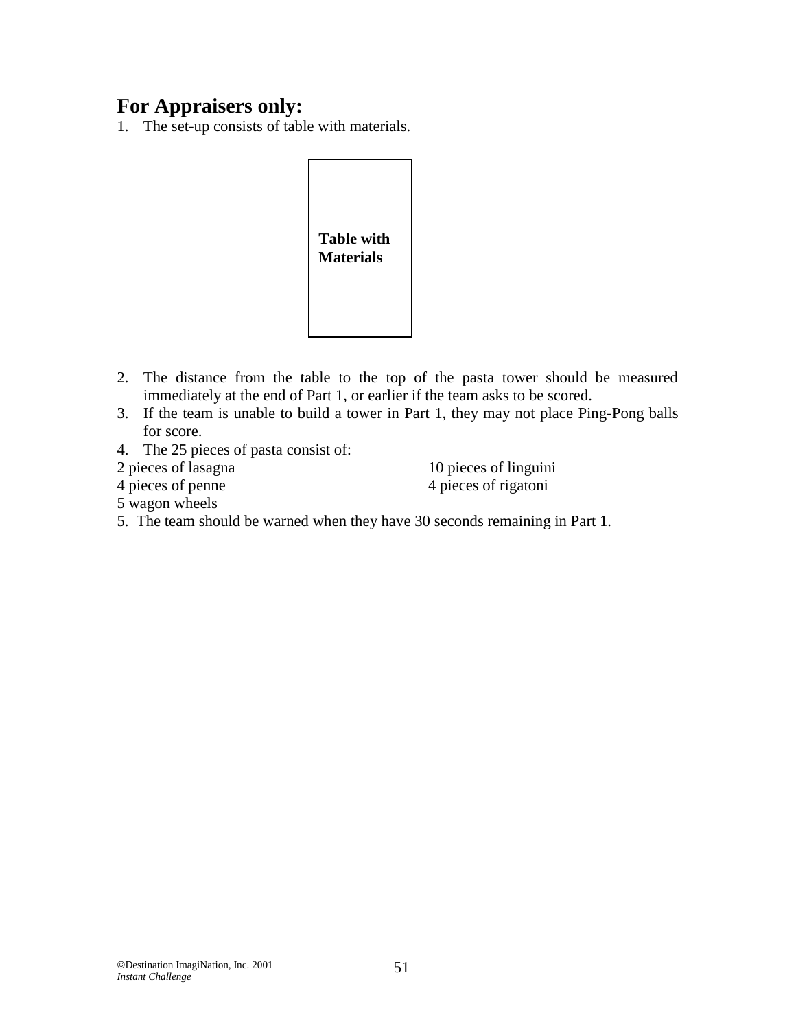## For Appraisers only:

1. The set-up consists of table with materials.

**Table with Materials**

2. The distance from the table to the top of the pasta tower should be measured immediately at the end of Part 1, or earlier if the team asks to be scored.
3. If the team is unable to build a tower in Part 1, they may not place Ping-Pong balls for score.
4. The 25 pieces of pasta consist of:

2 pieces of lasagna
10 pieces of linguini
4 pieces of penne
4 pieces of rigatoni
5 wagon wheels

5. The team should be warned when they have 30 seconds remaining in Part 1.

©Destination ImagiNation, Inc. 2001
*Instant Challenge*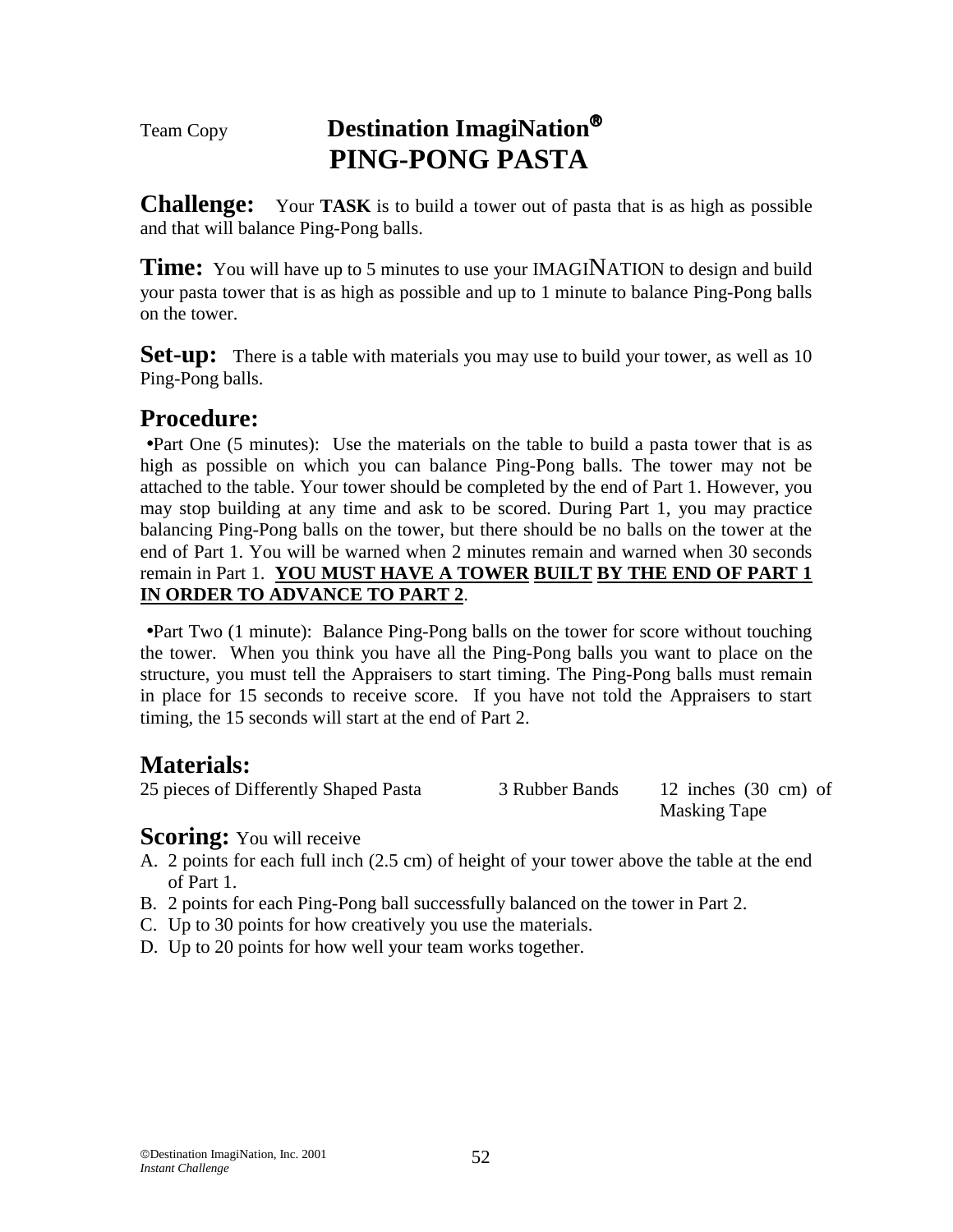Team Copy

# Destination ImagiNation®
# PING-PONG PASTA

**Challenge:** Your **TASK** is to build a tower out of pasta that is as high as possible and that will balance Ping-Pong balls.

**Time:** You will have up to 5 minutes to use your IMAGINATION to design and build your pasta tower that is as high as possible and up to 1 minute to balance Ping-Pong balls on the tower.

**Set-up:** There is a table with materials you may use to build your tower, as well as 10 Ping-Pong balls.

## Procedure:

- Part One (5 minutes): Use the materials on the table to build a pasta tower that is as high as possible on which you can balance Ping-Pong balls. The tower may not be attached to the table. Your tower should be completed by the end of Part 1. However, you may stop building at any time and ask to be scored. During Part 1, you may practice balancing Ping-Pong balls on the tower, but there should be no balls on the tower at the end of Part 1. You will be warned when 2 minutes remain and warned when 30 seconds remain in Part 1. **YOU MUST HAVE A TOWER BUILT BY THE END OF PART 1 IN ORDER TO ADVANCE TO PART 2**.

- Part Two (1 minute): Balance Ping-Pong balls on the tower for score without touching the tower. When you think you have all the Ping-Pong balls you want to place on the structure, you must tell the Appraisers to start timing. The Ping-Pong balls must remain in place for 15 seconds to receive score. If you have not told the Appraisers to start timing, the 15 seconds will start at the end of Part 2.

## Materials:

| | | |
|---|---|---|
| 25 pieces of Differently Shaped Pasta | 3 Rubber Bands | 12 inches (30 cm) of Masking Tape |

**Scoring:** You will receive

A. 2 points for each full inch (2.5 cm) of height of your tower above the table at the end of Part 1.
B. 2 points for each Ping-Pong ball successfully balanced on the tower in Part 2.
C. Up to 30 points for how creatively you use the materials.
D. Up to 20 points for how well your team works together.

©Destination ImagiNation, Inc. 2001
*Instant Challenge*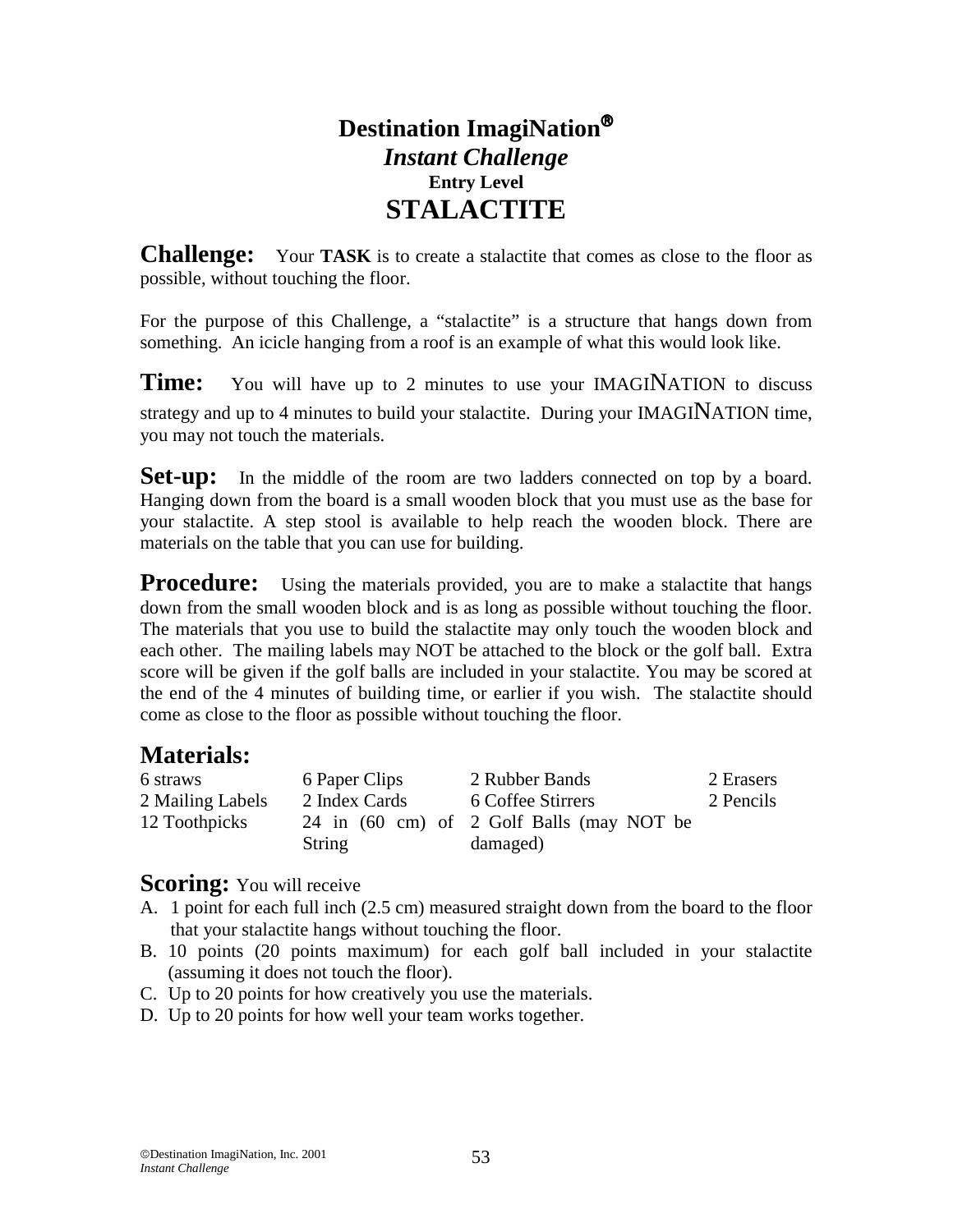# Destination ImagiNation®

## *Instant Challenge*

**Entry Level**

## STALACTITE

**Challenge:** Your **TASK** is to create a stalactite that comes as close to the floor as possible, without touching the floor.

For the purpose of this Challenge, a "stalactite" is a structure that hangs down from something. An icicle hanging from a roof is an example of what this would look like.

**Time:** You will have up to 2 minutes to use your IMAGINATION to discuss strategy and up to 4 minutes to build your stalactite. During your IMAGINATION time, you may not touch the materials.

**Set-up:** In the middle of the room are two ladders connected on top by a board. Hanging down from the board is a small wooden block that you must use as the base for your stalactite. A step stool is available to help reach the wooden block. There are materials on the table that you can use for building.

**Procedure:** Using the materials provided, you are to make a stalactite that hangs down from the small wooden block and is as long as possible without touching the floor. The materials that you use to build the stalactite may only touch the wooden block and each other. The mailing labels may NOT be attached to the block or the golf ball. Extra score will be given if the golf balls are included in your stalactite. You may be scored at the end of the 4 minutes of building time, or earlier if you wish. The stalactite should come as close to the floor as possible without touching the floor.

## Materials:

| | | | |
|---|---|---|---|
| 6 straws | 6 Paper Clips | 2 Rubber Bands | 2 Erasers |
| 2 Mailing Labels | 2 Index Cards | 6 Coffee Stirrers | 2 Pencils |
| 12 Toothpicks | 24 in (60 cm) of String | 2 Golf Balls (may NOT be damaged) | |

## Scoring: You will receive

A. 1 point for each full inch (2.5 cm) measured straight down from the board to the floor that your stalactite hangs without touching the floor.

B. 10 points (20 points maximum) for each golf ball included in your stalactite (assuming it does not touch the floor).

C. Up to 20 points for how creatively you use the materials.

D. Up to 20 points for how well your team works together.

©Destination ImagiNation, Inc. 2001
*Instant Challenge*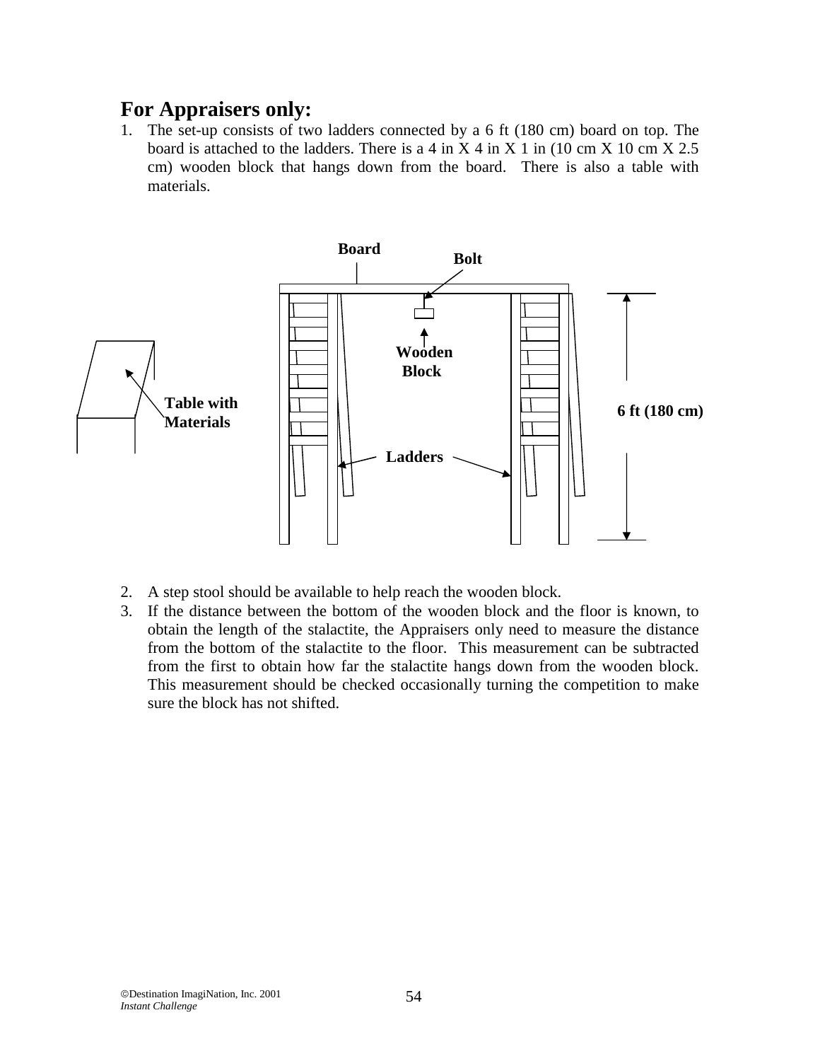## For Appraisers only:

1. The set-up consists of two ladders connected by a 6 ft (180 cm) board on top. The board is attached to the ladders. There is a 4 in X 4 in X 1 in (10 cm X 10 cm X 2.5 cm) wooden block that hangs down from the board. There is also a table with materials.

2. A step stool should be available to help reach the wooden block.
3. If the distance between the bottom of the wooden block and the floor is known, to obtain the length of the stalactite, the Appraisers only need to measure the distance from the bottom of the stalactite to the floor. This measurement can be subtracted from the first to obtain how far the stalactite hangs down from the wooden block. This measurement should be checked occasionally turning the competition to make sure the block has not shifted.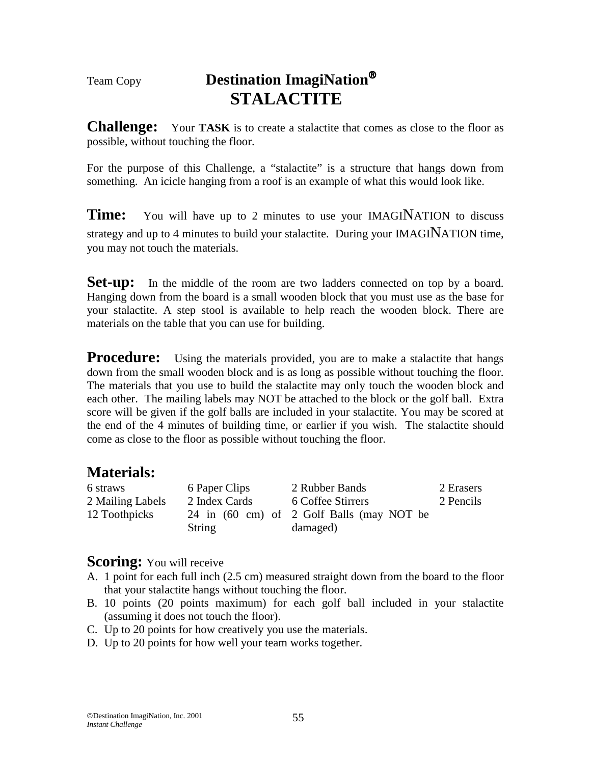Team Copy

# Destination ImagiNation®
# STALACTITE

**Challenge:** Your **TASK** is to create a stalactite that comes as close to the floor as possible, without touching the floor.

For the purpose of this Challenge, a "stalactite" is a structure that hangs down from something. An icicle hanging from a roof is an example of what this would look like.

**Time:** You will have up to 2 minutes to use your IMAGINATION to discuss strategy and up to 4 minutes to build your stalactite. During your IMAGINATION time, you may not touch the materials.

**Set-up:** In the middle of the room are two ladders connected on top by a board. Hanging down from the board is a small wooden block that you must use as the base for your stalactite. A step stool is available to help reach the wooden block. There are materials on the table that you can use for building.

**Procedure:** Using the materials provided, you are to make a stalactite that hangs down from the small wooden block and is as long as possible without touching the floor. The materials that you use to build the stalactite may only touch the wooden block and each other. The mailing labels may NOT be attached to the block or the golf ball. Extra score will be given if the golf balls are included in your stalactite. You may be scored at the end of the 4 minutes of building time, or earlier if you wish. The stalactite should come as close to the floor as possible without touching the floor.

## Materials:

| | | | |
|---|---|---|---|
| 6 straws | 6 Paper Clips | 2 Rubber Bands | 2 Erasers |
| 2 Mailing Labels | 2 Index Cards | 6 Coffee Stirrers | 2 Pencils |
| 12 Toothpicks | 24 in (60 cm) of String | 2 Golf Balls (may NOT be damaged) | |

**Scoring:** You will receive

A. 1 point for each full inch (2.5 cm) measured straight down from the board to the floor that your stalactite hangs without touching the floor.
B. 10 points (20 points maximum) for each golf ball included in your stalactite (assuming it does not touch the floor).
C. Up to 20 points for how creatively you use the materials.
D. Up to 20 points for how well your team works together.

©Destination ImagiNation, Inc. 2001
*Instant Challenge*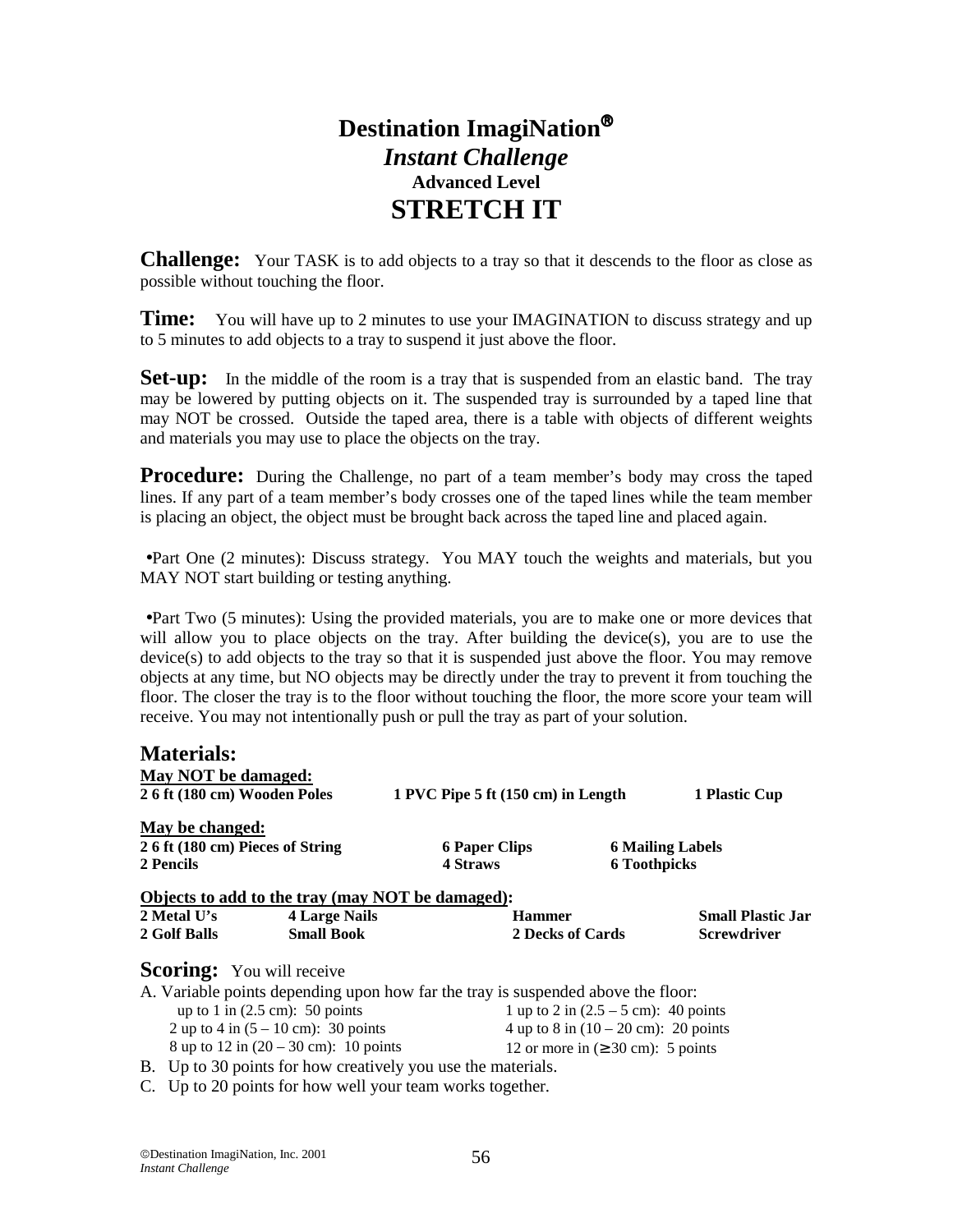# Destination ImagiNation®

## *Instant Challenge*

### Advanced Level

# STRETCH IT

**Challenge:** Your TASK is to add objects to a tray so that it descends to the floor as close as possible without touching the floor.

**Time:** You will have up to 2 minutes to use your IMAGINATION to discuss strategy and up to 5 minutes to add objects to a tray to suspend it just above the floor.

**Set-up:** In the middle of the room is a tray that is suspended from an elastic band. The tray may be lowered by putting objects on it. The suspended tray is surrounded by a taped line that may NOT be crossed. Outside the taped area, there is a table with objects of different weights and materials you may use to place the objects on the tray.

**Procedure:** During the Challenge, no part of a team member's body may cross the taped lines. If any part of a team member's body crosses one of the taped lines while the team member is placing an object, the object must be brought back across the taped line and placed again.

- Part One (2 minutes): Discuss strategy. You MAY touch the weights and materials, but you MAY NOT start building or testing anything.

- Part Two (5 minutes): Using the provided materials, you are to make one or more devices that will allow you to place objects on the tray. After building the device(s), you are to use the device(s) to add objects to the tray so that it is suspended just above the floor. You may remove objects at any time, but NO objects may be directly under the tray to prevent it from touching the floor. The closer the tray is to the floor without touching the floor, the more score your team will receive. You may not intentionally push or pull the tray as part of your solution.

## Materials:

**May NOT be damaged:**

| | | |
|---|---|---|
| **2 6 ft (180 cm) Wooden Poles** | **1 PVC Pipe 5 ft (150 cm) in Length** | **1 Plastic Cup** |

**May be changed:**

| | | |
|---|---|---|
| **2 6 ft (180 cm) Pieces of String** | **6 Paper Clips** | **6 Mailing Labels** |
| **2 Pencils** | **4 Straws** | **6 Toothpicks** |

**Objects to add to the tray (may NOT be damaged):**

| | | | |
|---|---|---|---|
| **2 Metal U's** | **4 Large Nails** | **Hammer** | **Small Plastic Jar** |
| **2 Golf Balls** | **Small Book** | **2 Decks of Cards** | **Screwdriver** |

**Scoring:** You will receive

A. Variable points depending upon how far the tray is suspended above the floor:

| | |
|---|---|
| up to 1 in (2.5 cm): 50 points | 1 up to 2 in (2.5 – 5 cm): 40 points |
| 2 up to 4 in (5 – 10 cm): 30 points | 4 up to 8 in (10 – 20 cm): 20 points |
| 8 up to 12 in (20 – 30 cm): 10 points | 12 or more in (≥ 30 cm): 5 points |

B. Up to 30 points for how creatively you use the materials.

C. Up to 20 points for how well your team works together.

©Destination ImagiNation, Inc. 2001
*Instant Challenge*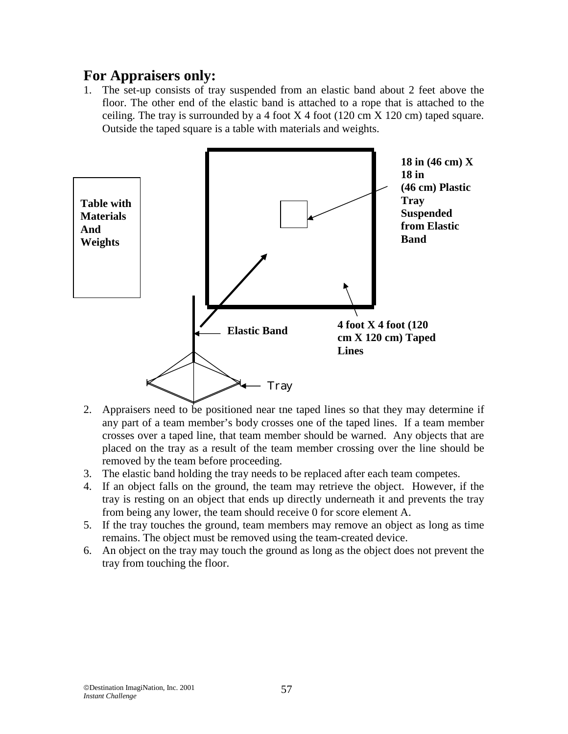## For Appraisers only:

1. The set-up consists of tray suspended from an elastic band about 2 feet above the floor. The other end of the elastic band is attached to a rope that is attached to the ceiling. The tray is surrounded by a 4 foot X 4 foot (120 cm X 120 cm) taped square. Outside the taped square is a table with materials and weights.

Table with Materials And Weights

18 in (46 cm) X 18 in (46 cm) Plastic Tray Suspended from Elastic Band

Elastic Band

4 foot X 4 foot (120 cm X 120 cm) Taped Lines

Tray

2. Appraisers need to be positioned near the taped lines so that they may determine if any part of a team member's body crosses one of the taped lines. If a team member crosses over a taped line, that team member should be warned. Any objects that are placed on the tray as a result of the team member crossing over the line should be removed by the team before proceeding.
3. The elastic band holding the tray needs to be replaced after each team competes.
4. If an object falls on the ground, the team may retrieve the object. However, if the tray is resting on an object that ends up directly underneath it and prevents the tray from being any lower, the team should receive 0 for score element A.
5. If the tray touches the ground, team members may remove an object as long as time remains. The object must be removed using the team-created device.
6. An object on the tray may touch the ground as long as the object does not prevent the tray from touching the floor.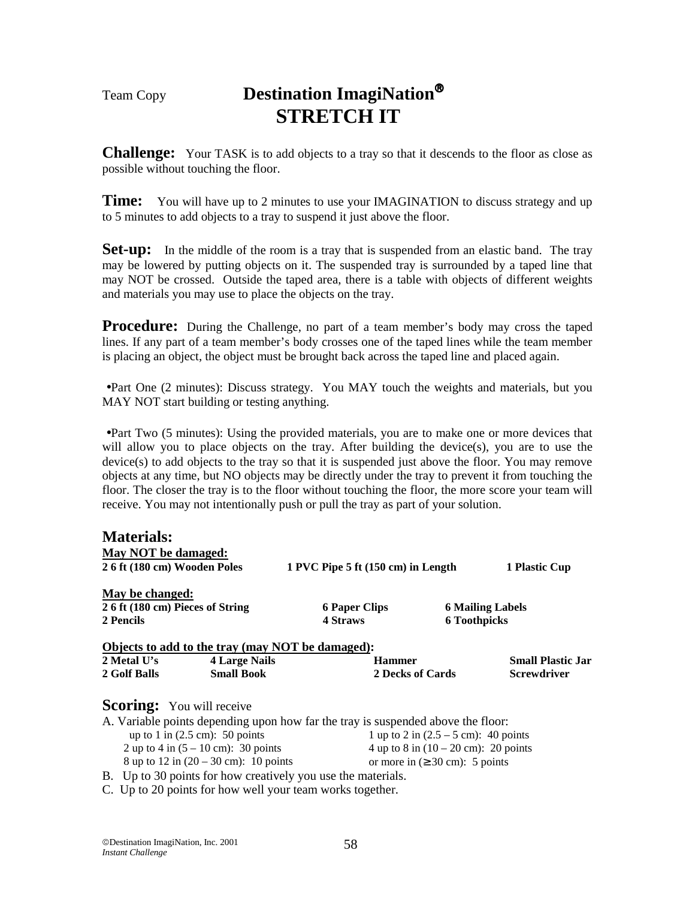Team Copy

# Destination ImagiNation®
# STRETCH IT

**Challenge:** Your TASK is to add objects to a tray so that it descends to the floor as close as possible without touching the floor.

**Time:** You will have up to 2 minutes to use your IMAGINATION to discuss strategy and up to 5 minutes to add objects to a tray to suspend it just above the floor.

**Set-up:** In the middle of the room is a tray that is suspended from an elastic band. The tray may be lowered by putting objects on it. The suspended tray is surrounded by a taped line that may NOT be crossed. Outside the taped area, there is a table with objects of different weights and materials you may use to place the objects on the tray.

**Procedure:** During the Challenge, no part of a team member's body may cross the taped lines. If any part of a team member's body crosses one of the taped lines while the team member is placing an object, the object must be brought back across the taped line and placed again.

- Part One (2 minutes): Discuss strategy. You MAY touch the weights and materials, but you MAY NOT start building or testing anything.

- Part Two (5 minutes): Using the provided materials, you are to make one or more devices that will allow you to place objects on the tray. After building the device(s), you are to use the device(s) to add objects to the tray so that it is suspended just above the floor. You may remove objects at any time, but NO objects may be directly under the tray to prevent it from touching the floor. The closer the tray is to the floor without touching the floor, the more score your team will receive. You may not intentionally push or pull the tray as part of your solution.

## Materials:

**May NOT be damaged:**

| | | |
|---|---|---|
| **2 6 ft (180 cm) Wooden Poles** | **1 PVC Pipe 5 ft (150 cm) in Length** | **1 Plastic Cup** |

**May be changed:**

| | | |
|---|---|---|
| **2 6 ft (180 cm) Pieces of String** | **6 Paper Clips** | **6 Mailing Labels** |
| **2 Pencils** | **4 Straws** | **6 Toothpicks** |

**Objects to add to the tray (may NOT be damaged):**

| | | | |
|---|---|---|---|
| **2 Metal U's** | **4 Large Nails** | **Hammer** | **Small Plastic Jar** |
| **2 Golf Balls** | **Small Book** | **2 Decks of Cards** | **Screwdriver** |

**Scoring:** You will receive

A. Variable points depending upon how far the tray is suspended above the floor:

| | |
|---|---|
| up to 1 in (2.5 cm): 50 points | 1 up to 2 in (2.5 – 5 cm): 40 points |
| 2 up to 4 in (5 – 10 cm): 30 points | 4 up to 8 in (10 – 20 cm): 20 points |
| 8 up to 12 in (20 – 30 cm): 10 points | or more in (≥ 30 cm): 5 points |

B. Up to 30 points for how creatively you use the materials.

C. Up to 20 points for how well your team works together.

©Destination ImagiNation, Inc. 2001
*Instant Challenge*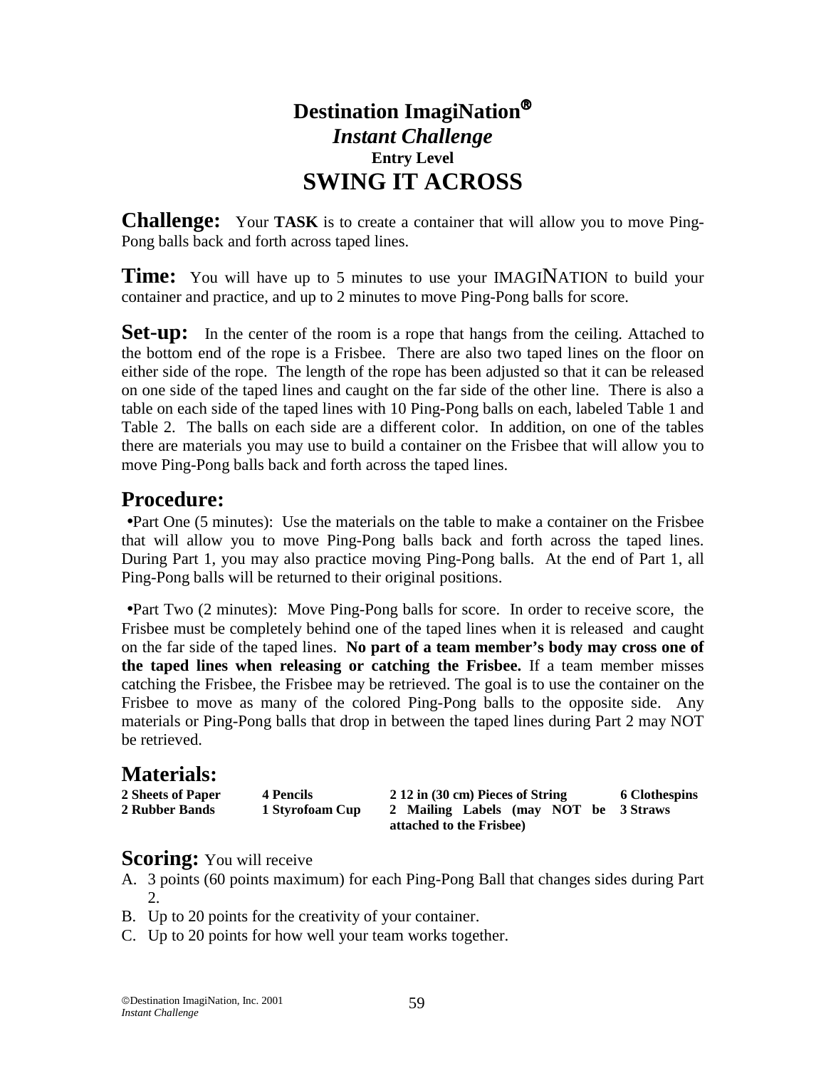# Destination ImagiNation®
## *Instant Challenge*
### Entry Level
## SWING IT ACROSS

**Challenge:** Your **TASK** is to create a container that will allow you to move Ping-Pong balls back and forth across taped lines.

**Time:** You will have up to 5 minutes to use your IMAGINATION to build your container and practice, and up to 2 minutes to move Ping-Pong balls for score.

**Set-up:** In the center of the room is a rope that hangs from the ceiling. Attached to the bottom end of the rope is a Frisbee. There are also two taped lines on the floor on either side of the rope. The length of the rope has been adjusted so that it can be released on one side of the taped lines and caught on the far side of the other line. There is also a table on each side of the taped lines with 10 Ping-Pong balls on each, labeled Table 1 and Table 2. The balls on each side are a different color. In addition, on one of the tables there are materials you may use to build a container on the Frisbee that will allow you to move Ping-Pong balls back and forth across the taped lines.

## Procedure:

- Part One (5 minutes): Use the materials on the table to make a container on the Frisbee that will allow you to move Ping-Pong balls back and forth across the taped lines. During Part 1, you may also practice moving Ping-Pong balls. At the end of Part 1, all Ping-Pong balls will be returned to their original positions.

- Part Two (2 minutes): Move Ping-Pong balls for score. In order to receive score, the Frisbee must be completely behind one of the taped lines when it is released and caught on the far side of the taped lines. **No part of a team member's body may cross one of the taped lines when releasing or catching the Frisbee.** If a team member misses catching the Frisbee, the Frisbee may be retrieved. The goal is to use the container on the Frisbee to move as many of the colored Ping-Pong balls to the opposite side. Any materials or Ping-Pong balls that drop in between the taped lines during Part 2 may NOT be retrieved.

## Materials:

| | | | |
|---|---|---|---|
| **2 Sheets of Paper** | **4 Pencils** | **2 12 in (30 cm) Pieces of String** | **6 Clothespins** |
| **2 Rubber Bands** | **1 Styrofoam Cup** | **2 Mailing Labels (may NOT be attached to the Frisbee)** | **3 Straws** |

**Scoring:** You will receive

A. 3 points (60 points maximum) for each Ping-Pong Ball that changes sides during Part 2.
B. Up to 20 points for the creativity of your container.
C. Up to 20 points for how well your team works together.

©Destination ImagiNation, Inc. 2001
*Instant Challenge*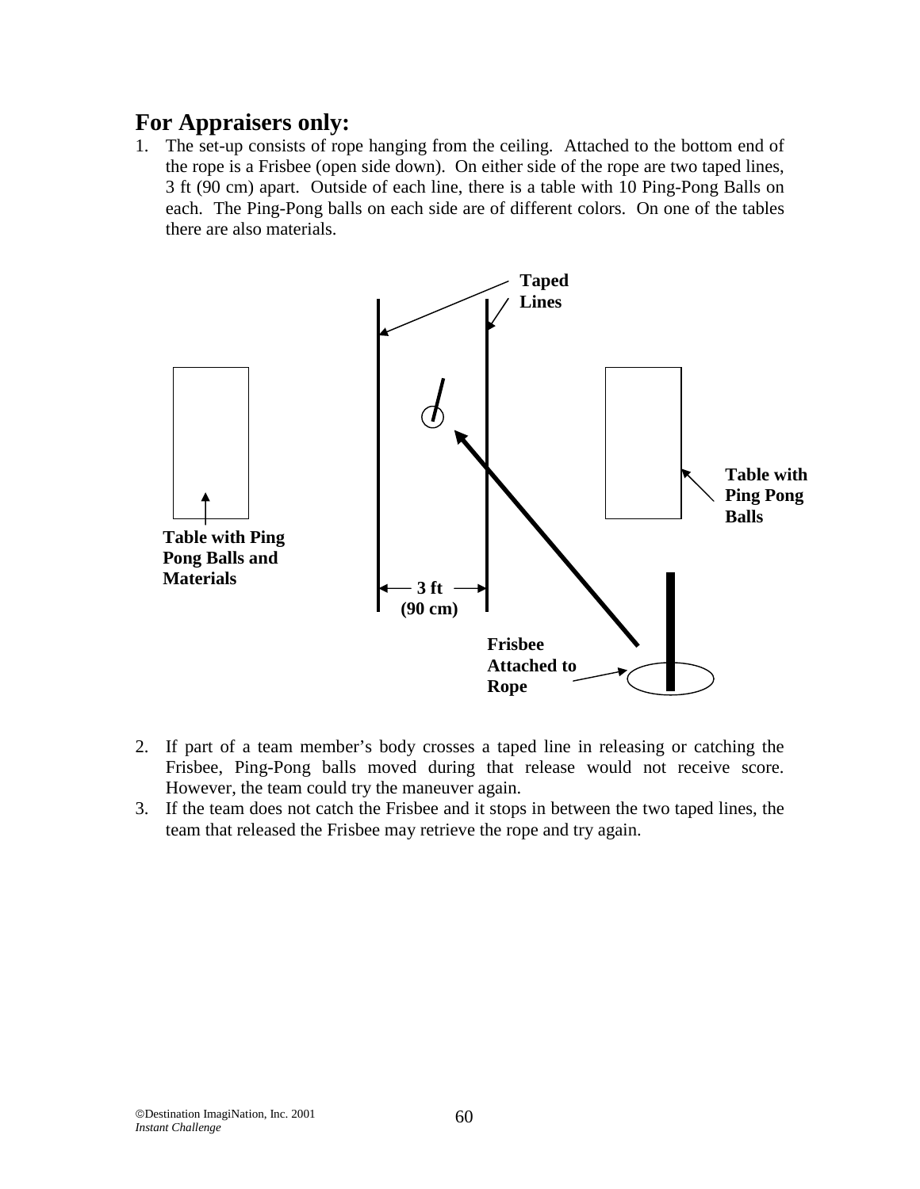## For Appraisers only:

1. The set-up consists of rope hanging from the ceiling. Attached to the bottom end of the rope is a Frisbee (open side down). On either side of the rope are two taped lines, 3 ft (90 cm) apart. Outside of each line, there is a table with 10 Ping-Pong Balls on each. The Ping-Pong balls on each side are of different colors. On one of the tables there are also materials.

Taped Lines

Table with Ping Pong Balls

Table with Ping Pong Balls and Materials

3 ft (90 cm)

Frisbee Attached to Rope

2. If part of a team member's body crosses a taped line in releasing or catching the Frisbee, Ping-Pong balls moved during that release would not receive score. However, the team could try the maneuver again.
3. If the team does not catch the Frisbee and it stops in between the two taped lines, the team that released the Frisbee may retrieve the rope and try again.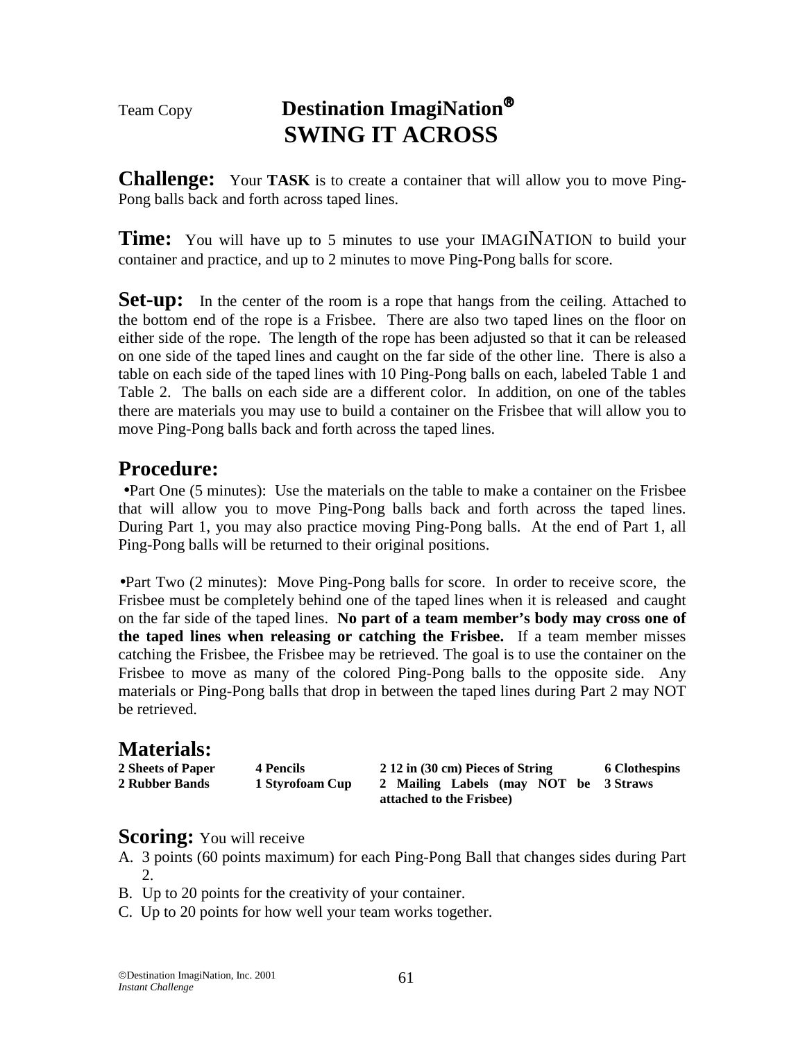Team Copy

# Destination ImagiNation®
# SWING IT ACROSS

**Challenge:** Your **TASK** is to create a container that will allow you to move Ping-Pong balls back and forth across taped lines.

**Time:** You will have up to 5 minutes to use your IMAGINATION to build your container and practice, and up to 2 minutes to move Ping-Pong balls for score.

**Set-up:** In the center of the room is a rope that hangs from the ceiling. Attached to the bottom end of the rope is a Frisbee. There are also two taped lines on the floor on either side of the rope. The length of the rope has been adjusted so that it can be released on one side of the taped lines and caught on the far side of the other line. There is also a table on each side of the taped lines with 10 Ping-Pong balls on each, labeled Table 1 and Table 2. The balls on each side are a different color. In addition, on one of the tables there are materials you may use to build a container on the Frisbee that will allow you to move Ping-Pong balls back and forth across the taped lines.

## Procedure:

- Part One (5 minutes): Use the materials on the table to make a container on the Frisbee that will allow you to move Ping-Pong balls back and forth across the taped lines. During Part 1, you may also practice moving Ping-Pong balls. At the end of Part 1, all Ping-Pong balls will be returned to their original positions.

- Part Two (2 minutes): Move Ping-Pong balls for score. In order to receive score, the Frisbee must be completely behind one of the taped lines when it is released and caught on the far side of the taped lines. **No part of a team member's body may cross one of the taped lines when releasing or catching the Frisbee.** If a team member misses catching the Frisbee, the Frisbee may be retrieved. The goal is to use the container on the Frisbee to move as many of the colored Ping-Pong balls to the opposite side. Any materials or Ping-Pong balls that drop in between the taped lines during Part 2 may NOT be retrieved.

## Materials:

| | | | |
|---|---|---|---|
| **2 Sheets of Paper** | **4 Pencils** | **2 12 in (30 cm) Pieces of String** | **6 Clothespins** |
| **2 Rubber Bands** | **1 Styrofoam Cup** | **2 Mailing Labels (may NOT be attached to the Frisbee)** | **3 Straws** |

**Scoring:** You will receive

A. 3 points (60 points maximum) for each Ping-Pong Ball that changes sides during Part 2.
B. Up to 20 points for the creativity of your container.
C. Up to 20 points for how well your team works together.

©Destination ImagiNation, Inc. 2001
*Instant Challenge*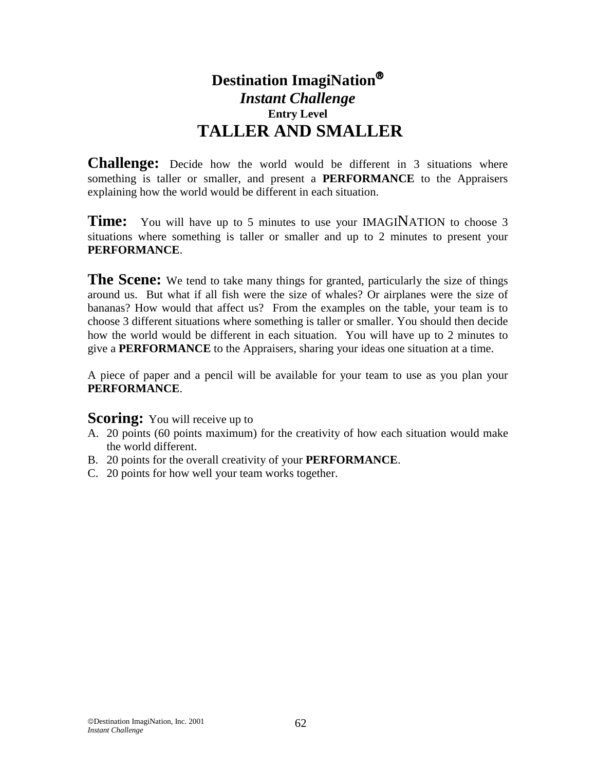# Destination ImagiNation®

## *Instant Challenge*

### Entry Level

# TALLER AND SMALLER

**Challenge:** Decide how the world would be different in 3 situations where something is taller or smaller, and present a **PERFORMANCE** to the Appraisers explaining how the world would be different in each situation.

**Time:** You will have up to 5 minutes to use your IMAGINATION to choose 3 situations where something is taller or smaller and up to 2 minutes to present your **PERFORMANCE**.

**The Scene:** We tend to take many things for granted, particularly the size of things around us. But what if all fish were the size of whales? Or airplanes were the size of bananas? How would that affect us? From the examples on the table, your team is to choose 3 different situations where something is taller or smaller. You should then decide how the world would be different in each situation. You will have up to 2 minutes to give a **PERFORMANCE** to the Appraisers, sharing your ideas one situation at a time.

A piece of paper and a pencil will be available for your team to use as you plan your **PERFORMANCE**.

**Scoring:** You will receive up to

A. 20 points (60 points maximum) for the creativity of how each situation would make the world different.
B. 20 points for the overall creativity of your **PERFORMANCE**.
C. 20 points for how well your team works together.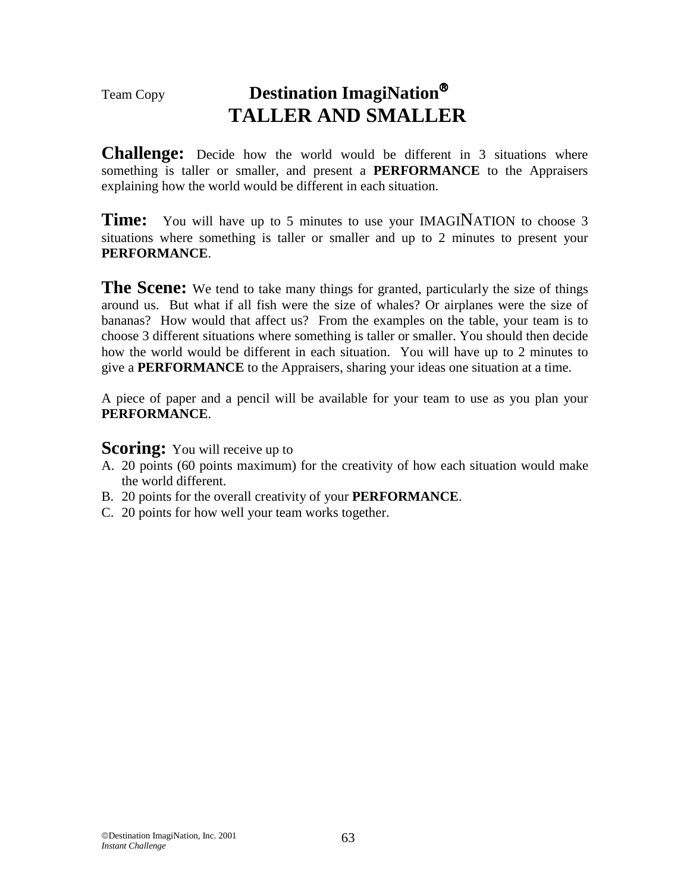Team Copy

# Destination ImagiNation®
# TALLER AND SMALLER

**Challenge:** Decide how the world would be different in 3 situations where something is taller or smaller, and present a **PERFORMANCE** to the Appraisers explaining how the world would be different in each situation.

**Time:** You will have up to 5 minutes to use your IMAGINATION to choose 3 situations where something is taller or smaller and up to 2 minutes to present your **PERFORMANCE**.

**The Scene:** We tend to take many things for granted, particularly the size of things around us. But what if all fish were the size of whales? Or airplanes were the size of bananas? How would that affect us? From the examples on the table, your team is to choose 3 different situations where something is taller or smaller. You should then decide how the world would be different in each situation. You will have up to 2 minutes to give a **PERFORMANCE** to the Appraisers, sharing your ideas one situation at a time.

A piece of paper and a pencil will be available for your team to use as you plan your **PERFORMANCE**.

**Scoring:** You will receive up to

A. 20 points (60 points maximum) for the creativity of how each situation would make the world different.
B. 20 points for the overall creativity of your **PERFORMANCE**.
C. 20 points for how well your team works together.

©Destination ImagiNation, Inc. 2001
*Instant Challenge*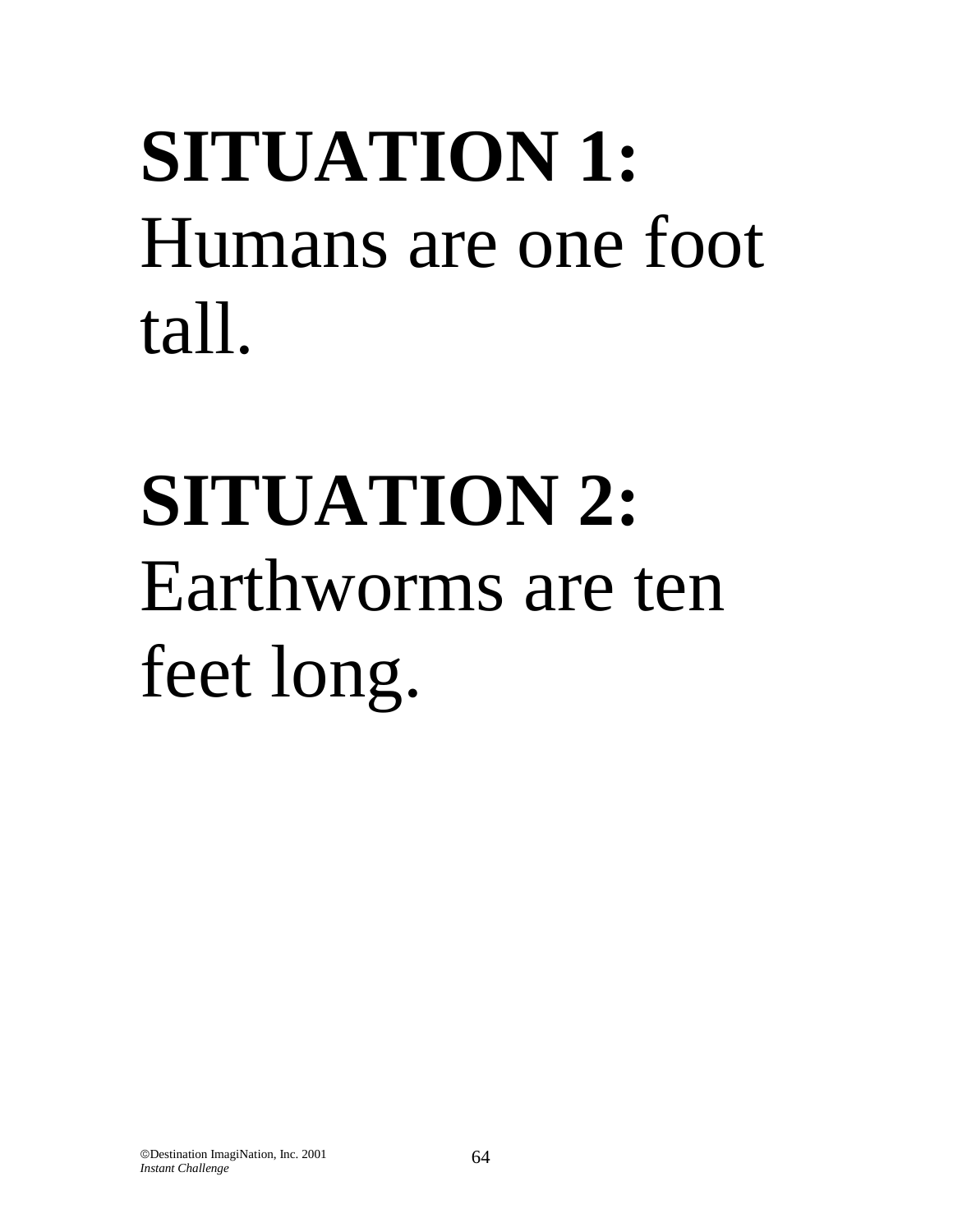**SITUATION 1:** Humans are one foot tall.

**SITUATION 2:** Earthworms are ten feet long.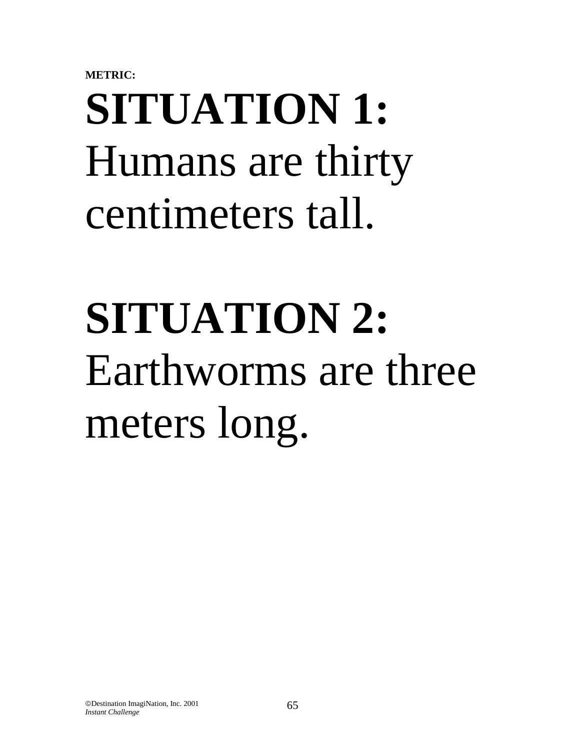**METRIC:**

# SITUATION 1:

Humans are thirty centimeters tall.

# SITUATION 2:

Earthworms are three meters long.

©Destination ImagiNation, Inc. 2001
*Instant Challenge*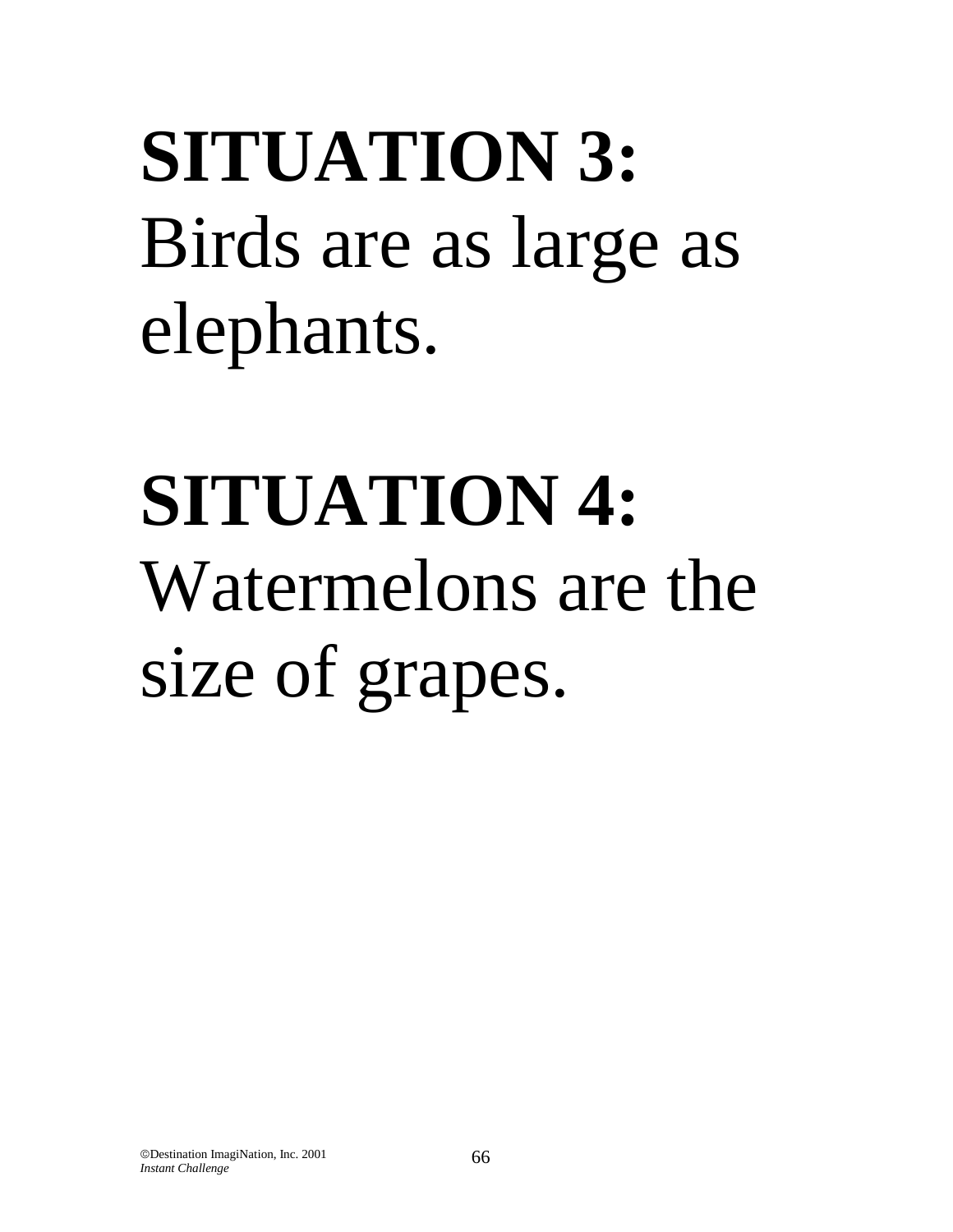**SITUATION 3:**
Birds are as large as elephants.

**SITUATION 4:**
Watermelons are the size of grapes.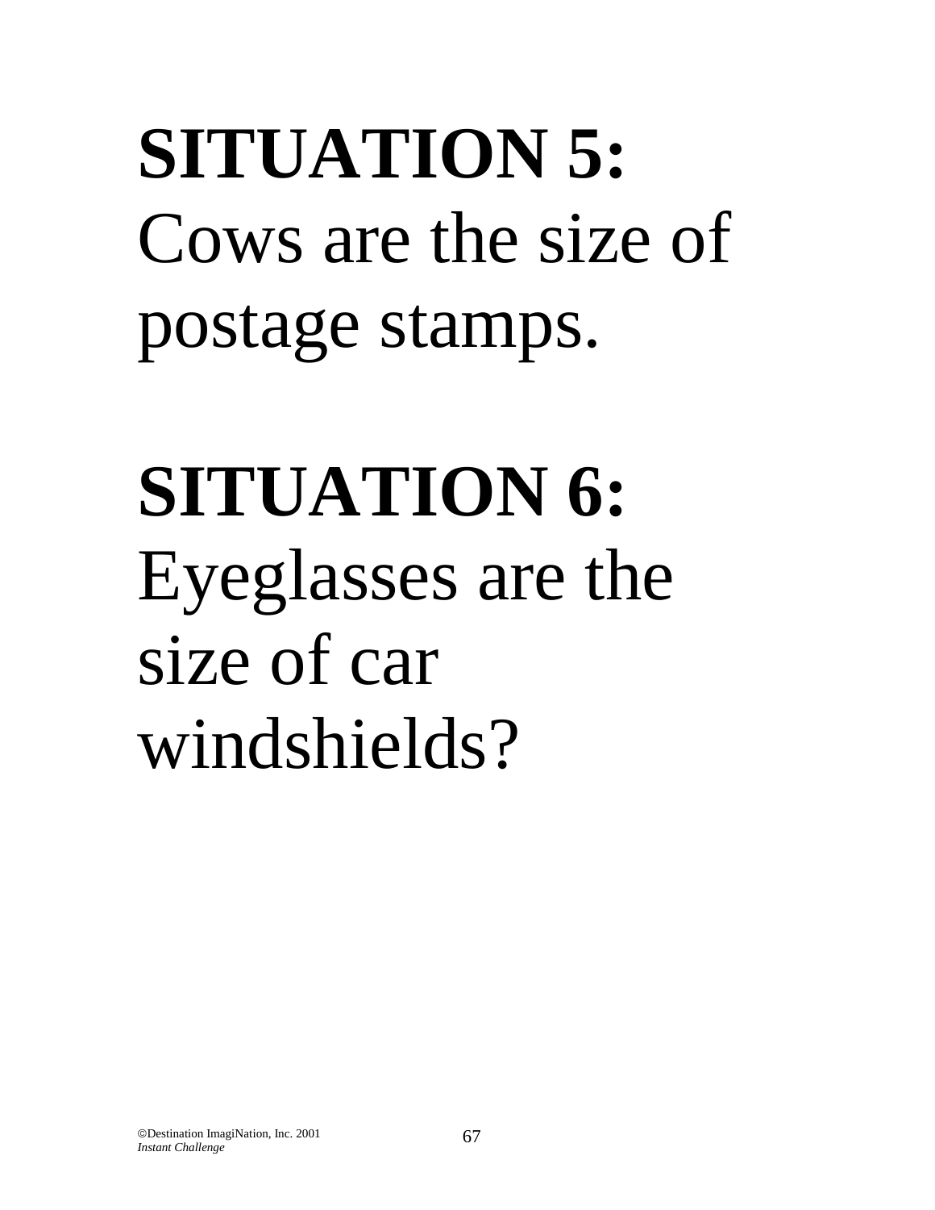**SITUATION 5:** Cows are the size of postage stamps.

**SITUATION 6:** Eyeglasses are the size of car windshields?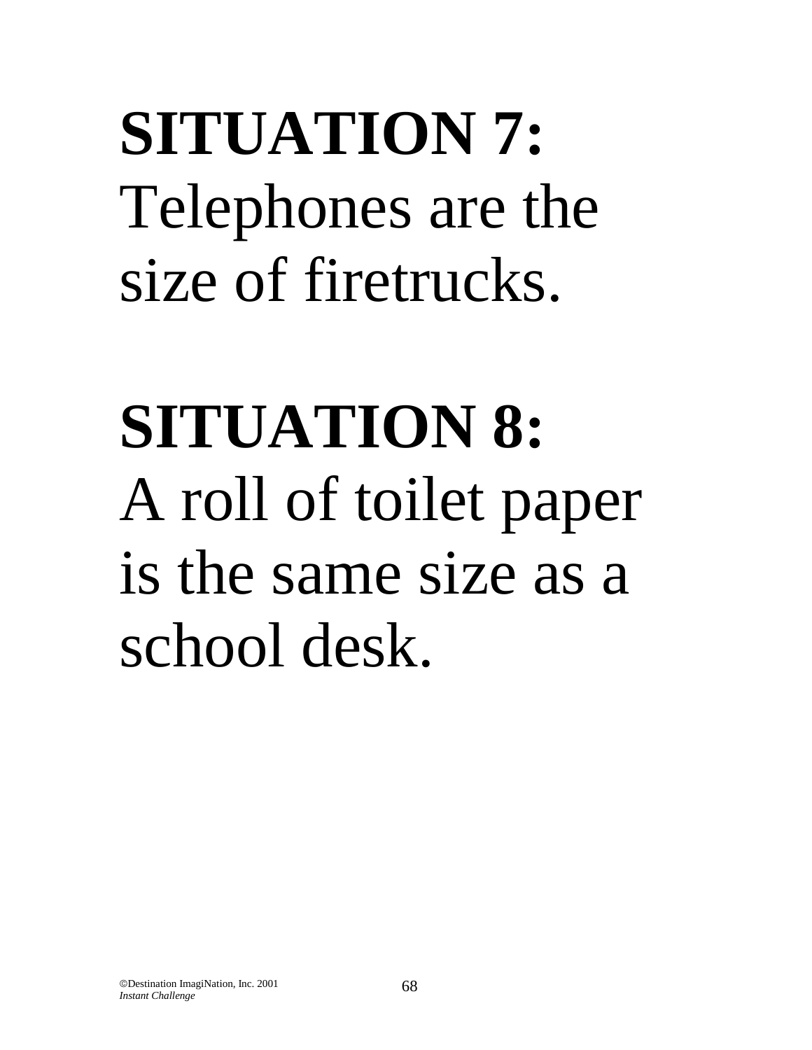**SITUATION 7:**
Telephones are the size of firetrucks.

**SITUATION 8:**
A roll of toilet paper is the same size as a school desk.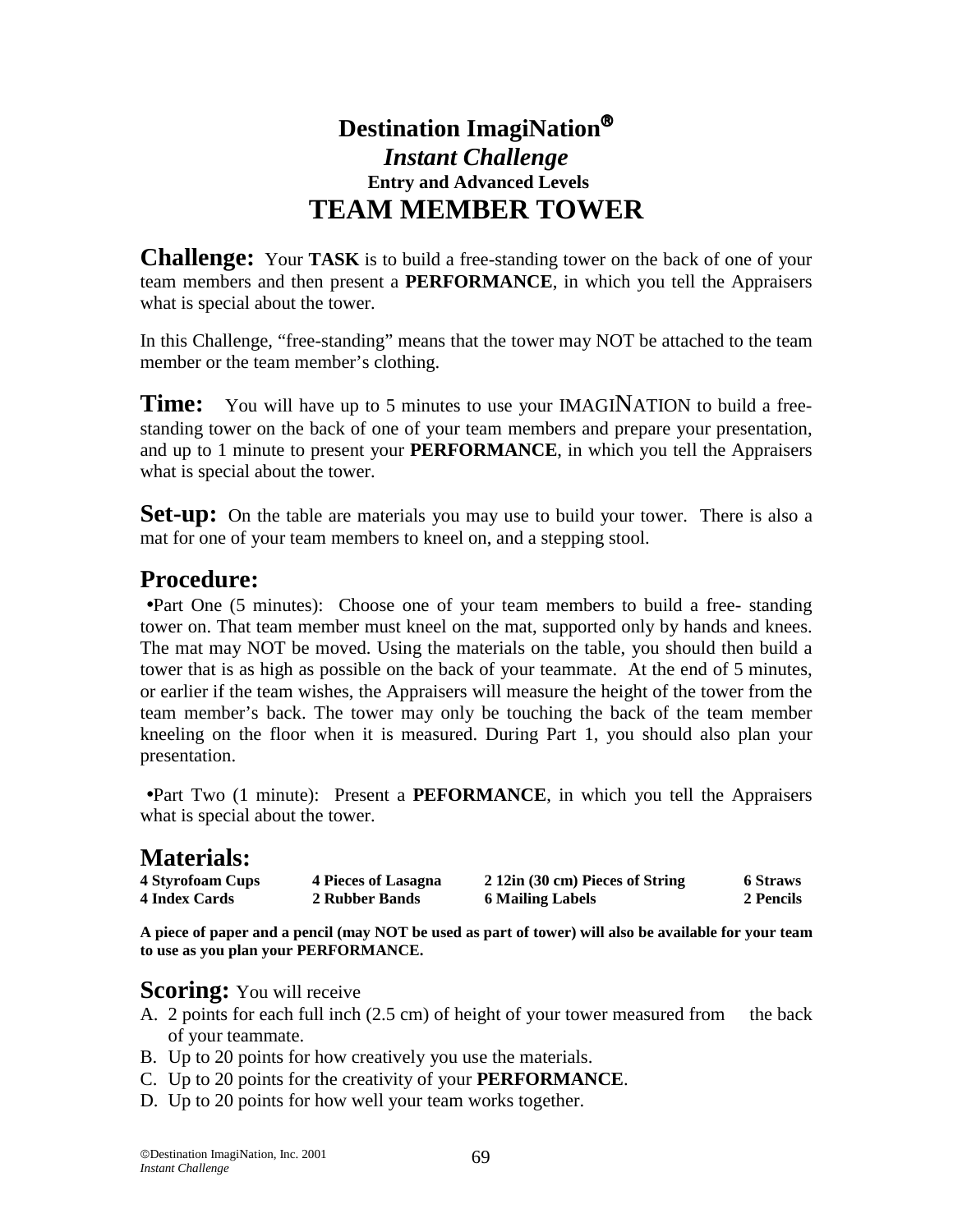# Destination ImagiNation®

## *Instant Challenge*

### Entry and Advanced Levels

# TEAM MEMBER TOWER

**Challenge:** Your **TASK** is to build a free-standing tower on the back of one of your team members and then present a **PERFORMANCE**, in which you tell the Appraisers what is special about the tower.

In this Challenge, "free-standing" means that the tower may NOT be attached to the team member or the team member's clothing.

**Time:** You will have up to 5 minutes to use your IMAGINATION to build a free-standing tower on the back of one of your team members and prepare your presentation, and up to 1 minute to present your **PERFORMANCE**, in which you tell the Appraisers what is special about the tower.

**Set-up:** On the table are materials you may use to build your tower. There is also a mat for one of your team members to kneel on, and a stepping stool.

## Procedure:

- Part One (5 minutes): Choose one of your team members to build a free- standing tower on. That team member must kneel on the mat, supported only by hands and knees. The mat may NOT be moved. Using the materials on the table, you should then build a tower that is as high as possible on the back of your teammate. At the end of 5 minutes, or earlier if the team wishes, the Appraisers will measure the height of the tower from the team member's back. The tower may only be touching the back of the team member kneeling on the floor when it is measured. During Part 1, you should also plan your presentation.

- Part Two (1 minute): Present a **PEFORMANCE**, in which you tell the Appraisers what is special about the tower.

## Materials:

| | | | |
|---|---|---|---|
| **4 Styrofoam Cups** | **4 Pieces of Lasagna** | **2 12in (30 cm) Pieces of String** | **6 Straws** |
| **4 Index Cards** | **2 Rubber Bands** | **6 Mailing Labels** | **2 Pencils** |

**A piece of paper and a pencil (may NOT be used as part of tower) will also be available for your team to use as you plan your PERFORMANCE.**

**Scoring:** You will receive

A. 2 points for each full inch (2.5 cm) of height of your tower measured from the back of your teammate.
B. Up to 20 points for how creatively you use the materials.
C. Up to 20 points for the creativity of your **PERFORMANCE**.
D. Up to 20 points for how well your team works together.

©Destination ImagiNation, Inc. 2001
*Instant Challenge*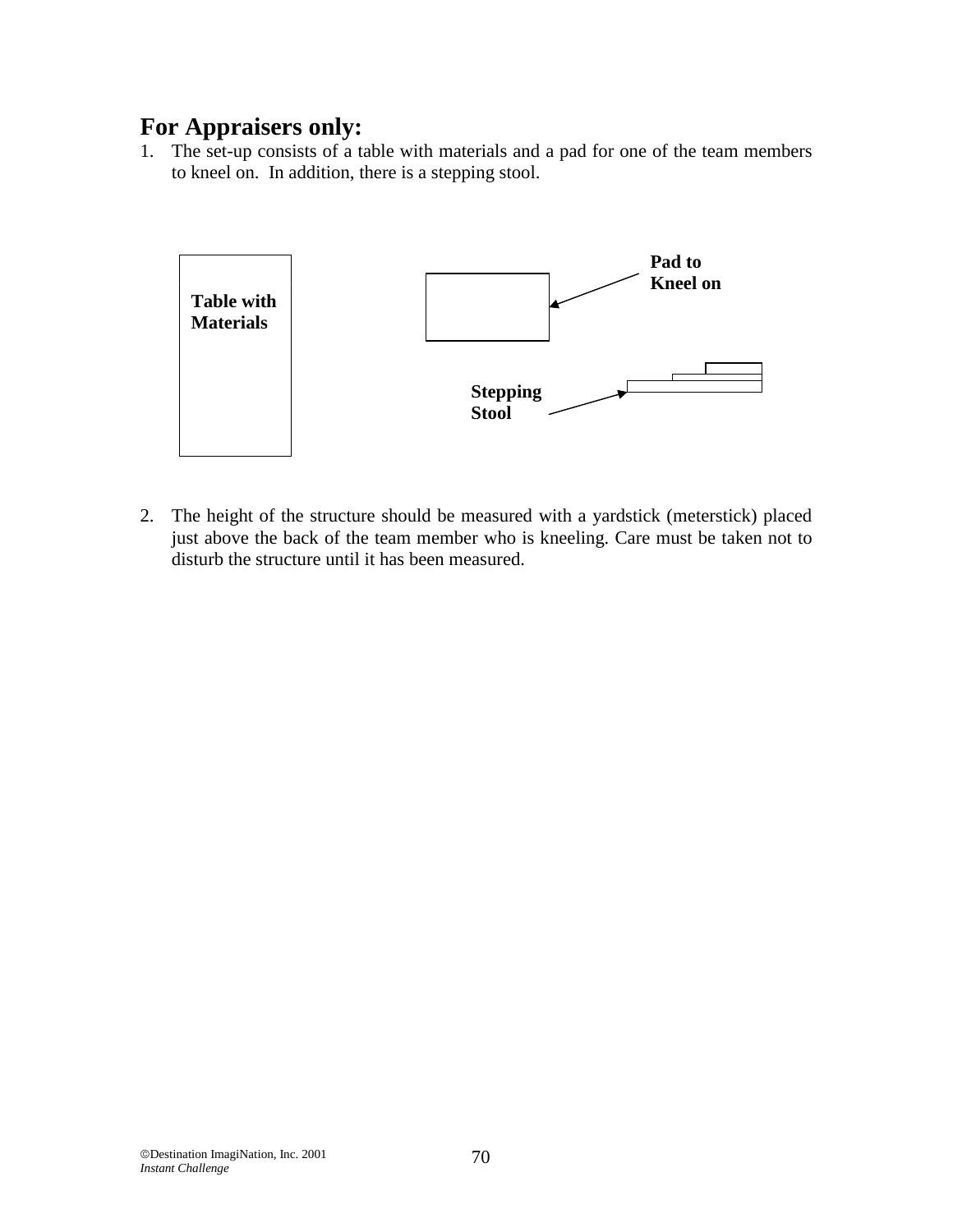## For Appraisers only:

1. The set-up consists of a table with materials and a pad for one of the team members to kneel on. In addition, there is a stepping stool.

**Table with Materials**

**Pad to Kneel on**

**Stepping Stool**

2. The height of the structure should be measured with a yardstick (meterstick) placed just above the back of the team member who is kneeling. Care must be taken not to disturb the structure until it has been measured.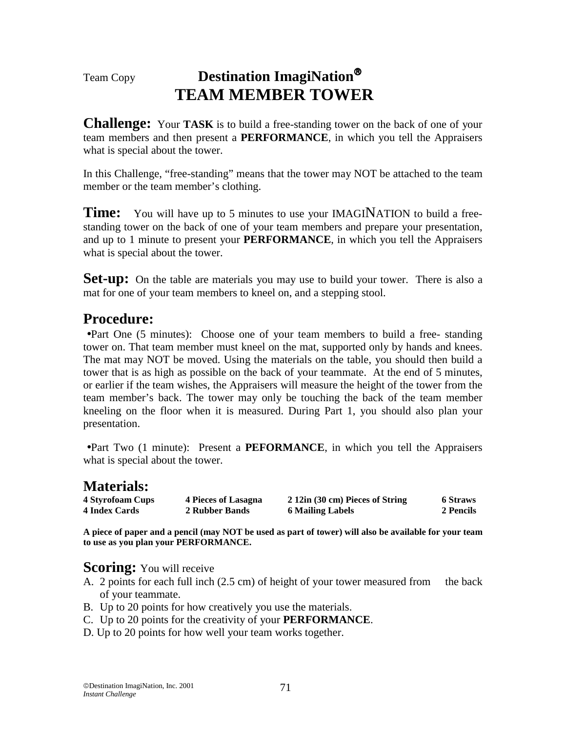Team Copy

# Destination ImagiNation®
# TEAM MEMBER TOWER

**Challenge:** Your **TASK** is to build a free-standing tower on the back of one of your team members and then present a **PERFORMANCE**, in which you tell the Appraisers what is special about the tower.

In this Challenge, "free-standing" means that the tower may NOT be attached to the team member or the team member's clothing.

**Time:** You will have up to 5 minutes to use your IMAGINATION to build a free-standing tower on the back of one of your team members and prepare your presentation, and up to 1 minute to present your **PERFORMANCE**, in which you tell the Appraisers what is special about the tower.

**Set-up:** On the table are materials you may use to build your tower. There is also a mat for one of your team members to kneel on, and a stepping stool.

## Procedure:

- Part One (5 minutes): Choose one of your team members to build a free- standing tower on. That team member must kneel on the mat, supported only by hands and knees. The mat may NOT be moved. Using the materials on the table, you should then build a tower that is as high as possible on the back of your teammate. At the end of 5 minutes, or earlier if the team wishes, the Appraisers will measure the height of the tower from the team member's back. The tower may only be touching the back of the team member kneeling on the floor when it is measured. During Part 1, you should also plan your presentation.

- Part Two (1 minute): Present a **PEFORMANCE**, in which you tell the Appraisers what is special about the tower.

## Materials:

| | | | |
|---|---|---|---|
| **4 Styrofoam Cups** | **4 Pieces of Lasagna** | **2 12in (30 cm) Pieces of String** | **6 Straws** |
| **4 Index Cards** | **2 Rubber Bands** | **6 Mailing Labels** | **2 Pencils** |

**A piece of paper and a pencil (may NOT be used as part of tower) will also be available for your team to use as you plan your PERFORMANCE.**

**Scoring:** You will receive

A. 2 points for each full inch (2.5 cm) of height of your tower measured from the back of your teammate.
B. Up to 20 points for how creatively you use the materials.
C. Up to 20 points for the creativity of your **PERFORMANCE**.
D. Up to 20 points for how well your team works together.

©Destination ImagiNation, Inc. 2001
*Instant Challenge*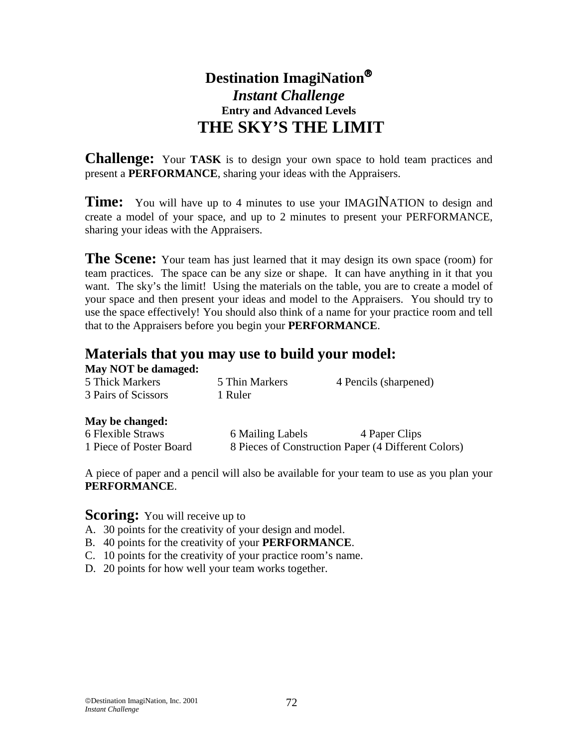# Destination ImagiNation®

## *Instant Challenge*

### Entry and Advanced Levels

# THE SKY'S THE LIMIT

**Challenge:** Your **TASK** is to design your own space to hold team practices and present a **PERFORMANCE**, sharing your ideas with the Appraisers.

**Time:** You will have up to 4 minutes to use your IMAGINATION to design and create a model of your space, and up to 2 minutes to present your PERFORMANCE, sharing your ideas with the Appraisers.

**The Scene:** Your team has just learned that it may design its own space (room) for team practices. The space can be any size or shape. It can have anything in it that you want. The sky's the limit! Using the materials on the table, you are to create a model of your space and then present your ideas and model to the Appraisers. You should try to use the space effectively! You should also think of a name for your practice room and tell that to the Appraisers before you begin your **PERFORMANCE**.

## Materials that you may use to build your model:

**May NOT be damaged:**

| | | |
|---|---|---|
| 5 Thick Markers | 5 Thin Markers | 4 Pencils (sharpened) |
| 3 Pairs of Scissors | 1 Ruler | |

**May be changed:**

| | | |
|---|---|---|
| 6 Flexible Straws | 6 Mailing Labels | 4 Paper Clips |
| 1 Piece of Poster Board | 8 Pieces of Construction Paper (4 Different Colors) | |

A piece of paper and a pencil will also be available for your team to use as you plan your **PERFORMANCE**.

**Scoring:** You will receive up to

A. 30 points for the creativity of your design and model.
B. 40 points for the creativity of your **PERFORMANCE**.
C. 10 points for the creativity of your practice room's name.
D. 20 points for how well your team works together.

©Destination ImagiNation, Inc. 2001
*Instant Challenge*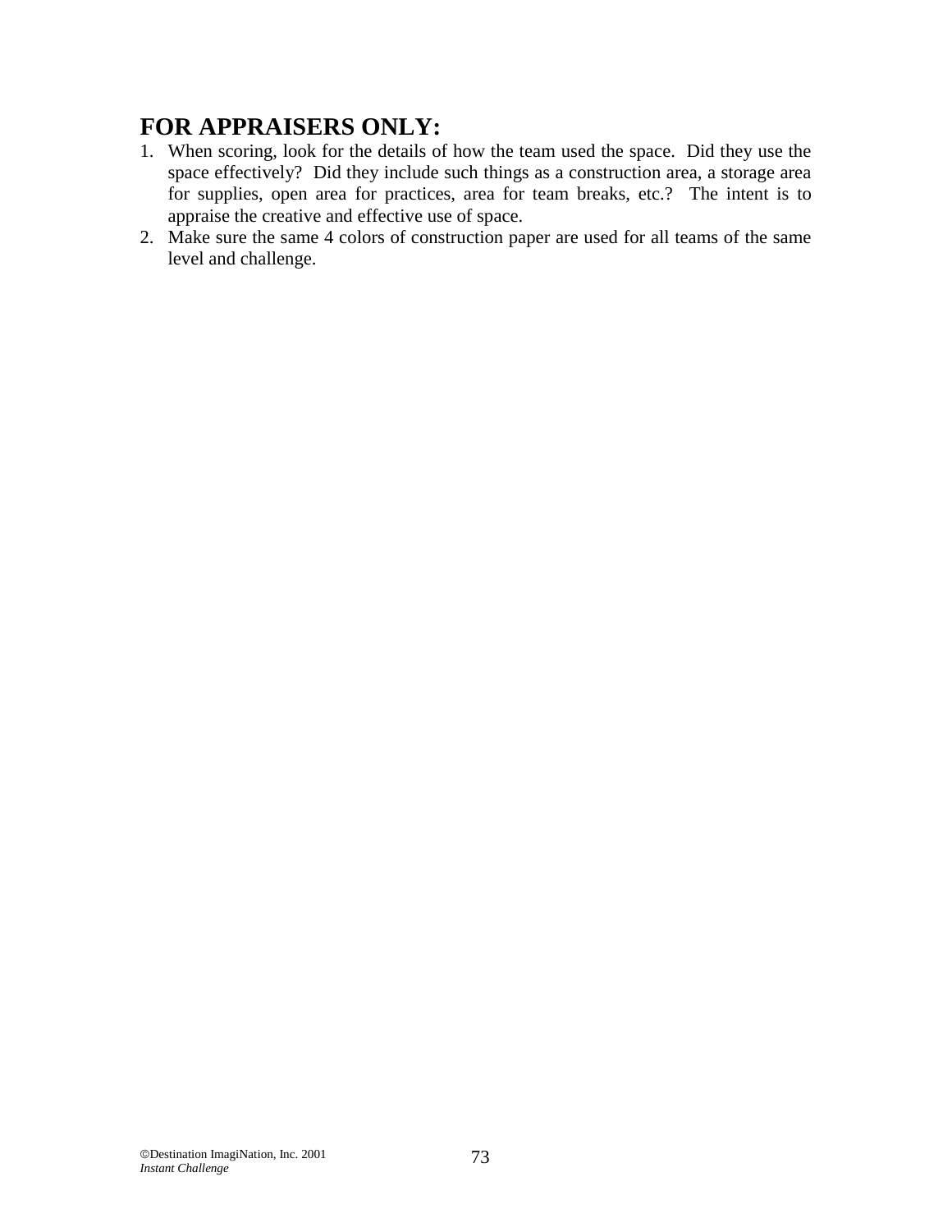## FOR APPRAISERS ONLY:

1. When scoring, look for the details of how the team used the space. Did they use the space effectively? Did they include such things as a construction area, a storage area for supplies, open area for practices, area for team breaks, etc.? The intent is to appraise the creative and effective use of space.
2. Make sure the same 4 colors of construction paper are used for all teams of the same level and challenge.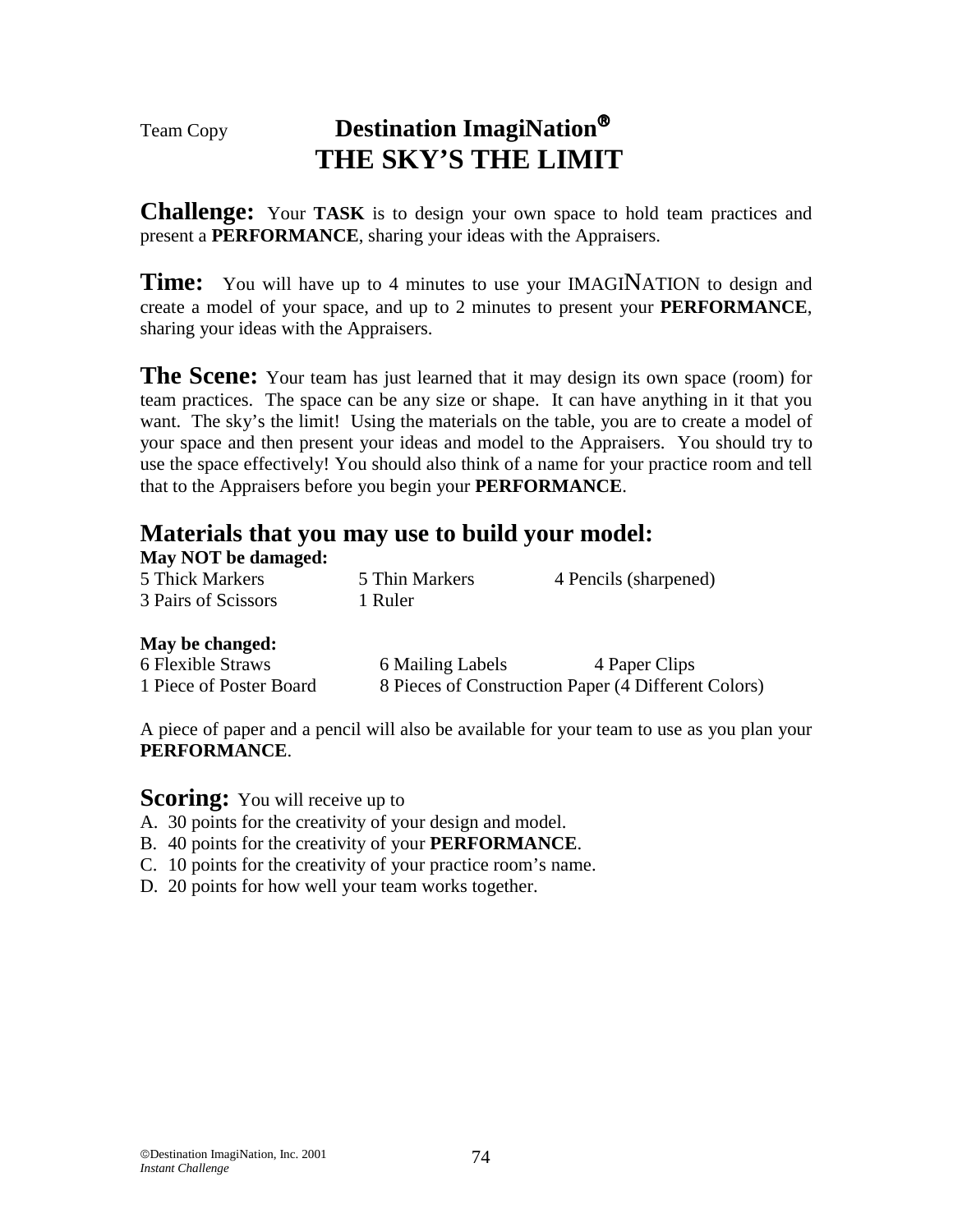Team Copy

# Destination ImagiNation®
# THE SKY'S THE LIMIT

**Challenge:** Your **TASK** is to design your own space to hold team practices and present a **PERFORMANCE**, sharing your ideas with the Appraisers.

**Time:** You will have up to 4 minutes to use your IMAGINATION to design and create a model of your space, and up to 2 minutes to present your **PERFORMANCE**, sharing your ideas with the Appraisers.

**The Scene:** Your team has just learned that it may design its own space (room) for team practices. The space can be any size or shape. It can have anything in it that you want. The sky's the limit! Using the materials on the table, you are to create a model of your space and then present your ideas and model to the Appraisers. You should try to use the space effectively! You should also think of a name for your practice room and tell that to the Appraisers before you begin your **PERFORMANCE**.

## Materials that you may use to build your model:

**May NOT be damaged:**

| | | |
|---|---|---|
| 5 Thick Markers | 5 Thin Markers | 4 Pencils (sharpened) |
| 3 Pairs of Scissors | 1 Ruler | |

**May be changed:**

| | | |
|---|---|---|
| 6 Flexible Straws | 6 Mailing Labels | 4 Paper Clips |
| 1 Piece of Poster Board | 8 Pieces of Construction Paper (4 Different Colors) | |

A piece of paper and a pencil will also be available for your team to use as you plan your **PERFORMANCE**.

## Scoring:

You will receive up to

A. 30 points for the creativity of your design and model.
B. 40 points for the creativity of your **PERFORMANCE**.
C. 10 points for the creativity of your practice room's name.
D. 20 points for how well your team works together.

©Destination ImagiNation, Inc. 2001
*Instant Challenge*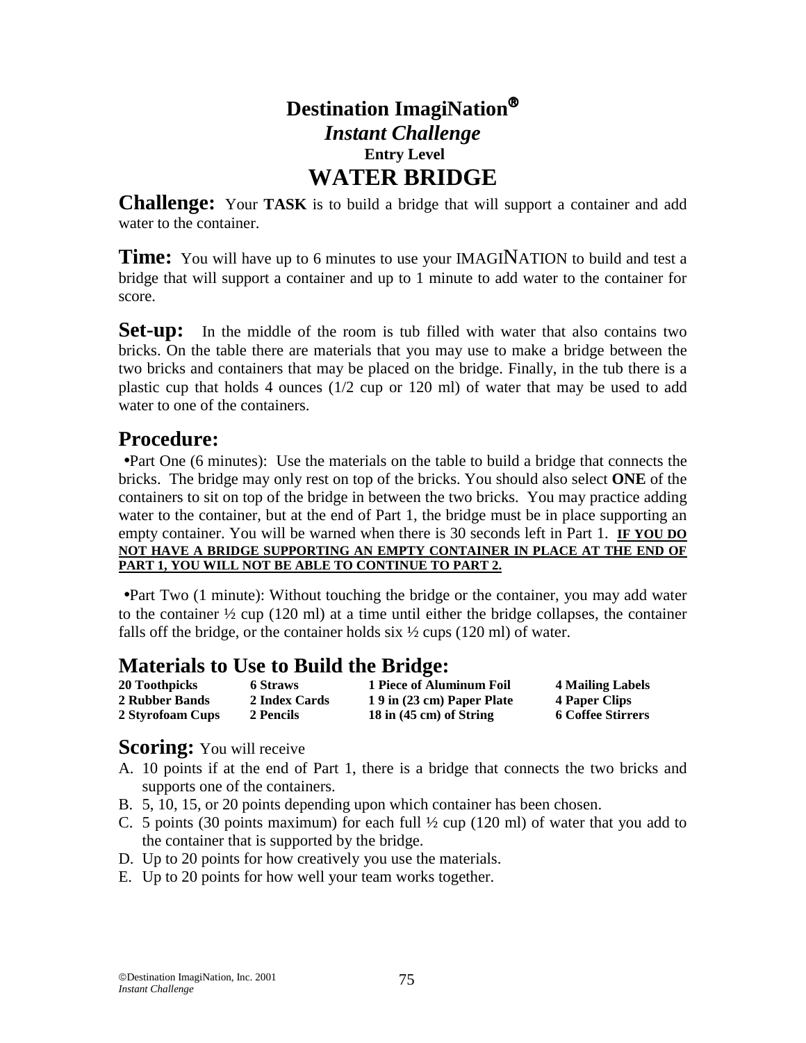# Destination ImagiNation®

## *Instant Challenge*

### Entry Level

# WATER BRIDGE

**Challenge:** Your **TASK** is to build a bridge that will support a container and add water to the container.

**Time:** You will have up to 6 minutes to use your IMAGINATION to build and test a bridge that will support a container and up to 1 minute to add water to the container for score.

**Set-up:** In the middle of the room is tub filled with water that also contains two bricks. On the table there are materials that you may use to make a bridge between the two bricks and containers that may be placed on the bridge. Finally, in the tub there is a plastic cup that holds 4 ounces (1/2 cup or 120 ml) of water that may be used to add water to one of the containers.

## Procedure:

- Part One (6 minutes): Use the materials on the table to build a bridge that connects the bricks. The bridge may only rest on top of the bricks. You should also select **ONE** of the containers to sit on top of the bridge in between the two bricks. You may practice adding water to the container, but at the end of Part 1, the bridge must be in place supporting an empty container. You will be warned when there is 30 seconds left in Part 1. **IF YOU DO NOT HAVE A BRIDGE SUPPORTING AN EMPTY CONTAINER IN PLACE AT THE END OF PART 1, YOU WILL NOT BE ABLE TO CONTINUE TO PART 2.**

- Part Two (1 minute): Without touching the bridge or the container, you may add water to the container ½ cup (120 ml) at a time until either the bridge collapses, the container falls off the bridge, or the container holds six ½ cups (120 ml) of water.

## Materials to Use to Build the Bridge:

| | | | |
|---|---|---|---|
| **20 Toothpicks** | **6 Straws** | **1 Piece of Aluminum Foil** | **4 Mailing Labels** |
| **2 Rubber Bands** | **2 Index Cards** | **1 9 in (23 cm) Paper Plate** | **4 Paper Clips** |
| **2 Styrofoam Cups** | **2 Pencils** | **18 in (45 cm) of String** | **6 Coffee Stirrers** |

**Scoring:** You will receive

A. 10 points if at the end of Part 1, there is a bridge that connects the two bricks and supports one of the containers.
B. 5, 10, 15, or 20 points depending upon which container has been chosen.
C. 5 points (30 points maximum) for each full ½ cup (120 ml) of water that you add to the container that is supported by the bridge.
D. Up to 20 points for how creatively you use the materials.
E. Up to 20 points for how well your team works together.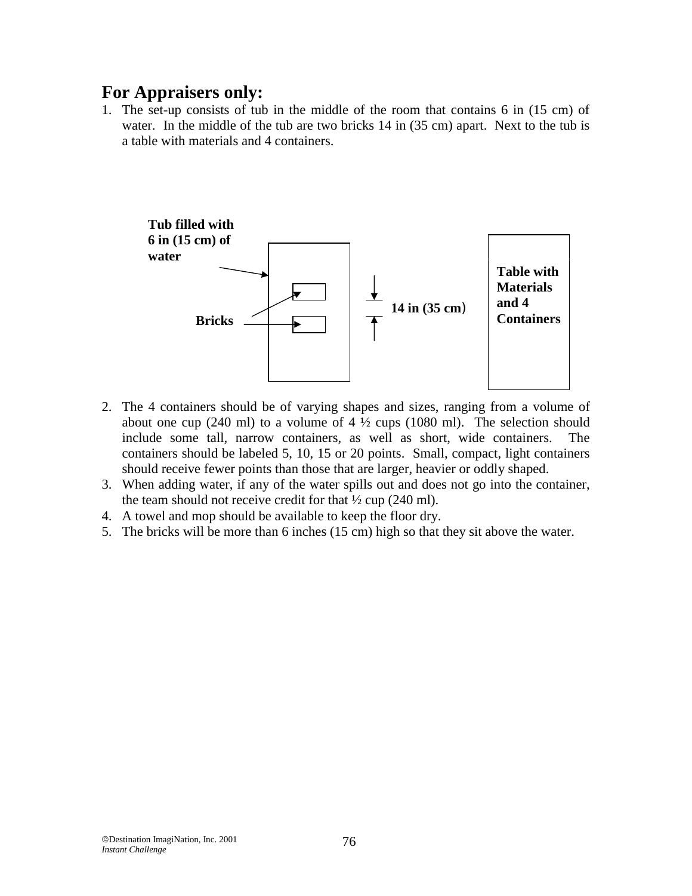## For Appraisers only:

1. The set-up consists of tub in the middle of the room that contains 6 in (15 cm) of water. In the middle of the tub are two bricks 14 in (35 cm) apart. Next to the tub is a table with materials and 4 containers.

**Tub filled with 6 in (15 cm) of water**

**Bricks**

**14 in (35 cm)**

**Table with Materials and 4 Containers**

2. The 4 containers should be of varying shapes and sizes, ranging from a volume of about one cup (240 ml) to a volume of 4 ½ cups (1080 ml). The selection should include some tall, narrow containers, as well as short, wide containers. The containers should be labeled 5, 10, 15 or 20 points. Small, compact, light containers should receive fewer points than those that are larger, heavier or oddly shaped.
3. When adding water, if any of the water spills out and does not go into the container, the team should not receive credit for that ½ cup (240 ml).
4. A towel and mop should be available to keep the floor dry.
5. The bricks will be more than 6 inches (15 cm) high so that they sit above the water.

©Destination ImagiNation, Inc. 2001
*Instant Challenge*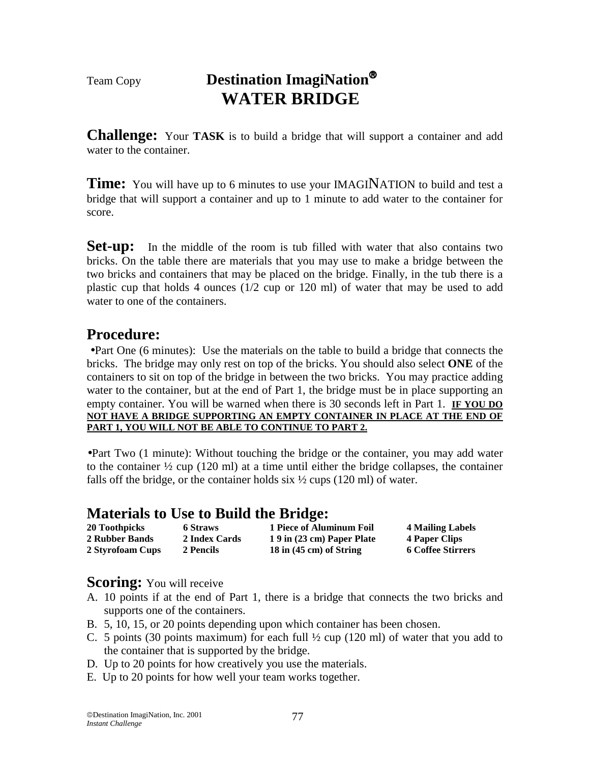Team Copy

# Destination ImagiNation®
# WATER BRIDGE

**Challenge:** Your **TASK** is to build a bridge that will support a container and add water to the container.

**Time:** You will have up to 6 minutes to use your IMAGINATION to build and test a bridge that will support a container and up to 1 minute to add water to the container for score.

**Set-up:** In the middle of the room is tub filled with water that also contains two bricks. On the table there are materials that you may use to make a bridge between the two bricks and containers that may be placed on the bridge. Finally, in the tub there is a plastic cup that holds 4 ounces (1/2 cup or 120 ml) of water that may be used to add water to one of the containers.

## Procedure:

•Part One (6 minutes): Use the materials on the table to build a bridge that connects the bricks. The bridge may only rest on top of the bricks. You should also select **ONE** of the containers to sit on top of the bridge in between the two bricks. You may practice adding water to the container, but at the end of Part 1, the bridge must be in place supporting an empty container. You will be warned when there is 30 seconds left in Part 1. **IF YOU DO NOT HAVE A BRIDGE SUPPORTING AN EMPTY CONTAINER IN PLACE AT THE END OF PART 1, YOU WILL NOT BE ABLE TO CONTINUE TO PART 2.**

•Part Two (1 minute): Without touching the bridge or the container, you may add water to the container ½ cup (120 ml) at a time until either the bridge collapses, the container falls off the bridge, or the container holds six ½ cups (120 ml) of water.

## Materials to Use to Build the Bridge:

| | | | |
|---|---|---|---|
| **20 Toothpicks** | **6 Straws** | **1 Piece of Aluminum Foil** | **4 Mailing Labels** |
| **2 Rubber Bands** | **2 Index Cards** | **1 9 in (23 cm) Paper Plate** | **4 Paper Clips** |
| **2 Styrofoam Cups** | **2 Pencils** | **18 in (45 cm) of String** | **6 Coffee Stirrers** |

**Scoring:** You will receive

A. 10 points if at the end of Part 1, there is a bridge that connects the two bricks and supports one of the containers.
B. 5, 10, 15, or 20 points depending upon which container has been chosen.
C. 5 points (30 points maximum) for each full ½ cup (120 ml) of water that you add to the container that is supported by the bridge.
D. Up to 20 points for how creatively you use the materials.
E. Up to 20 points for how well your team works together.

©Destination ImagiNation, Inc. 2001
*Instant Challenge*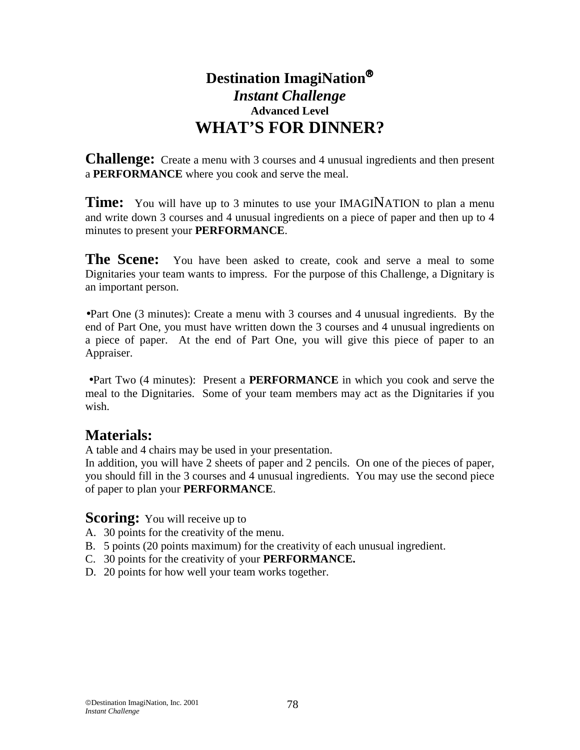# Destination ImagiNation®

## *Instant Challenge*

### Advanced Level

# WHAT'S FOR DINNER?

**Challenge:** Create a menu with 3 courses and 4 unusual ingredients and then present a **PERFORMANCE** where you cook and serve the meal.

**Time:** You will have up to 3 minutes to use your IMAGINATION to plan a menu and write down 3 courses and 4 unusual ingredients on a piece of paper and then up to 4 minutes to present your **PERFORMANCE**.

**The Scene:** You have been asked to create, cook and serve a meal to some Dignitaries your team wants to impress. For the purpose of this Challenge, a Dignitary is an important person.

- Part One (3 minutes): Create a menu with 3 courses and 4 unusual ingredients. By the end of Part One, you must have written down the 3 courses and 4 unusual ingredients on a piece of paper. At the end of Part One, you will give this piece of paper to an Appraiser.

- Part Two (4 minutes): Present a **PERFORMANCE** in which you cook and serve the meal to the Dignitaries. Some of your team members may act as the Dignitaries if you wish.

## Materials:

A table and 4 chairs may be used in your presentation.
In addition, you will have 2 sheets of paper and 2 pencils. On one of the pieces of paper, you should fill in the 3 courses and 4 unusual ingredients. You may use the second piece of paper to plan your **PERFORMANCE**.

**Scoring:** You will receive up to

A. 30 points for the creativity of the menu.
B. 5 points (20 points maximum) for the creativity of each unusual ingredient.
C. 30 points for the creativity of your **PERFORMANCE.**
D. 20 points for how well your team works together.

©Destination ImagiNation, Inc. 2001
*Instant Challenge*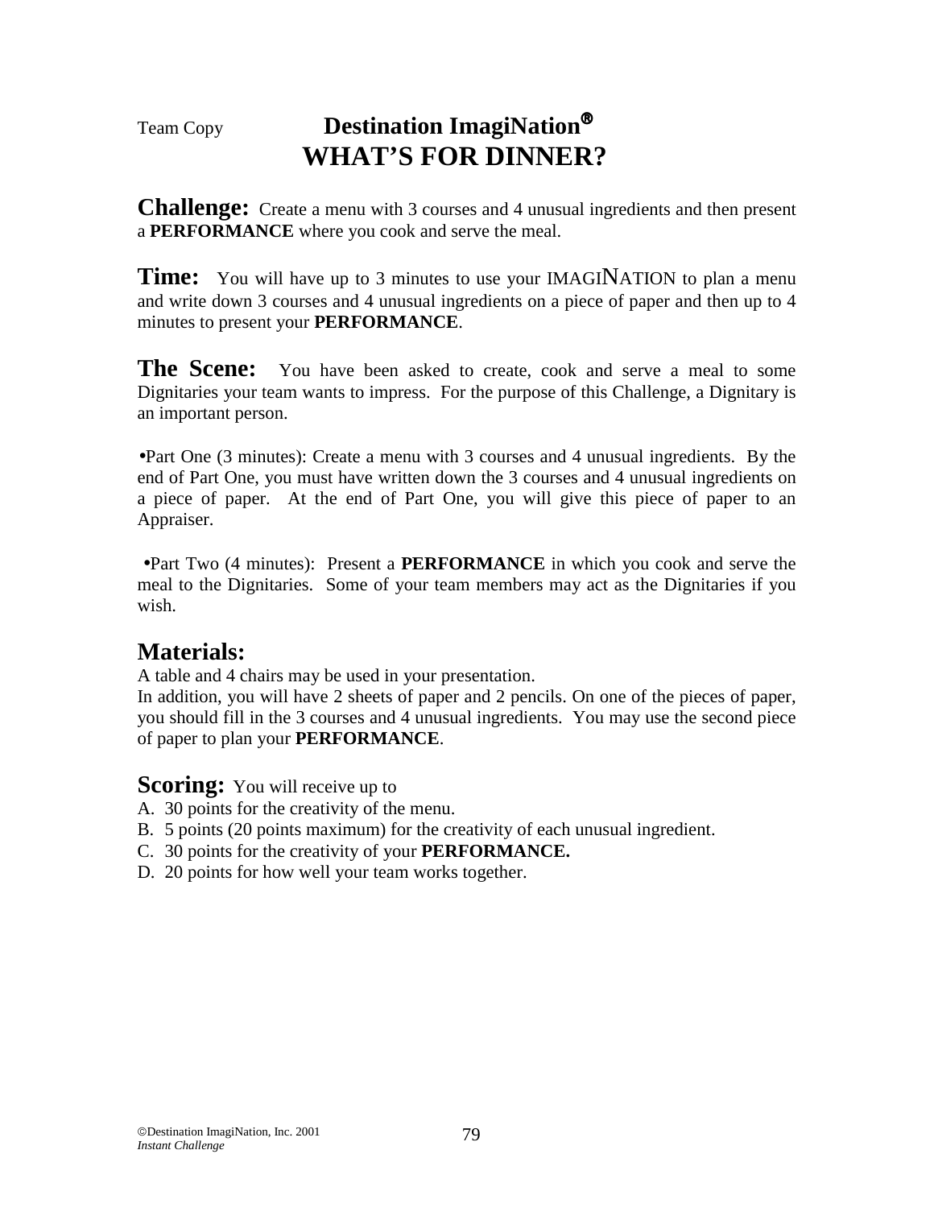Team Copy

# Destination ImagiNation®
# WHAT'S FOR DINNER?

**Challenge:** Create a menu with 3 courses and 4 unusual ingredients and then present a **PERFORMANCE** where you cook and serve the meal.

**Time:** You will have up to 3 minutes to use your IMAGINATION to plan a menu and write down 3 courses and 4 unusual ingredients on a piece of paper and then up to 4 minutes to present your **PERFORMANCE**.

**The Scene:** You have been asked to create, cook and serve a meal to some Dignitaries your team wants to impress. For the purpose of this Challenge, a Dignitary is an important person.

- Part One (3 minutes): Create a menu with 3 courses and 4 unusual ingredients. By the end of Part One, you must have written down the 3 courses and 4 unusual ingredients on a piece of paper. At the end of Part One, you will give this piece of paper to an Appraiser.

- Part Two (4 minutes): Present a **PERFORMANCE** in which you cook and serve the meal to the Dignitaries. Some of your team members may act as the Dignitaries if you wish.

## Materials:

A table and 4 chairs may be used in your presentation.
In addition, you will have 2 sheets of paper and 2 pencils. On one of the pieces of paper, you should fill in the 3 courses and 4 unusual ingredients. You may use the second piece of paper to plan your **PERFORMANCE**.

## Scoring:

You will receive up to

A. 30 points for the creativity of the menu.
B. 5 points (20 points maximum) for the creativity of each unusual ingredient.
C. 30 points for the creativity of your **PERFORMANCE.**
D. 20 points for how well your team works together.

©Destination ImagiNation, Inc. 2001
*Instant Challenge*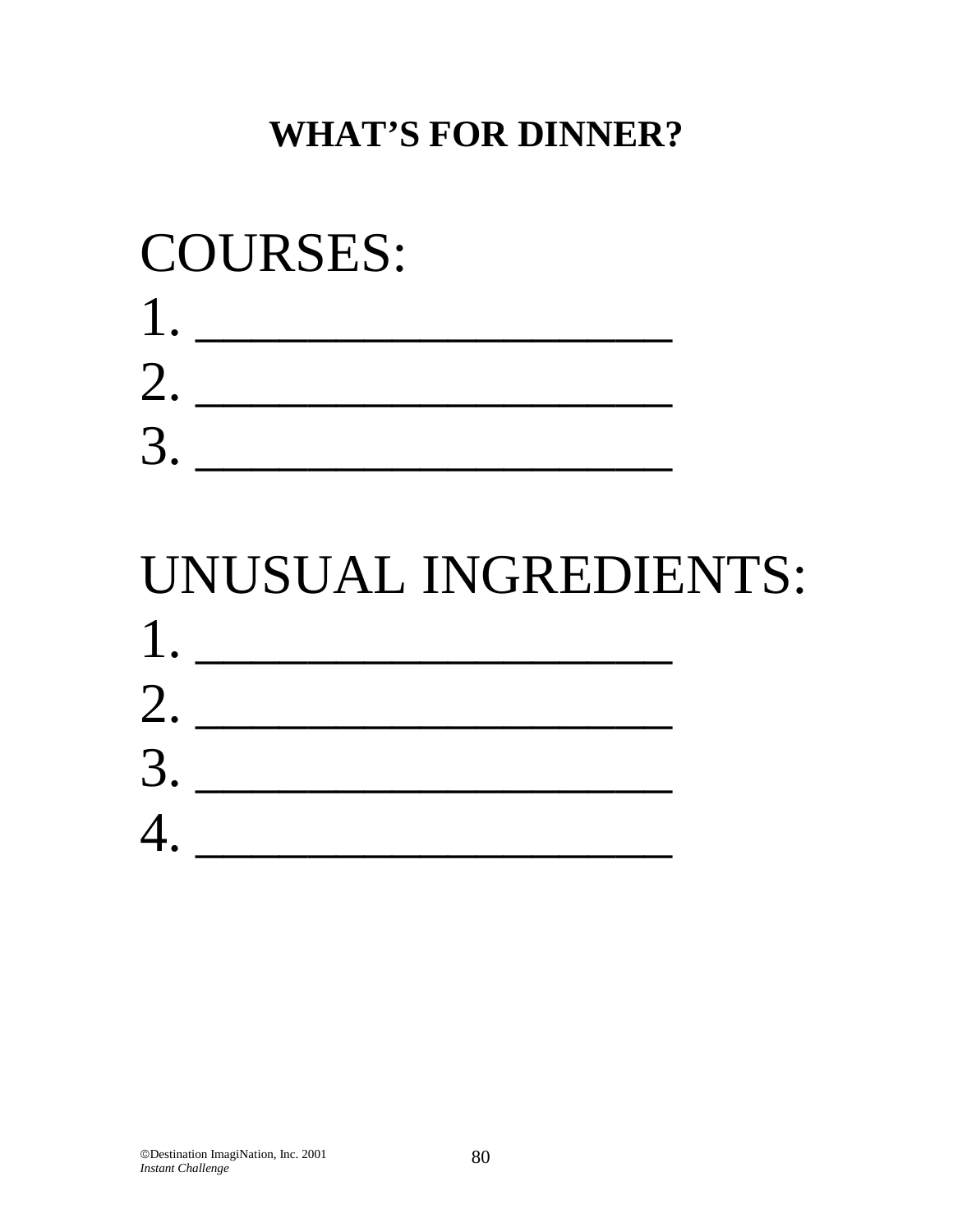# WHAT'S FOR DINNER?

COURSES:

1. ____________________
2. ____________________
3. ____________________

UNUSUAL INGREDIENTS:

1. ____________________
2. ____________________
3. ____________________
4. ____________________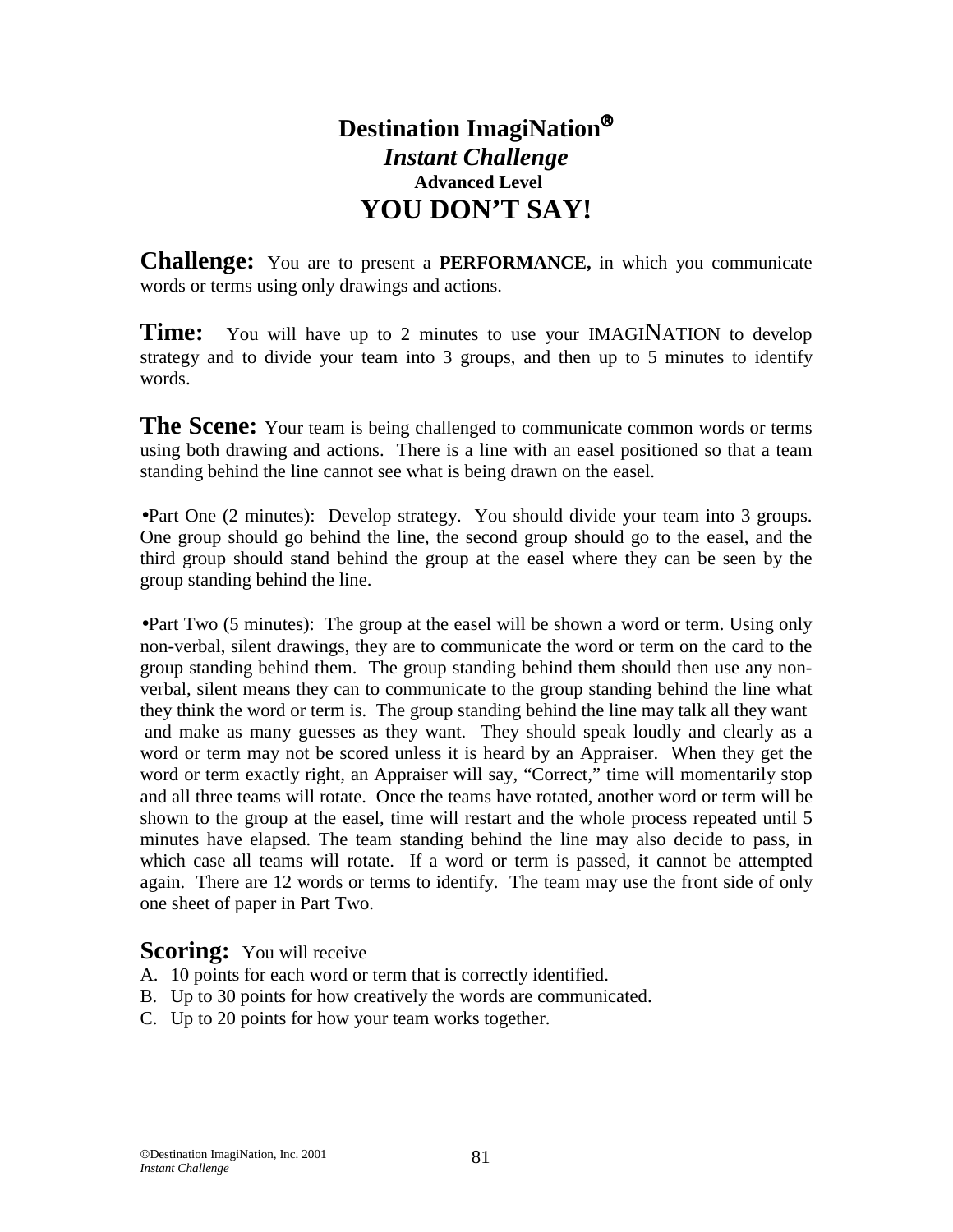# Destination ImagiNation®

## *Instant Challenge*

### Advanced Level

# YOU DON'T SAY!

**Challenge:** You are to present a **PERFORMANCE,** in which you communicate words or terms using only drawings and actions.

**Time:** You will have up to 2 minutes to use your IMAGINATION to develop strategy and to divide your team into 3 groups, and then up to 5 minutes to identify words.

**The Scene:** Your team is being challenged to communicate common words or terms using both drawing and actions. There is a line with an easel positioned so that a team standing behind the line cannot see what is being drawn on the easel.

- Part One (2 minutes): Develop strategy. You should divide your team into 3 groups. One group should go behind the line, the second group should go to the easel, and the third group should stand behind the group at the easel where they can be seen by the group standing behind the line.

- Part Two (5 minutes): The group at the easel will be shown a word or term. Using only non-verbal, silent drawings, they are to communicate the word or term on the card to the group standing behind them. The group standing behind them should then use any non-verbal, silent means they can to communicate to the group standing behind the line what they think the word or term is. The group standing behind the line may talk all they want and make as many guesses as they want. They should speak loudly and clearly as a word or term may not be scored unless it is heard by an Appraiser. When they get the word or term exactly right, an Appraiser will say, "Correct," time will momentarily stop and all three teams will rotate. Once the teams have rotated, another word or term will be shown to the group at the easel, time will restart and the whole process repeated until 5 minutes have elapsed. The team standing behind the line may also decide to pass, in which case all teams will rotate. If a word or term is passed, it cannot be attempted again. There are 12 words or terms to identify. The team may use the front side of only one sheet of paper in Part Two.

**Scoring:** You will receive

A. 10 points for each word or term that is correctly identified.
B. Up to 30 points for how creatively the words are communicated.
C. Up to 20 points for how your team works together.

©Destination ImagiNation, Inc. 2001
*Instant Challenge*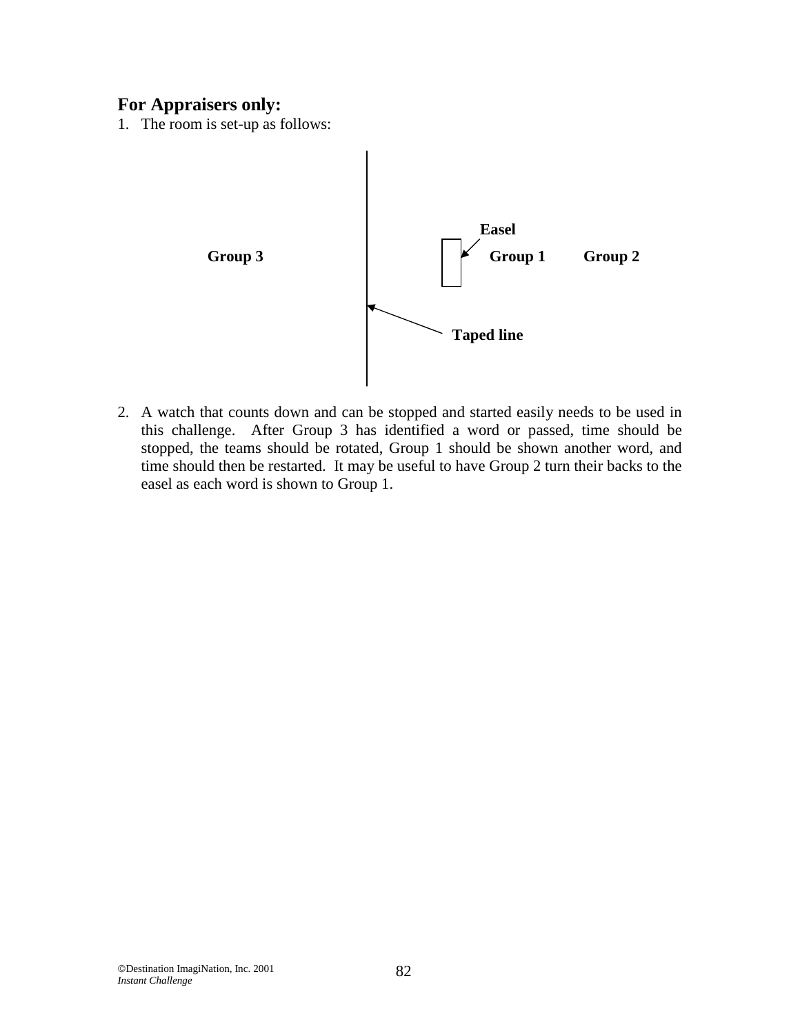**For Appraisers only:**

1. The room is set-up as follows:

Easel

Group 3 | Group 1 Group 2

Taped line

2. A watch that counts down and can be stopped and started easily needs to be used in this challenge. After Group 3 has identified a word or passed, time should be stopped, the teams should be rotated, Group 1 should be shown another word, and time should then be restarted. It may be useful to have Group 2 turn their backs to the easel as each word is shown to Group 1.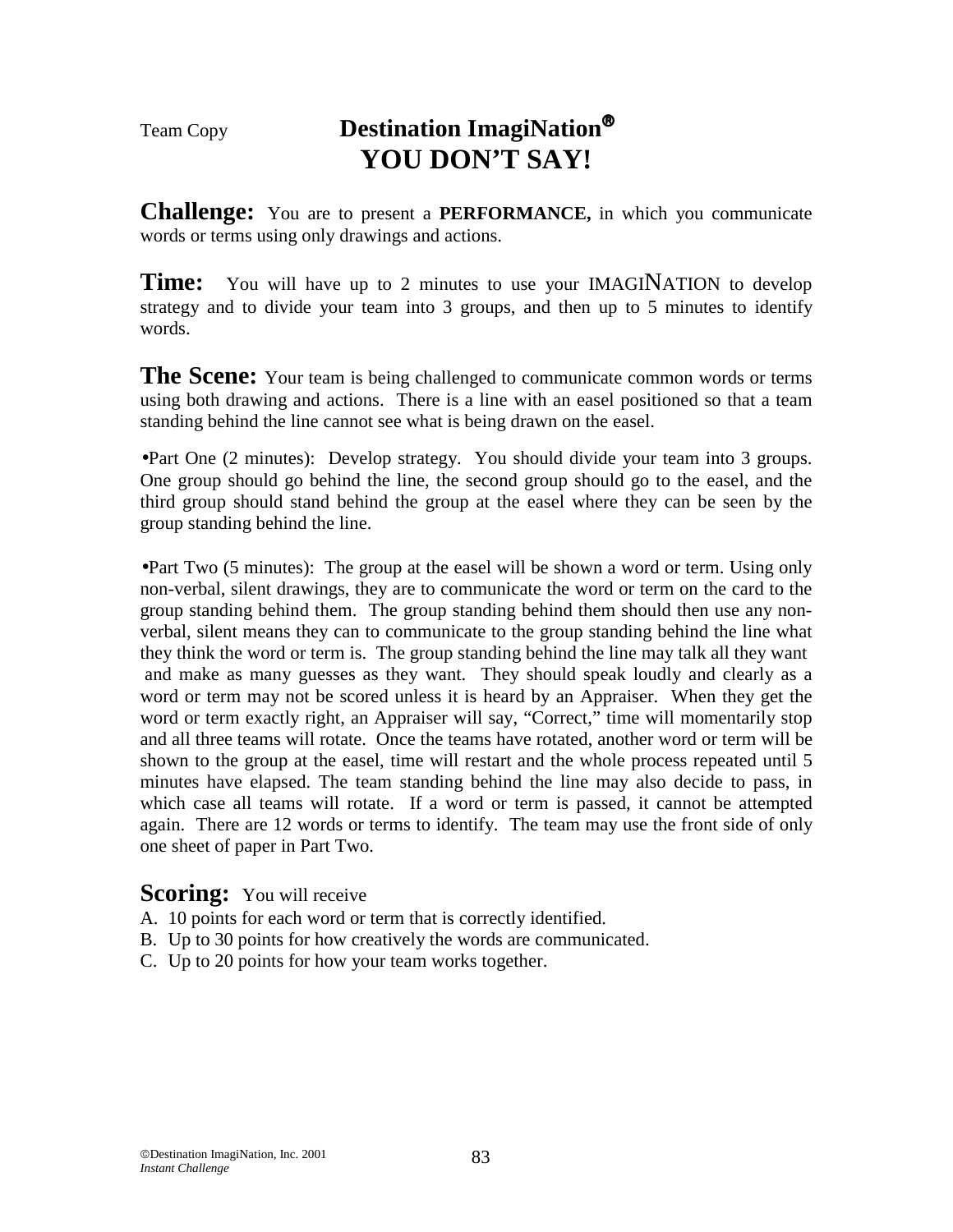Team Copy

# Destination ImagiNation®
# YOU DON'T SAY!

**Challenge:** You are to present a **PERFORMANCE,** in which you communicate words or terms using only drawings and actions.

**Time:** You will have up to 2 minutes to use your IMAGINATION to develop strategy and to divide your team into 3 groups, and then up to 5 minutes to identify words.

**The Scene:** Your team is being challenged to communicate common words or terms using both drawing and actions. There is a line with an easel positioned so that a team standing behind the line cannot see what is being drawn on the easel.

- Part One (2 minutes): Develop strategy. You should divide your team into 3 groups. One group should go behind the line, the second group should go to the easel, and the third group should stand behind the group at the easel where they can be seen by the group standing behind the line.

- Part Two (5 minutes): The group at the easel will be shown a word or term. Using only non-verbal, silent drawings, they are to communicate the word or term on the card to the group standing behind them. The group standing behind them should then use any non-verbal, silent means they can to communicate to the group standing behind the line what they think the word or term is. The group standing behind the line may talk all they want and make as many guesses as they want. They should speak loudly and clearly as a word or term may not be scored unless it is heard by an Appraiser. When they get the word or term exactly right, an Appraiser will say, "Correct," time will momentarily stop and all three teams will rotate. Once the teams have rotated, another word or term will be shown to the group at the easel, time will restart and the whole process repeated until 5 minutes have elapsed. The team standing behind the line may also decide to pass, in which case all teams will rotate. If a word or term is passed, it cannot be attempted again. There are 12 words or terms to identify. The team may use the front side of only one sheet of paper in Part Two.

**Scoring:** You will receive

A. 10 points for each word or term that is correctly identified.
B. Up to 30 points for how creatively the words are communicated.
C. Up to 20 points for how your team works together.

©Destination ImagiNation, Inc. 2001
*Instant Challenge*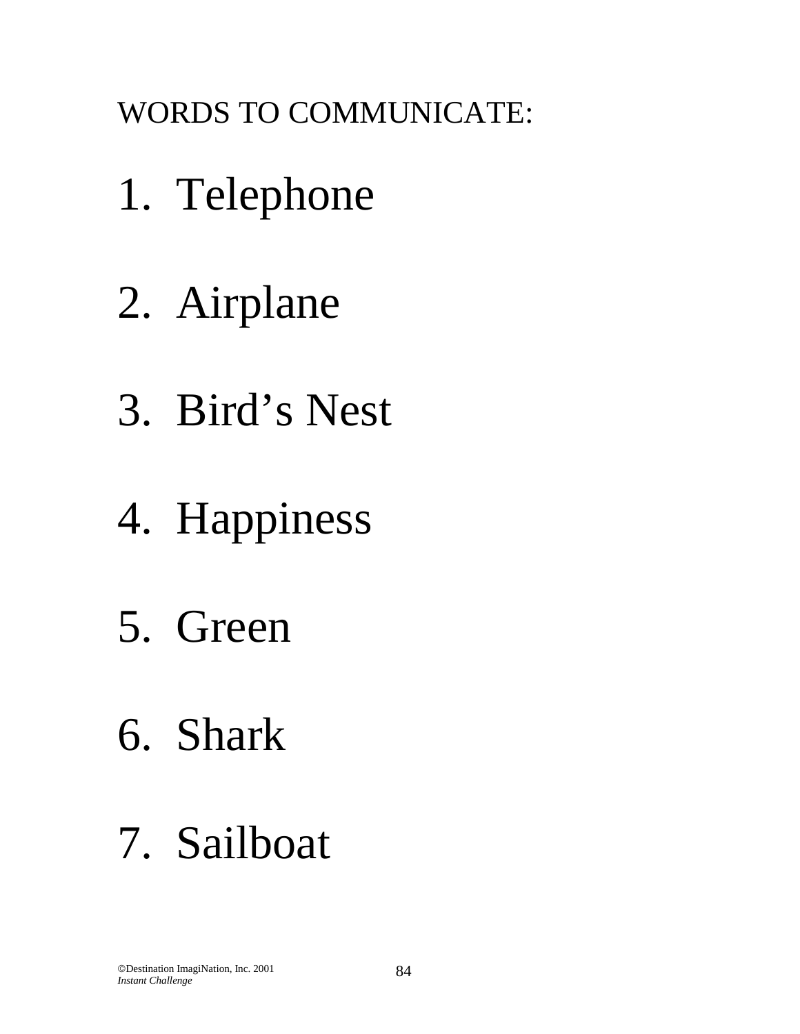WORDS TO COMMUNICATE:

1. Telephone
2. Airplane
3. Bird's Nest
4. Happiness
5. Green
6. Shark
7. Sailboat

©Destination ImagiNation, Inc. 2001
*Instant Challenge*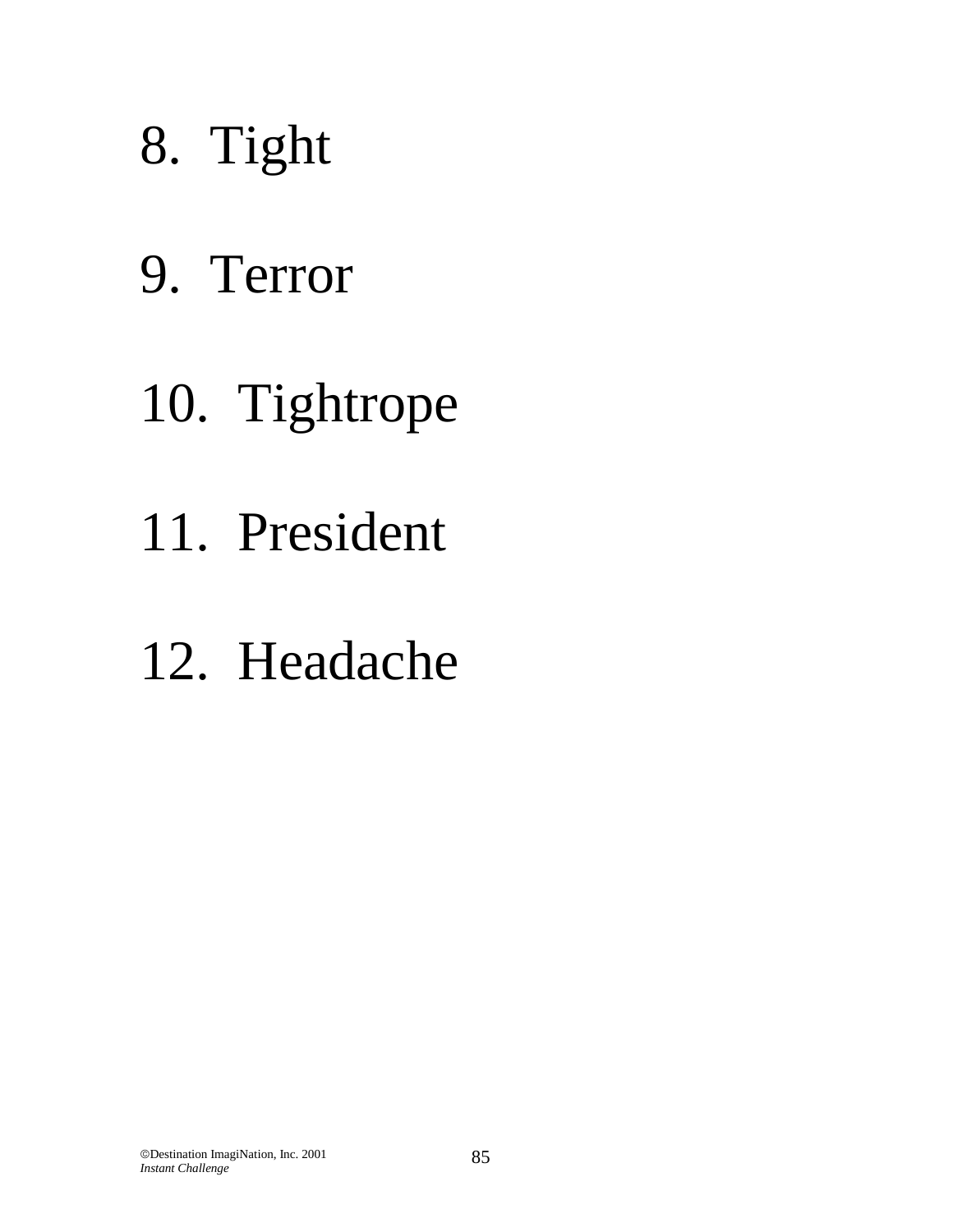8. Tight

9. Terror

10. Tightrope

11. President

12. Headache